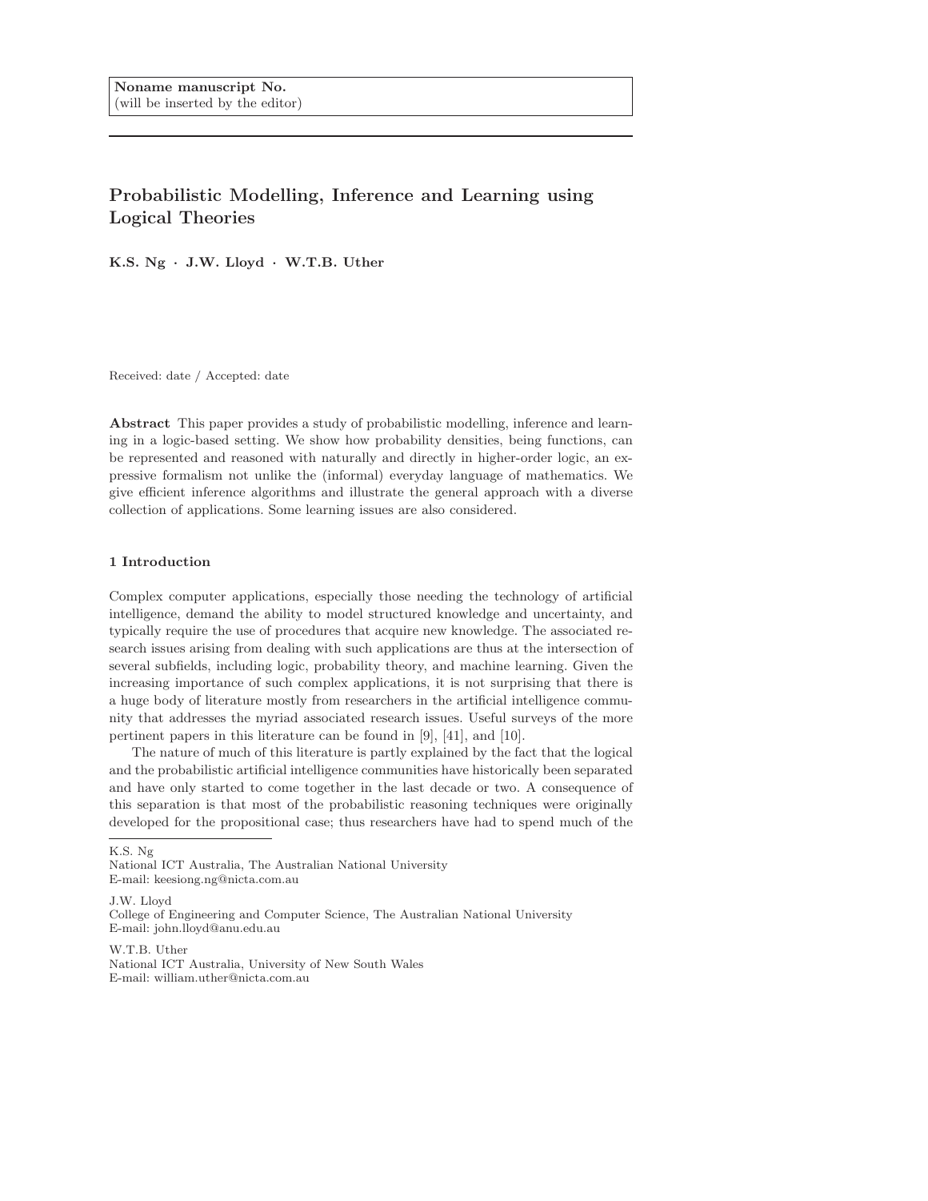Noname manuscript No.
(will be inserted by the editor)

# Probabilistic Modelling, Inference and Learning using Logical Theories

**K.S. Ng · J.W. Lloyd · W.T.B. Uther**

Received: date / Accepted: date

**Abstract** This paper provides a study of probabilistic modelling, inference and learning in a logic-based setting. We show how probability densities, being functions, can be represented and reasoned with naturally and directly in higher-order logic, an expressive formalism not unlike the (informal) everyday language of mathematics. We give efficient inference algorithms and illustrate the general approach with a diverse collection of applications. Some learning issues are also considered.

## 1 Introduction

Complex computer applications, especially those needing the technology of artificial intelligence, demand the ability to model structured knowledge and uncertainty, and typically require the use of procedures that acquire new knowledge. The associated research issues arising from dealing with such applications are thus at the intersection of several subfields, including logic, probability theory, and machine learning. Given the increasing importance of such complex applications, it is not surprising that there is a huge body of literature mostly from researchers in the artificial intelligence community that addresses the myriad associated research issues. Useful surveys of the more pertinent papers in this literature can be found in [9], [41], and [10].

The nature of much of this literature is partly explained by the fact that the logical and the probabilistic artificial intelligence communities have historically been separated and have only started to come together in the last decade or two. A consequence of this separation is that most of the probabilistic reasoning techniques were originally developed for the propositional case; thus researchers have had to spend much of the

---

K.S. Ng
National ICT Australia, The Australian National University
E-mail: keesiong.ng@nicta.com.au

J.W. Lloyd
College of Engineering and Computer Science, The Australian National University
E-mail: john.lloyd@anu.edu.au

W.T.B. Uther
National ICT Australia, University of New South Wales
E-mail: william.uther@nicta.com.au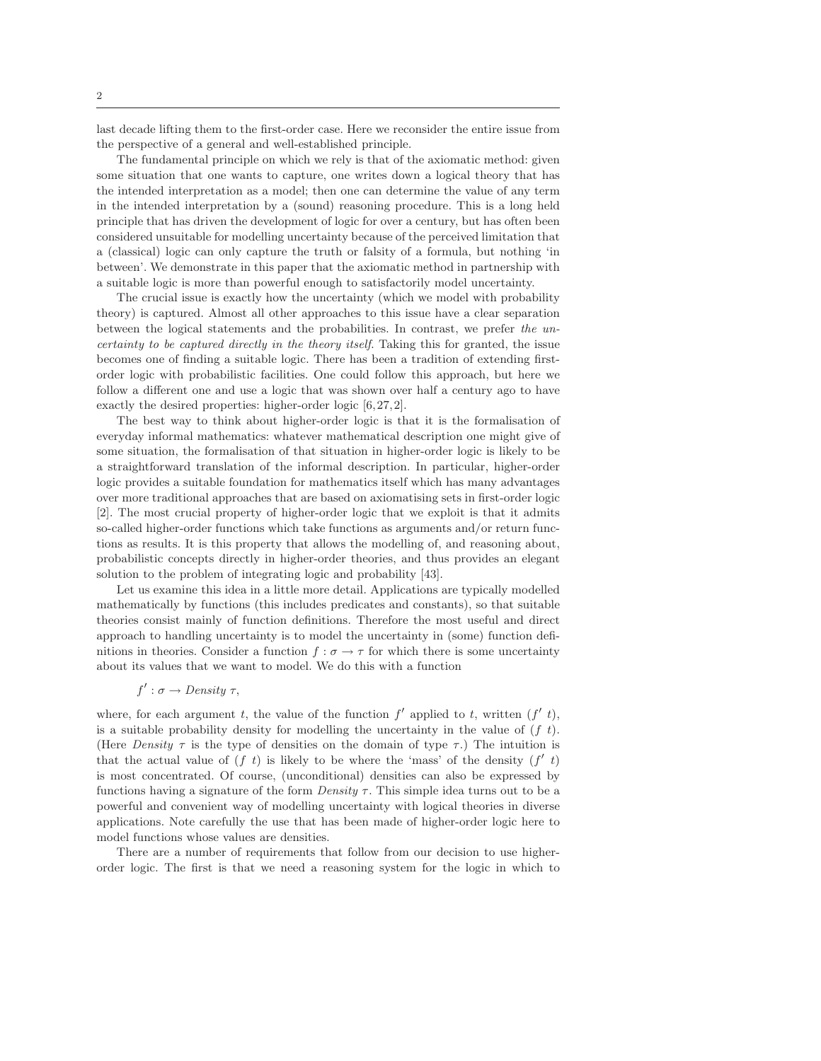last decade lifting them to the first-order case. Here we reconsider the entire issue from the perspective of a general and well-established principle.

The fundamental principle on which we rely is that of the axiomatic method: given some situation that one wants to capture, one writes down a logical theory that has the intended interpretation as a model; then one can determine the value of any term in the intended interpretation by a (sound) reasoning procedure. This is a long held principle that has driven the development of logic for over a century, but has often been considered unsuitable for modelling uncertainty because of the perceived limitation that a (classical) logic can only capture the truth or falsity of a formula, but nothing 'in between'. We demonstrate in this paper that the axiomatic method in partnership with a suitable logic is more than powerful enough to satisfactorily model uncertainty.

The crucial issue is exactly how the uncertainty (which we model with probability theory) is captured. Almost all other approaches to this issue have a clear separation between the logical statements and the probabilities. In contrast, we prefer *the uncertainty to be captured directly in the theory itself*. Taking this for granted, the issue becomes one of finding a suitable logic. There has been a tradition of extending first-order logic with probabilistic facilities. One could follow this approach, but here we follow a different one and use a logic that was shown over half a century ago to have exactly the desired properties: higher-order logic [6, 27, 2].

The best way to think about higher-order logic is that it is the formalisation of everyday informal mathematics: whatever mathematical description one might give of some situation, the formalisation of that situation in higher-order logic is likely to be a straightforward translation of the informal description. In particular, higher-order logic provides a suitable foundation for mathematics itself which has many advantages over more traditional approaches that are based on axiomatising sets in first-order logic [2]. The most crucial property of higher-order logic that we exploit is that it admits so-called higher-order functions which take functions as arguments and/or return functions as results. It is this property that allows the modelling of, and reasoning about, probabilistic concepts directly in higher-order theories, and thus provides an elegant solution to the problem of integrating logic and probability [43].

Let us examine this idea in a little more detail. Applications are typically modelled mathematically by functions (this includes predicates and constants), so that suitable theories consist mainly of function definitions. Therefore the most useful and direct approach to handling uncertainty is to model the uncertainty in (some) function definitions in theories. Consider a function $f : \sigma \to \tau$ for which there is some uncertainty about its values that we want to model. We do this with a function

$$f' : \sigma \to \mathit{Density}\ \tau,$$

where, for each argument $t$, the value of the function $f'$ applied to $t$, written $(f'\ t)$, is a suitable probability density for modelling the uncertainty in the value of $(f\ t)$. (Here $\mathit{Density}\ \tau$ is the type of densities on the domain of type $\tau$.) The intuition is that the actual value of $(f\ t)$ is likely to be where the 'mass' of the density $(f'\ t)$ is most concentrated. Of course, (unconditional) densities can also be expressed by functions having a signature of the form $\mathit{Density}\ \tau$. This simple idea turns out to be a powerful and convenient way of modelling uncertainty with logical theories in diverse applications. Note carefully the use that has been made of higher-order logic here to model functions whose values are densities.

There are a number of requirements that follow from our decision to use higher-order logic. The first is that we need a reasoning system for the logic in which to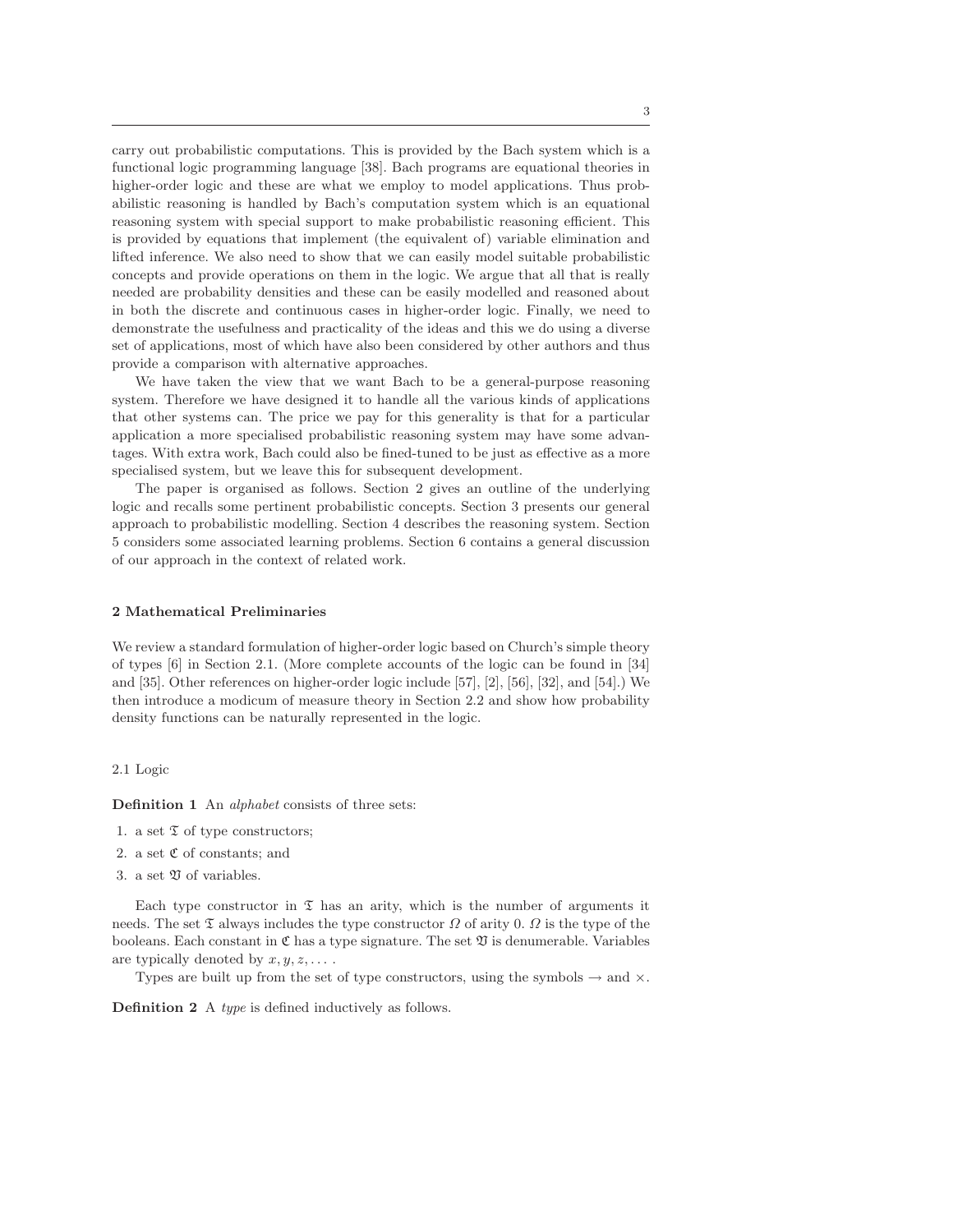carry out probabilistic computations. This is provided by the Bach system which is a functional logic programming language [38]. Bach programs are equational theories in higher-order logic and these are what we employ to model applications. Thus probabilistic reasoning is handled by Bach's computation system which is an equational reasoning system with special support to make probabilistic reasoning efficient. This is provided by equations that implement (the equivalent of) variable elimination and lifted inference. We also need to show that we can easily model suitable probabilistic concepts and provide operations on them in the logic. We argue that all that is really needed are probability densities and these can be easily modelled and reasoned about in both the discrete and continuous cases in higher-order logic. Finally, we need to demonstrate the usefulness and practicality of the ideas and this we do using a diverse set of applications, most of which have also been considered by other authors and thus provide a comparison with alternative approaches.

We have taken the view that we want Bach to be a general-purpose reasoning system. Therefore we have designed it to handle all the various kinds of applications that other systems can. The price we pay for this generality is that for a particular application a more specialised probabilistic reasoning system may have some advantages. With extra work, Bach could also be fined-tuned to be just as effective as a more specialised system, but we leave this for subsequent development.

The paper is organised as follows. Section 2 gives an outline of the underlying logic and recalls some pertinent probabilistic concepts. Section 3 presents our general approach to probabilistic modelling. Section 4 describes the reasoning system. Section 5 considers some associated learning problems. Section 6 contains a general discussion of our approach in the context of related work.

## 2 Mathematical Preliminaries

We review a standard formulation of higher-order logic based on Church's simple theory of types [6] in Section 2.1. (More complete accounts of the logic can be found in [34] and [35]. Other references on higher-order logic include [57], [2], [56], [32], and [54].) We then introduce a modicum of measure theory in Section 2.2 and show how probability density functions can be naturally represented in the logic.

### 2.1 Logic

**Definition 1** An *alphabet* consists of three sets:

1. a set $\mathfrak{T}$ of type constructors;
2. a set $\mathfrak{C}$ of constants; and
3. a set $\mathfrak{V}$ of variables.

Each type constructor in $\mathfrak{T}$ has an arity, which is the number of arguments it needs. The set $\mathfrak{T}$ always includes the type constructor $\Omega$ of arity 0. $\Omega$ is the type of the booleans. Each constant in $\mathfrak{C}$ has a type signature. The set $\mathfrak{V}$ is denumerable. Variables are typically denoted by $x, y, z, \ldots$ .

Types are built up from the set of type constructors, using the symbols $\rightarrow$ and $\times$.

**Definition 2** A *type* is defined inductively as follows.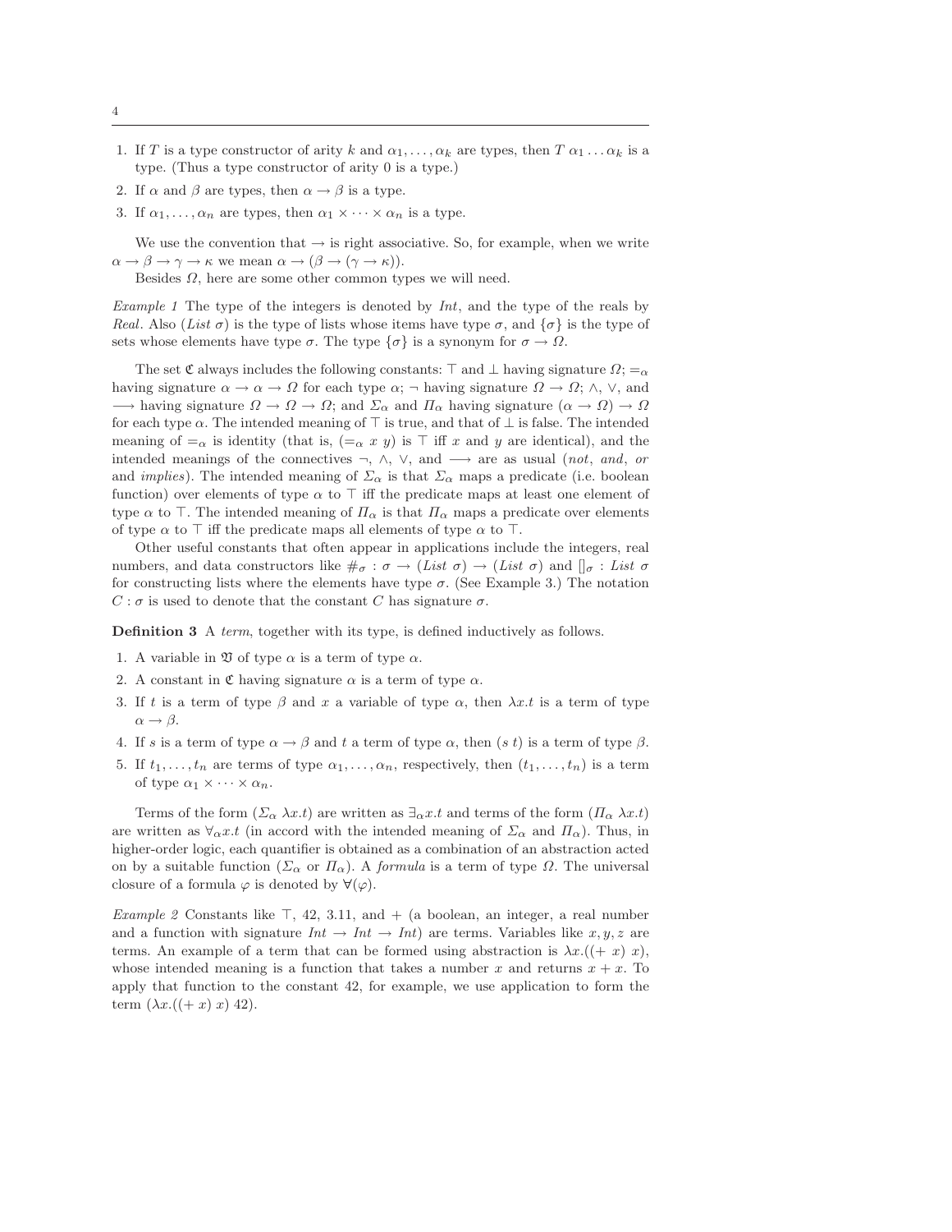1. If $T$ is a type constructor of arity $k$ and $\alpha_1, \ldots, \alpha_k$ are types, then $T\ \alpha_1 \ldots \alpha_k$ is a type. (Thus a type constructor of arity 0 is a type.)
2. If $\alpha$ and $\beta$ are types, then $\alpha \to \beta$ is a type.
3. If $\alpha_1, \ldots, \alpha_n$ are types, then $\alpha_1 \times \cdots \times \alpha_n$ is a type.

We use the convention that $\to$ is right associative. So, for example, when we write $\alpha \to \beta \to \gamma \to \kappa$ we mean $\alpha \to (\beta \to (\gamma \to \kappa))$.

Besides $\Omega$, here are some other common types we will need.

*Example 1* The type of the integers is denoted by *Int*, and the type of the reals by *Real*. Also (*List* $\sigma$) is the type of lists whose items have type $\sigma$, and $\{\sigma\}$ is the type of sets whose elements have type $\sigma$. The type $\{\sigma\}$ is a synonym for $\sigma \to \Omega$.

The set $\mathfrak{C}$ always includes the following constants: $\top$ and $\bot$ having signature $\Omega$; $=_\alpha$ having signature $\alpha \to \alpha \to \Omega$ for each type $\alpha$; $\neg$ having signature $\Omega \to \Omega$; $\wedge$, $\vee$, and $\longrightarrow$ having signature $\Omega \to \Omega \to \Omega$; and $\Sigma_\alpha$ and $\Pi_\alpha$ having signature $(\alpha \to \Omega) \to \Omega$ for each type $\alpha$. The intended meaning of $\top$ is true, and that of $\bot$ is false. The intended meaning of $=_\alpha$ is identity (that is, $(=_\alpha\ x\ y)$ is $\top$ iff $x$ and $y$ are identical), and the intended meanings of the connectives $\neg$, $\wedge$, $\vee$, and $\longrightarrow$ are as usual (*not*, *and*, *or* and *implies*). The intended meaning of $\Sigma_\alpha$ is that $\Sigma_\alpha$ maps a predicate (i.e. boolean function) over elements of type $\alpha$ to $\top$ iff the predicate maps at least one element of type $\alpha$ to $\top$. The intended meaning of $\Pi_\alpha$ is that $\Pi_\alpha$ maps a predicate over elements of type $\alpha$ to $\top$ iff the predicate maps all elements of type $\alpha$ to $\top$.

Other useful constants that often appear in applications include the integers, real numbers, and data constructors like $\#_\sigma : \sigma \to (List\ \sigma) \to (List\ \sigma)$ and $[]_\sigma : List\ \sigma$ for constructing lists where the elements have type $\sigma$. (See Example 3.) The notation $C : \sigma$ is used to denote that the constant $C$ has signature $\sigma$.

**Definition 3** A *term*, together with its type, is defined inductively as follows.

1. A variable in $\mathfrak{V}$ of type $\alpha$ is a term of type $\alpha$.
2. A constant in $\mathfrak{C}$ having signature $\alpha$ is a term of type $\alpha$.
3. If $t$ is a term of type $\beta$ and $x$ a variable of type $\alpha$, then $\lambda x.t$ is a term of type $\alpha \to \beta$.
4. If $s$ is a term of type $\alpha \to \beta$ and $t$ a term of type $\alpha$, then $(s\ t)$ is a term of type $\beta$.
5. If $t_1, \ldots, t_n$ are terms of type $\alpha_1, \ldots, \alpha_n$, respectively, then $(t_1, \ldots, t_n)$ is a term of type $\alpha_1 \times \cdots \times \alpha_n$.

Terms of the form $(\Sigma_\alpha\ \lambda x.t)$ are written as $\exists_\alpha x.t$ and terms of the form $(\Pi_\alpha\ \lambda x.t)$ are written as $\forall_\alpha x.t$ (in accord with the intended meaning of $\Sigma_\alpha$ and $\Pi_\alpha$). Thus, in higher-order logic, each quantifier is obtained as a combination of an abstraction acted on by a suitable function ($\Sigma_\alpha$ or $\Pi_\alpha$). A *formula* is a term of type $\Omega$. The universal closure of a formula $\varphi$ is denoted by $\forall(\varphi)$.

*Example 2* Constants like $\top$, 42, 3.11, and $+$ (a boolean, an integer, a real number and a function with signature $Int \to Int \to Int$) are terms. Variables like $x, y, z$ are terms. An example of a term that can be formed using abstraction is $\lambda x.((+\ x)\ x)$, whose intended meaning is a function that takes a number $x$ and returns $x + x$. To apply that function to the constant 42, for example, we use application to form the term $(\lambda x.((+\ x)\ x)\ 42)$.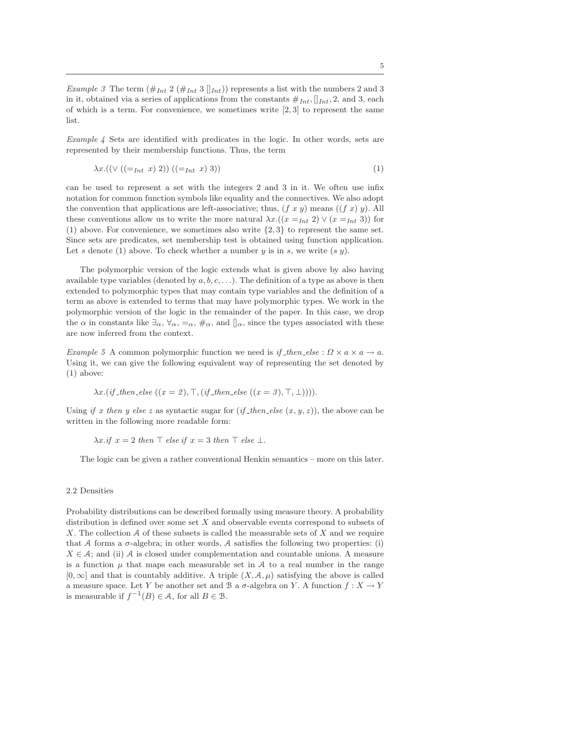*Example 3* The term $(\#_{Int}\ 2\ (\#_{Int}\ 3\ []_{Int}))$ represents a list with the numbers 2 and 3 in it, obtained via a series of applications from the constants $\#_{Int}$, $[]_{Int}$, 2, and 3, each of which is a term. For convenience, we sometimes write $[2, 3]$ to represent the same list.

*Example 4* Sets are identified with predicates in the logic. In other words, sets are represented by their membership functions. Thus, the term

$$\lambda x.((\vee\ ((=_{Int}\ x)\ 2))\ ((=_{Int}\ x)\ 3)) \tag{1}$$

can be used to represent a set with the integers 2 and 3 in it. We often use infix notation for common function symbols like equality and the connectives. We also adopt the convention that applications are left-associative; thus, $(f\ x\ y)$ means $((f\ x)\ y)$. All these conventions allow us to write the more natural $\lambda x.((x =_{Int} 2) \vee (x =_{Int} 3))$ for (1) above. For convenience, we sometimes also write $\{2, 3\}$ to represent the same set. Since sets are predicates, set membership test is obtained using function application. Let $s$ denote (1) above. To check whether a number $y$ is in $s$, we write $(s\ y)$.

The polymorphic version of the logic extends what is given above by also having available type variables (denoted by $a, b, c, \ldots$). The definition of a type as above is then extended to polymorphic types that may contain type variables and the definition of a term as above is extended to terms that may have polymorphic types. We work in the polymorphic version of the logic in the remainder of the paper. In this case, we drop the $\alpha$ in constants like $\exists_\alpha$, $\forall_\alpha$, $=_\alpha$, $\#_\alpha$, and $[]_\alpha$, since the types associated with these are now inferred from the context.

*Example 5* A common polymorphic function we need is $\mathit{if\_then\_else} : \Omega \times a \times a \to a$. Using it, we can give the following equivalent way of representing the set denoted by (1) above:

$$\lambda x.(\mathit{if\_then\_else}\ ((x = 2), \top, (\mathit{if\_then\_else}\ ((x = 3), \top, \bot)))).$$

Using *if x then y else z* as syntactic sugar for $(\mathit{if\_then\_else}\ (x, y, z))$, the above can be written in the following more readable form:

$$\lambda x.\mathit{if}\ x = 2\ \mathit{then}\ \top\ \mathit{else}\ \mathit{if}\ x = 3\ \mathit{then}\ \top\ \mathit{else}\ \bot.$$

The logic can be given a rather conventional Henkin semantics – more on this later.

## 2.2 Densities

Probability distributions can be described formally using measure theory. A probability distribution is defined over some set $X$ and observable events correspond to subsets of $X$. The collection $\mathcal{A}$ of these subsets is called the measurable sets of $X$ and we require that $\mathcal{A}$ forms a $\sigma$-algebra; in other words, $\mathcal{A}$ satisfies the following two properties: (i) $X \in \mathcal{A}$; and (ii) $\mathcal{A}$ is closed under complementation and countable unions. A measure is a function $\mu$ that maps each measurable set in $\mathcal{A}$ to a real number in the range $[0, \infty]$ and that is countably additive. A triple $(X, \mathcal{A}, \mu)$ satisfying the above is called a measure space. Let $Y$ be another set and $\mathcal{B}$ a $\sigma$-algebra on $Y$. A function $f : X \to Y$ is measurable if $f^{-1}(B) \in \mathcal{A}$, for all $B \in \mathcal{B}$.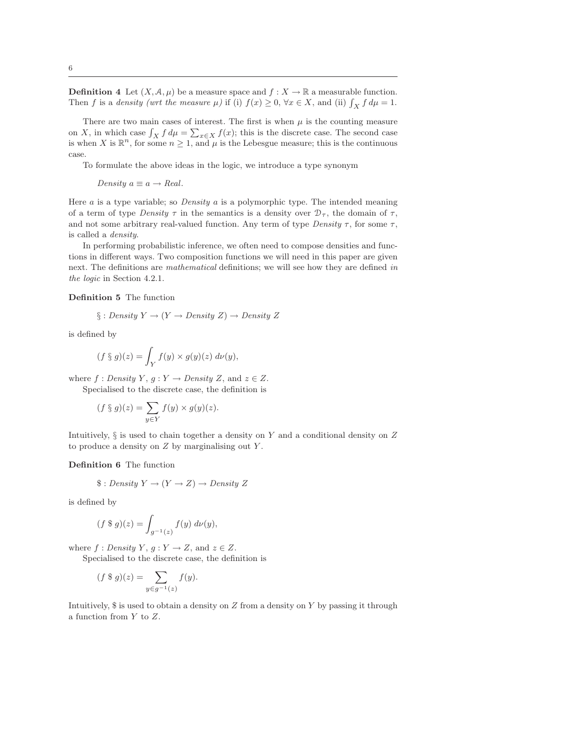**Definition 4** Let $(X, \mathcal{A}, \mu)$ be a measure space and $f : X \to \mathbb{R}$ a measurable function. Then $f$ is a *density (wrt the measure $\mu$)* if (i) $f(x) \geq 0$, $\forall x \in X$, and (ii) $\int_X f \, d\mu = 1$.

There are two main cases of interest. The first is when $\mu$ is the counting measure on $X$, in which case $\int_X f \, d\mu = \sum_{x \in X} f(x)$; this is the discrete case. The second case is when $X$ is $\mathbb{R}^n$, for some $n \geq 1$, and $\mu$ is the Lebesgue measure; this is the continuous case.

To formulate the above ideas in the logic, we introduce a type synonym

$$\mathit{Density}\ a \equiv a \to \mathit{Real}.$$

Here $a$ is a type variable; so $\mathit{Density}\ a$ is a polymorphic type. The intended meaning of a term of type $\mathit{Density}\ \tau$ in the semantics is a density over $\mathcal{D}_\tau$, the domain of $\tau$, and not some arbitrary real-valued function. Any term of type $\mathit{Density}\ \tau$, for some $\tau$, is called a *density*.

In performing probabilistic inference, we often need to compose densities and functions in different ways. Two composition functions we will need in this paper are given next. The definitions are *mathematical* definitions; we will see how they are defined *in the logic* in Section 4.2.1.

**Definition 5** The function

$$\S : \mathit{Density}\ Y \to (Y \to \mathit{Density}\ Z) \to \mathit{Density}\ Z$$

is defined by

$$(f \ \S\ g)(z) = \int_Y f(y) \times g(y)(z) \ d\nu(y),$$

where $f : \mathit{Density}\ Y$, $g : Y \to \mathit{Density}\ Z$, and $z \in Z$.

Specialised to the discrete case, the definition is

$$(f \ \S\ g)(z) = \sum_{y \in Y} f(y) \times g(y)(z).$$

Intuitively, $\S$ is used to chain together a density on $Y$ and a conditional density on $Z$ to produce a density on $Z$ by marginalising out $Y$.

**Definition 6** The function

$$\$ : \mathit{Density}\ Y \to (Y \to Z) \to \mathit{Density}\ Z$$

is defined by

$$(f \ \$\ g)(z) = \int_{g^{-1}(z)} f(y) \ d\nu(y),$$

where $f : \mathit{Density}\ Y$, $g : Y \to Z$, and $z \in Z$.

Specialised to the discrete case, the definition is

$$(f \ \$\ g)(z) = \sum_{y \in g^{-1}(z)} f(y).$$

Intuitively, $ is used to obtain a density on $Z$ from a density on $Y$ by passing it through a function from $Y$ to $Z$.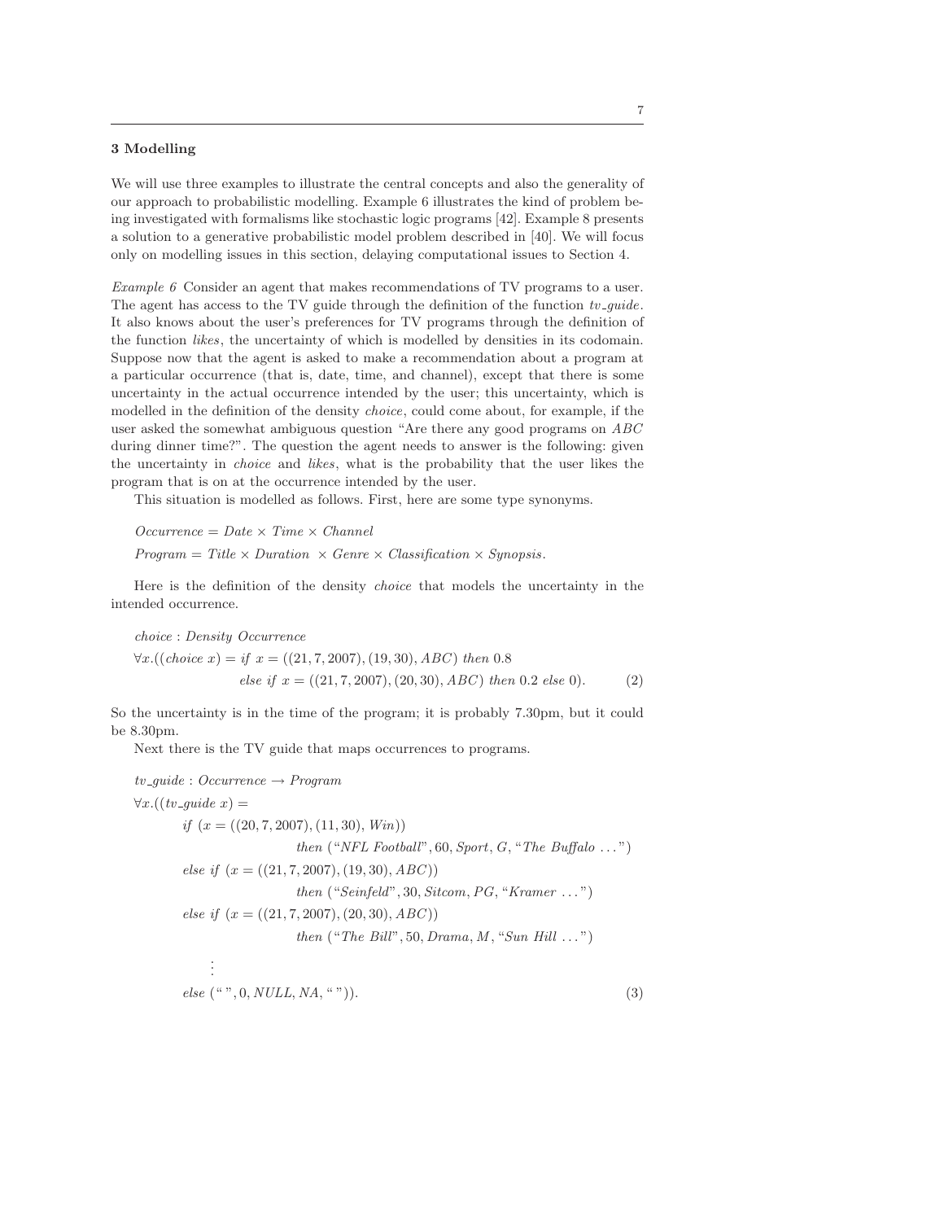## 3 Modelling

We will use three examples to illustrate the central concepts and also the generality of our approach to probabilistic modelling. Example 6 illustrates the kind of problem being investigated with formalisms like stochastic logic programs [42]. Example 8 presents a solution to a generative probabilistic model problem described in [40]. We will focus only on modelling issues in this section, delaying computational issues to Section 4.

*Example 6* Consider an agent that makes recommendations of TV programs to a user. The agent has access to the TV guide through the definition of the function *tv_guide*. It also knows about the user's preferences for TV programs through the definition of the function *likes*, the uncertainty of which is modelled by densities in its codomain. Suppose now that the agent is asked to make a recommendation about a program at a particular occurrence (that is, date, time, and channel), except that there is some uncertainty in the actual occurrence intended by the user; this uncertainty, which is modelled in the definition of the density *choice*, could come about, for example, if the user asked the somewhat ambiguous question "Are there any good programs on *ABC* during dinner time?". The question the agent needs to answer is the following: given the uncertainty in *choice* and *likes*, what is the probability that the user likes the program that is on at the occurrence intended by the user.

This situation is modelled as follows. First, here are some type synonyms.

$$Occurrence = Date \times Time \times Channel$$

$$Program = Title \times Duration \times Genre \times Classification \times Synopsis.$$

Here is the definition of the density *choice* that models the uncertainty in the intended occurrence.

$$choice : Density\ Occurrence$$

$$\forall x.((choice\ x) = if\ x = ((21, 7, 2007), (19, 30), ABC)\ then\ 0.8$$
$$else\ if\ x = ((21, 7, 2007), (20, 30), ABC)\ then\ 0.2\ else\ 0). \tag{2}$$

So the uncertainty is in the time of the program; it is probably 7.30pm, but it could be 8.30pm.

Next there is the TV guide that maps occurrences to programs.

$$tv\_guide : Occurrence \rightarrow Program$$

$$\begin{aligned}
&\forall x.((tv\_guide\ x) = \\
&\quad if\ (x = ((20, 7, 2007), (11, 30), Win)) \\
&\qquad then\ (\text{"NFL Football"}, 60, Sport, G, \text{"The Buffalo ..."}) \\
&\quad else\ if\ (x = ((21, 7, 2007), (19, 30), ABC)) \\
&\qquad then\ (\text{"Seinfeld"}, 30, Sitcom, PG, \text{"Kramer ..."}) \\
&\quad else\ if\ (x = ((21, 7, 2007), (20, 30), ABC)) \\
&\qquad then\ (\text{"The Bill"}, 50, Drama, M, \text{"Sun Hill ..."}) \\
&\qquad \vdots \\
&\quad else\ (\text{" "}, 0, NULL, NA, \text{" "})).
\end{aligned} \tag{3}$$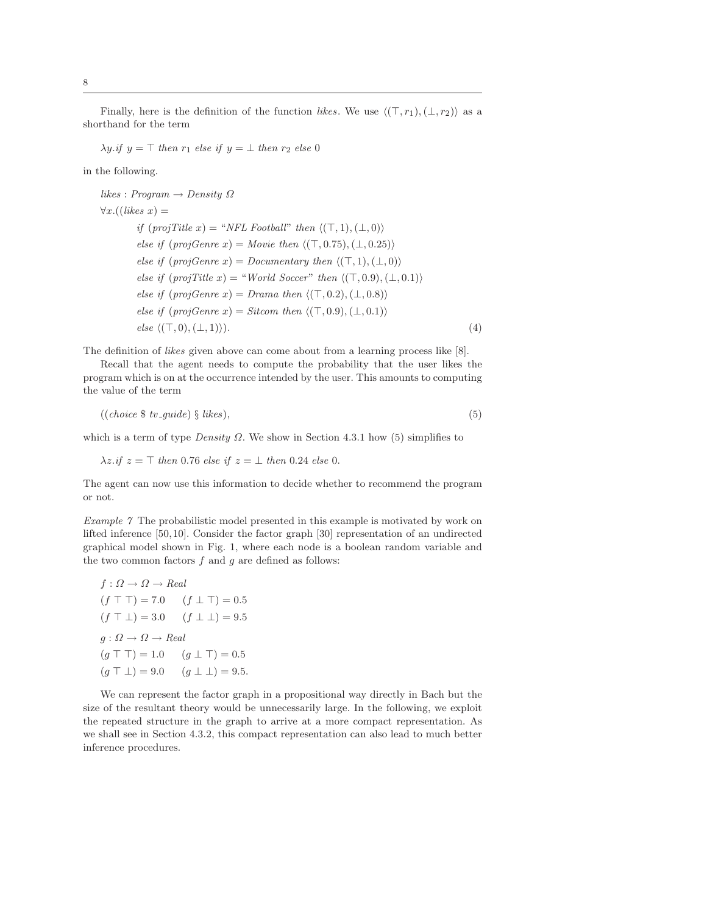Finally, here is the definition of the function *likes*. We use $\langle(\top, r_1), (\bot, r_2)\rangle$ as a shorthand for the term

$$\lambda y.\mathit{if}\ y = \top\ \mathit{then}\ r_1\ \mathit{else\ if}\ y = \bot\ \mathit{then}\ r_2\ \mathit{else}\ 0$$

in the following.

$$
\begin{aligned}
&\mathit{likes} : \mathit{Program} \rightarrow \mathit{Density}\ \Omega \\
&\forall x.((\mathit{likes}\ x) = \\
&\qquad \mathit{if}\ (\mathit{projTitle}\ x) = \text{"}\mathit{NFL\ Football}\text{"}\ \mathit{then}\ \langle(\top, 1), (\bot, 0)\rangle \\
&\qquad \mathit{else\ if}\ (\mathit{projGenre}\ x) = \mathit{Movie}\ \mathit{then}\ \langle(\top, 0.75), (\bot, 0.25)\rangle \\
&\qquad \mathit{else\ if}\ (\mathit{projGenre}\ x) = \mathit{Documentary}\ \mathit{then}\ \langle(\top, 1), (\bot, 0)\rangle \\
&\qquad \mathit{else\ if}\ (\mathit{projTitle}\ x) = \text{"}\mathit{World\ Soccer}\text{"}\ \mathit{then}\ \langle(\top, 0.9), (\bot, 0.1)\rangle \\
&\qquad \mathit{else\ if}\ (\mathit{projGenre}\ x) = \mathit{Drama}\ \mathit{then}\ \langle(\top, 0.2), (\bot, 0.8)\rangle \\
&\qquad \mathit{else\ if}\ (\mathit{projGenre}\ x) = \mathit{Sitcom}\ \mathit{then}\ \langle(\top, 0.9), (\bot, 0.1)\rangle \\
&\qquad \mathit{else}\ \langle(\top, 0), (\bot, 1)\rangle).
\end{aligned} \tag{4}
$$

The definition of *likes* given above can come about from a learning process like [8].

Recall that the agent needs to compute the probability that the user likes the program which is on at the occurrence intended by the user. This amounts to computing the value of the term

$$((\mathit{choice}\ \$\ \mathit{tv\_guide})\ \S\ \mathit{likes}), \tag{5}$$

which is a term of type *Density Ω*. We show in Section 4.3.1 how (5) simplifies to

$$\lambda z.\mathit{if}\ z = \top\ \mathit{then}\ 0.76\ \mathit{else\ if}\ z = \bot\ \mathit{then}\ 0.24\ \mathit{else}\ 0.$$

The agent can now use this information to decide whether to recommend the program or not.

*Example 7* The probabilistic model presented in this example is motivated by work on lifted inference [50, 10]. Consider the factor graph [30] representation of an undirected graphical model shown in Fig. 1, where each node is a boolean random variable and the two common factors $f$ and $g$ are defined as follows:

$$
\begin{aligned}
&f : \Omega \rightarrow \Omega \rightarrow \mathit{Real} \\
&(f\ \top\ \top) = 7.0 \qquad (f\ \bot\ \top) = 0.5 \\
&(f\ \top\ \bot) = 3.0 \qquad (f\ \bot\ \bot) = 9.5 \\
&g : \Omega \rightarrow \Omega \rightarrow \mathit{Real} \\
&(g\ \top\ \top) = 1.0 \qquad (g\ \bot\ \top) = 0.5 \\
&(g\ \top\ \bot) = 9.0 \qquad (g\ \bot\ \bot) = 9.5.
\end{aligned}
$$

We can represent the factor graph in a propositional way directly in Bach but the size of the resultant theory would be unnecessarily large. In the following, we exploit the repeated structure in the graph to arrive at a more compact representation. As we shall see in Section 4.3.2, this compact representation can also lead to much better inference procedures.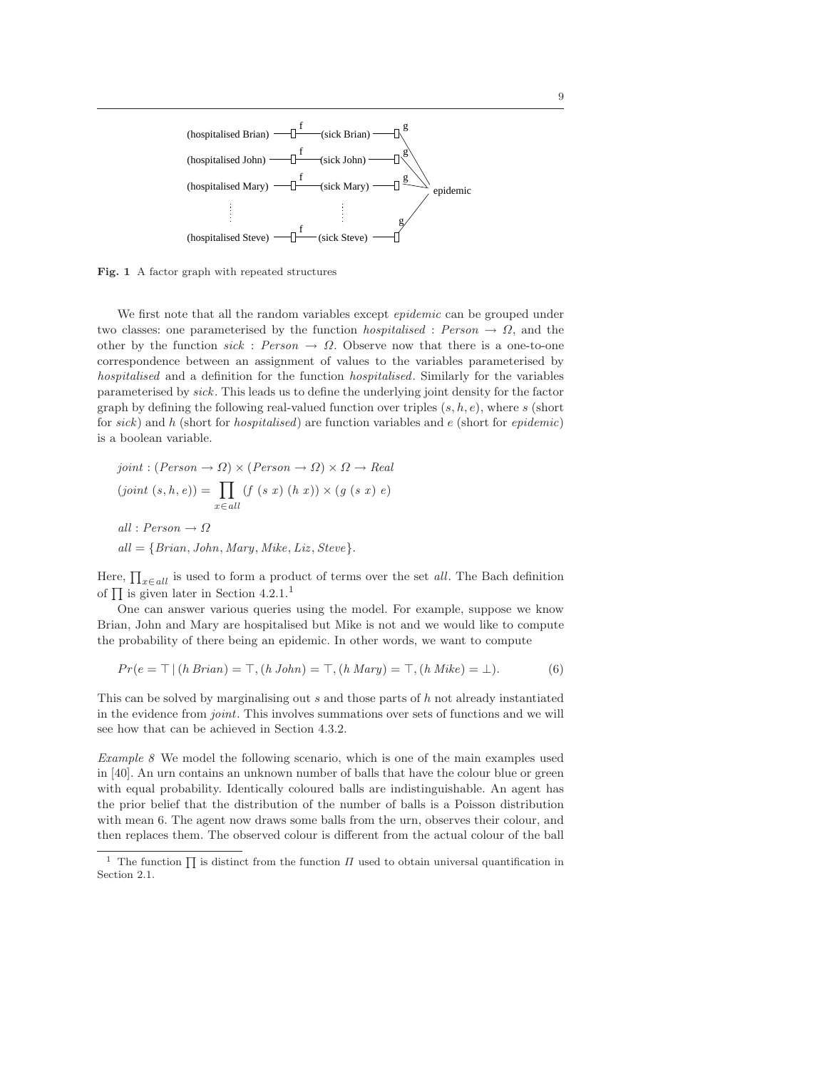Fig. 1 A factor graph with repeated structures

We first note that all the random variables except *epidemic* can be grouped under two classes: one parameterised by the function $hospitalised : Person \to \Omega$, and the other by the function $sick : Person \to \Omega$. Observe now that there is a one-to-one correspondence between an assignment of values to the variables parameterised by *hospitalised* and a definition for the function *hospitalised*. Similarly for the variables parameterised by *sick*. This leads us to define the underlying joint density for the factor graph by defining the following real-valued function over triples $(s, h, e)$, where $s$ (short for *sick*) and $h$ (short for *hospitalised*) are function variables and $e$ (short for *epidemic*) is a boolean variable.

$$joint : (Person \to \Omega) \times (Person \to \Omega) \times \Omega \to Real$$

$$(joint\ (s, h, e)) = \prod_{x \in all} (f\ (s\ x)\ (h\ x)) \times (g\ (s\ x)\ e)$$

$$all : Person \to \Omega$$

$$all = \{Brian, John, Mary, Mike, Liz, Steve\}.$$

Here, $\prod_{x \in all}$ is used to form a product of terms over the set *all*. The Bach definition of $\prod$ is given later in Section 4.2.1.[1]

One can answer various queries using the model. For example, suppose we know Brian, John and Mary are hospitalised but Mike is not and we would like to compute the probability of there being an epidemic. In other words, we want to compute

$$Pr(e = \top \mid (h\ Brian) = \top, (h\ John) = \top, (h\ Mary) = \top, (h\ Mike) = \bot). \tag{6}$$

This can be solved by marginalising out $s$ and those parts of $h$ not already instantiated in the evidence from *joint*. This involves summations over sets of functions and we will see how that can be achieved in Section 4.3.2.

*Example 8* We model the following scenario, which is one of the main examples used in [40]. An urn contains an unknown number of balls that have the colour blue or green with equal probability. Identically coloured balls are indistinguishable. An agent has the prior belief that the distribution of the number of balls is a Poisson distribution with mean 6. The agent now draws some balls from the urn, observes their colour, and then replaces them. The observed colour is different from the actual colour of the ball

[1] The function $\prod$ is distinct from the function $\Pi$ used to obtain universal quantification in Section 2.1.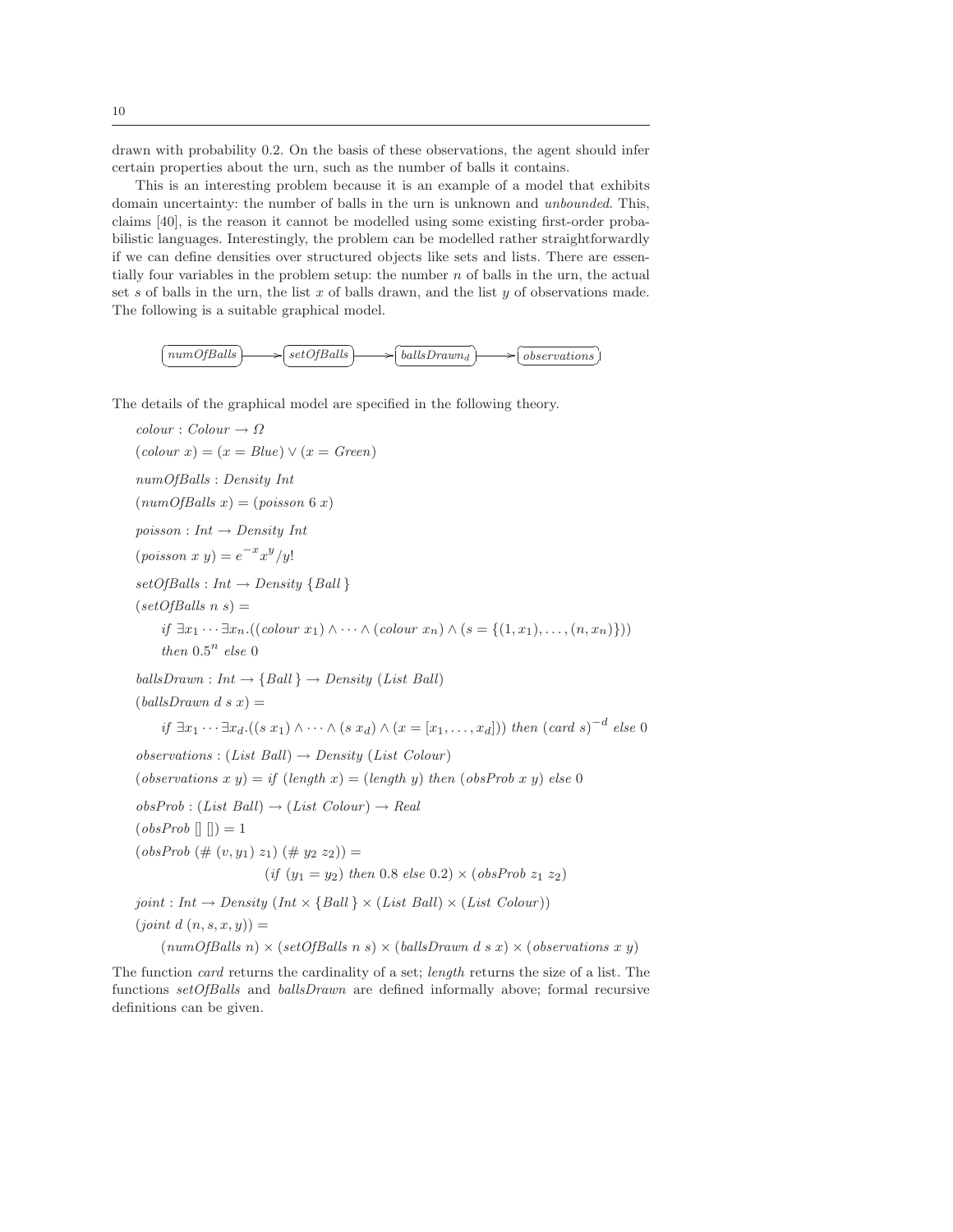drawn with probability 0.2. On the basis of these observations, the agent should infer certain properties about the urn, such as the number of balls it contains.

This is an interesting problem because it is an example of a model that exhibits domain uncertainty: the number of balls in the urn is unknown and *unbounded*. This, claims [40], is the reason it cannot be modelled using some existing first-order probabilistic languages. Interestingly, the problem can be modelled rather straightforwardly if we can define densities over structured objects like sets and lists. There are essentially four variables in the problem setup: the number $n$ of balls in the urn, the actual set $s$ of balls in the urn, the list $x$ of balls drawn, and the list $y$ of observations made. The following is a suitable graphical model.

$$\mathit{numOfBalls} \longrightarrow \mathit{setOfBalls} \longrightarrow \mathit{ballsDrawn}_d \longrightarrow \mathit{observations}$$

The details of the graphical model are specified in the following theory.

$\mathit{colour} : \mathit{Colour} \rightarrow \Omega$

$(\mathit{colour}\ x) = (x = \mathit{Blue}) \vee (x = \mathit{Green})$

$\mathit{numOfBalls} : \mathit{Density}\ \mathit{Int}$

$(\mathit{numOfBalls}\ x) = (\mathit{poisson}\ 6\ x)$

$\mathit{poisson} : \mathit{Int} \rightarrow \mathit{Density}\ \mathit{Int}$

$(\mathit{poisson}\ x\ y) = e^{-x} x^y / y!$

$\mathit{setOfBalls} : \mathit{Int} \rightarrow \mathit{Density}\ \{\mathit{Ball}\}$

$(\mathit{setOfBalls}\ n\ s) =$

$\quad \mathit{if}\ \exists x_1 \cdots \exists x_n.((\mathit{colour}\ x_1) \wedge \cdots \wedge (\mathit{colour}\ x_n) \wedge (s = \{(1, x_1), \ldots, (n, x_n)\}))$
$\quad \mathit{then}\ 0.5^n\ \mathit{else}\ 0$

$\mathit{ballsDrawn} : \mathit{Int} \rightarrow \{\mathit{Ball}\} \rightarrow \mathit{Density}\ (\mathit{List}\ \mathit{Ball})$

$(\mathit{ballsDrawn}\ d\ s\ x) =$

$\quad \mathit{if}\ \exists x_1 \cdots \exists x_d.((s\ x_1) \wedge \cdots \wedge (s\ x_d) \wedge (x = [x_1, \ldots, x_d]))\ \mathit{then}\ (\mathit{card}\ s)^{-d}\ \mathit{else}\ 0$

$\mathit{observations} : (\mathit{List}\ \mathit{Ball}) \rightarrow \mathit{Density}\ (\mathit{List}\ \mathit{Colour})$

$(\mathit{observations}\ x\ y) = \mathit{if}\ (\mathit{length}\ x) = (\mathit{length}\ y)\ \mathit{then}\ (\mathit{obsProb}\ x\ y)\ \mathit{else}\ 0$

$\mathit{obsProb} : (\mathit{List}\ \mathit{Ball}) \rightarrow (\mathit{List}\ \mathit{Colour}) \rightarrow \mathit{Real}$

$(\mathit{obsProb}\ [\,]\ [\,]) = 1$

$(\mathit{obsProb}\ (\#\ (v, y_1)\ z_1)\ (\#\ y_2\ z_2)) =$
$\qquad\qquad (\mathit{if}\ (y_1 = y_2)\ \mathit{then}\ 0.8\ \mathit{else}\ 0.2) \times (\mathit{obsProb}\ z_1\ z_2)$

$\mathit{joint} : \mathit{Int} \rightarrow \mathit{Density}\ (\mathit{Int} \times \{\mathit{Ball}\} \times (\mathit{List}\ \mathit{Ball}) \times (\mathit{List}\ \mathit{Colour}))$

$(\mathit{joint}\ d\ (n, s, x, y)) =$

$\quad (\mathit{numOfBalls}\ n) \times (\mathit{setOfBalls}\ n\ s) \times (\mathit{ballsDrawn}\ d\ s\ x) \times (\mathit{observations}\ x\ y)$

The function *card* returns the cardinality of a set; *length* returns the size of a list. The functions *setOfBalls* and *ballsDrawn* are defined informally above; formal recursive definitions can be given.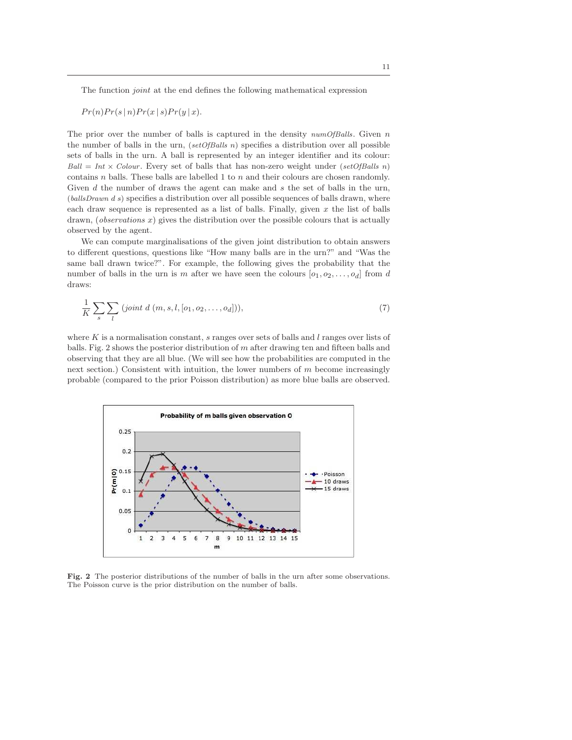The function *joint* at the end defines the following mathematical expression

$$Pr(n)Pr(s \mid n)Pr(x \mid s)Pr(y \mid x).$$

The prior over the number of balls is captured in the density *numOfBalls*. Given $n$ the number of balls in the urn, (*setOfBalls* $n$) specifies a distribution over all possible sets of balls in the urn. A ball is represented by an integer identifier and its colour: $Ball = Int \times Colour$. Every set of balls that has non-zero weight under (*setOfBalls* $n$) contains $n$ balls. These balls are labelled 1 to $n$ and their colours are chosen randomly. Given $d$ the number of draws the agent can make and $s$ the set of balls in the urn, (*ballsDrawn* $d$ $s$) specifies a distribution over all possible sequences of balls drawn, where each draw sequence is represented as a list of balls. Finally, given $x$ the list of balls drawn, (*observations* $x$) gives the distribution over the possible colours that is actually observed by the agent.

We can compute marginalisations of the given joint distribution to obtain answers to different questions, questions like "How many balls are in the urn?" and "Was the same ball drawn twice?". For example, the following gives the probability that the number of balls in the urn is $m$ after we have seen the colours $[o_1, o_2, \ldots, o_d]$ from $d$ draws:

$$\frac{1}{K} \sum_{s} \sum_{l} \; (joint \; d \; (m, s, l, [o_1, o_2, \ldots, o_d])), \tag{7}$$

where $K$ is a normalisation constant, $s$ ranges over sets of balls and $l$ ranges over lists of balls. Fig. 2 shows the posterior distribution of $m$ after drawing ten and fifteen balls and observing that they are all blue. (We will see how the probabilities are computed in the next section.) Consistent with intuition, the lower numbers of $m$ become increasingly probable (compared to the prior Poisson distribution) as more blue balls are observed.

**Fig. 2** The posterior distributions of the number of balls in the urn after some observations. The Poisson curve is the prior distribution on the number of balls.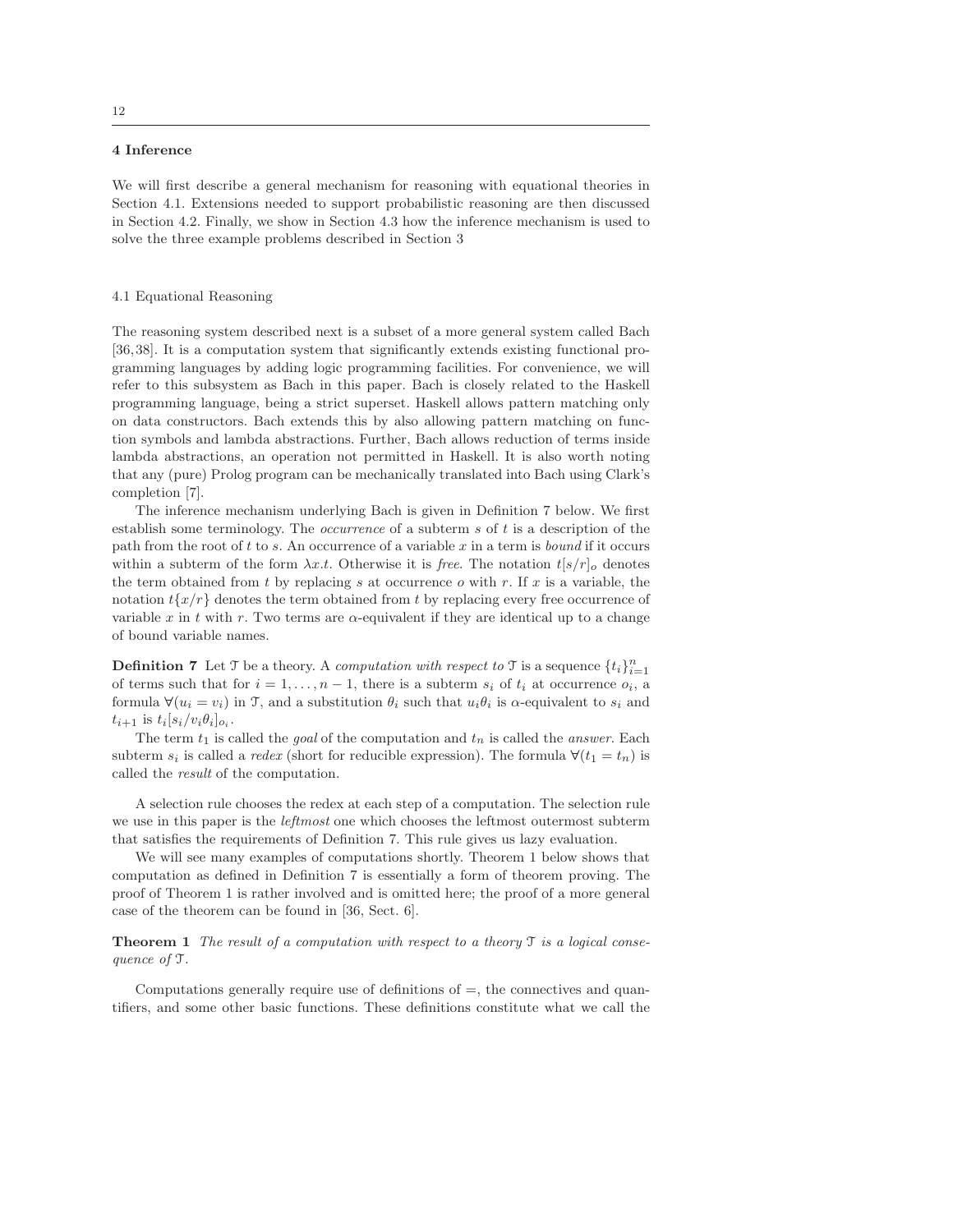## 4 Inference

We will first describe a general mechanism for reasoning with equational theories in Section 4.1. Extensions needed to support probabilistic reasoning are then discussed in Section 4.2. Finally, we show in Section 4.3 how the inference mechanism is used to solve the three example problems described in Section 3

### 4.1 Equational Reasoning

The reasoning system described next is a subset of a more general system called Bach [36,38]. It is a computation system that significantly extends existing functional programming languages by adding logic programming facilities. For convenience, we will refer to this subsystem as Bach in this paper. Bach is closely related to the Haskell programming language, being a strict superset. Haskell allows pattern matching only on data constructors. Bach extends this by also allowing pattern matching on function symbols and lambda abstractions. Further, Bach allows reduction of terms inside lambda abstractions, an operation not permitted in Haskell. It is also worth noting that any (pure) Prolog program can be mechanically translated into Bach using Clark's completion [7].

The inference mechanism underlying Bach is given in Definition 7 below. We first establish some terminology. The *occurrence* of a subterm $s$ of $t$ is a description of the path from the root of $t$ to $s$. An occurrence of a variable $x$ in a term is *bound* if it occurs within a subterm of the form $\lambda x.t$. Otherwise it is *free*. The notation $t[s/r]_o$ denotes the term obtained from $t$ by replacing $s$ at occurrence $o$ with $r$. If $x$ is a variable, the notation $t\{x/r\}$ denotes the term obtained from $t$ by replacing every free occurrence of variable $x$ in $t$ with $r$. Two terms are $\alpha$-equivalent if they are identical up to a change of bound variable names.

**Definition 7** Let $\mathcal{T}$ be a theory. A *computation with respect to* $\mathcal{T}$ is a sequence $\{t_i\}_{i=1}^n$ of terms such that for $i = 1, \dots, n-1$, there is a subterm $s_i$ of $t_i$ at occurrence $o_i$, a formula $\forall(u_i = v_i)$ in $\mathcal{T}$, and a substitution $\theta_i$ such that $u_i\theta_i$ is $\alpha$-equivalent to $s_i$ and $t_{i+1}$ is $t_i[s_i/v_i\theta_i]_{o_i}$.

The term $t_1$ is called the *goal* of the computation and $t_n$ is called the *answer*. Each subterm $s_i$ is called a *redex* (short for reducible expression). The formula $\forall(t_1 = t_n)$ is called the *result* of the computation.

A selection rule chooses the redex at each step of a computation. The selection rule we use in this paper is the *leftmost* one which chooses the leftmost outermost subterm that satisfies the requirements of Definition 7. This rule gives us lazy evaluation.

We will see many examples of computations shortly. Theorem 1 below shows that computation as defined in Definition 7 is essentially a form of theorem proving. The proof of Theorem 1 is rather involved and is omitted here; the proof of a more general case of the theorem can be found in [36, Sect. 6].

**Theorem 1** *The result of a computation with respect to a theory* $\mathcal{T}$ *is a logical consequence of* $\mathcal{T}$.

Computations generally require use of definitions of $=$, the connectives and quantifiers, and some other basic functions. These definitions constitute what we call the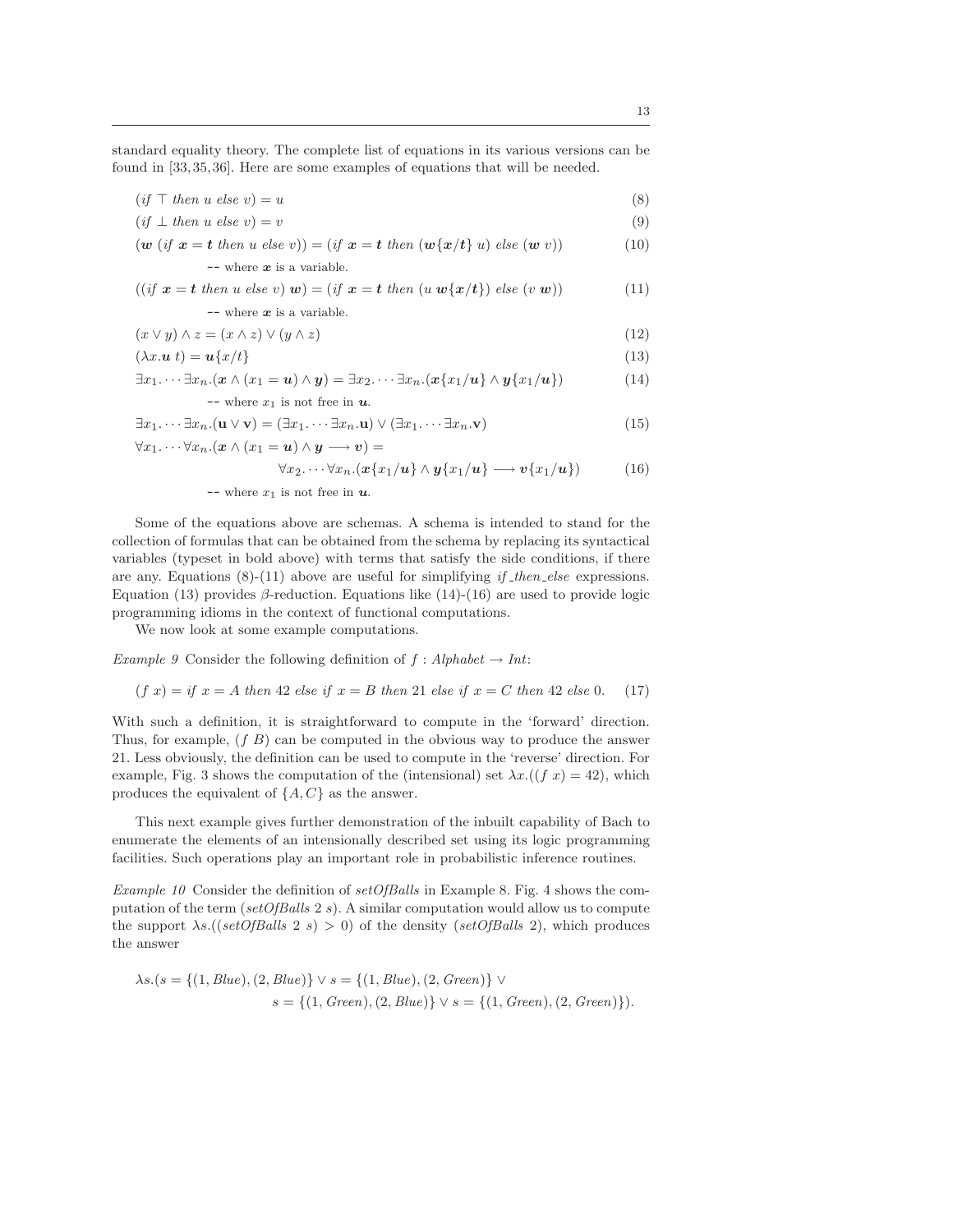standard equality theory. The complete list of equations in its various versions can be found in [33,35,36]. Here are some examples of equations that will be needed.

$$(\mathit{if}\ \top\ \mathit{then}\ u\ \mathit{else}\ v) = u \tag{8}$$

$$(\mathit{if}\ \bot\ \mathit{then}\ u\ \mathit{else}\ v) = v \tag{9}$$

$$(\boldsymbol{w}\ (\mathit{if}\ \boldsymbol{x} = \boldsymbol{t}\ \mathit{then}\ u\ \mathit{else}\ v)) = (\mathit{if}\ \boldsymbol{x} = \boldsymbol{t}\ \mathit{then}\ (\boldsymbol{w}\{\boldsymbol{x}/\boldsymbol{t}\}\ u)\ \mathit{else}\ (\boldsymbol{w}\ v)) \tag{10}$$

-- where $\boldsymbol{x}$ is a variable.

$$((\mathit{if}\ \boldsymbol{x} = \boldsymbol{t}\ \mathit{then}\ u\ \mathit{else}\ v)\ \boldsymbol{w}) = (\mathit{if}\ \boldsymbol{x} = \boldsymbol{t}\ \mathit{then}\ (u\ \boldsymbol{w}\{\boldsymbol{x}/\boldsymbol{t}\})\ \mathit{else}\ (v\ \boldsymbol{w})) \tag{11}$$

-- where $\boldsymbol{x}$ is a variable.

$$(x \vee y) \wedge z = (x \wedge z) \vee (y \wedge z) \tag{12}$$

$$(\lambda x.\boldsymbol{u}\ t) = \boldsymbol{u}\{x/t\} \tag{13}$$

$$\exists x_1.\cdots\exists x_n.(\boldsymbol{x} \wedge (x_1 = \boldsymbol{u}) \wedge \boldsymbol{y}) = \exists x_2.\cdots\exists x_n.(\boldsymbol{x}\{x_1/\boldsymbol{u}\} \wedge \boldsymbol{y}\{x_1/\boldsymbol{u}\}) \tag{14}$$

-- where $x_1$ is not free in $\boldsymbol{u}$.

$$\exists x_1.\cdots\exists x_n.(\mathbf{u} \vee \mathbf{v}) = (\exists x_1.\cdots\exists x_n.\mathbf{u}) \vee (\exists x_1.\cdots\exists x_n.\mathbf{v}) \tag{15}$$

$$\forall x_1.\cdots\forall x_n.(\boldsymbol{x} \wedge (x_1 = \boldsymbol{u}) \wedge \boldsymbol{y} \longrightarrow \boldsymbol{v}) = \forall x_2.\cdots\forall x_n.(\boldsymbol{x}\{x_1/\boldsymbol{u}\} \wedge \boldsymbol{y}\{x_1/\boldsymbol{u}\} \longrightarrow \boldsymbol{v}\{x_1/\boldsymbol{u}\}) \tag{16}$$

-- where $x_1$ is not free in $\boldsymbol{u}$.

Some of the equations above are schemas. A schema is intended to stand for the collection of formulas that can be obtained from the schema by replacing its syntactical variables (typeset in bold above) with terms that satisfy the side conditions, if there are any. Equations (8)-(11) above are useful for simplifying *if_then_else* expressions. Equation (13) provides $\beta$-reduction. Equations like (14)-(16) are used to provide logic programming idioms in the context of functional computations.

We now look at some example computations.

*Example 9* Consider the following definition of $f : \mathit{Alphabet} \rightarrow \mathit{Int}$:

$$(f\ x) = \mathit{if}\ x = A\ \mathit{then}\ 42\ \mathit{else}\ \mathit{if}\ x = B\ \mathit{then}\ 21\ \mathit{else}\ \mathit{if}\ x = C\ \mathit{then}\ 42\ \mathit{else}\ 0. \tag{17}$$

With such a definition, it is straightforward to compute in the 'forward' direction. Thus, for example, $(f\ B)$ can be computed in the obvious way to produce the answer 21. Less obviously, the definition can be used to compute in the 'reverse' direction. For example, Fig. 3 shows the computation of the (intensional) set $\lambda x.((f\ x) = 42)$, which produces the equivalent of $\{A, C\}$ as the answer.

This next example gives further demonstration of the inbuilt capability of Bach to enumerate the elements of an intensionally described set using its logic programming facilities. Such operations play an important role in probabilistic inference routines.

*Example 10* Consider the definition of *setOfBalls* in Example 8. Fig. 4 shows the computation of the term $(\mathit{setOfBalls}\ 2\ s)$. A similar computation would allow us to compute the support $\lambda s.((\mathit{setOfBalls}\ 2\ s) > 0)$ of the density $(\mathit{setOfBalls}\ 2)$, which produces the answer

$$\lambda s.(s = \{(1, \mathit{Blue}), (2, \mathit{Blue})\} \vee s = \{(1, \mathit{Blue}), (2, \mathit{Green})\} \vee s = \{(1, \mathit{Green}), (2, \mathit{Blue})\} \vee s = \{(1, \mathit{Green}), (2, \mathit{Green})\}).$$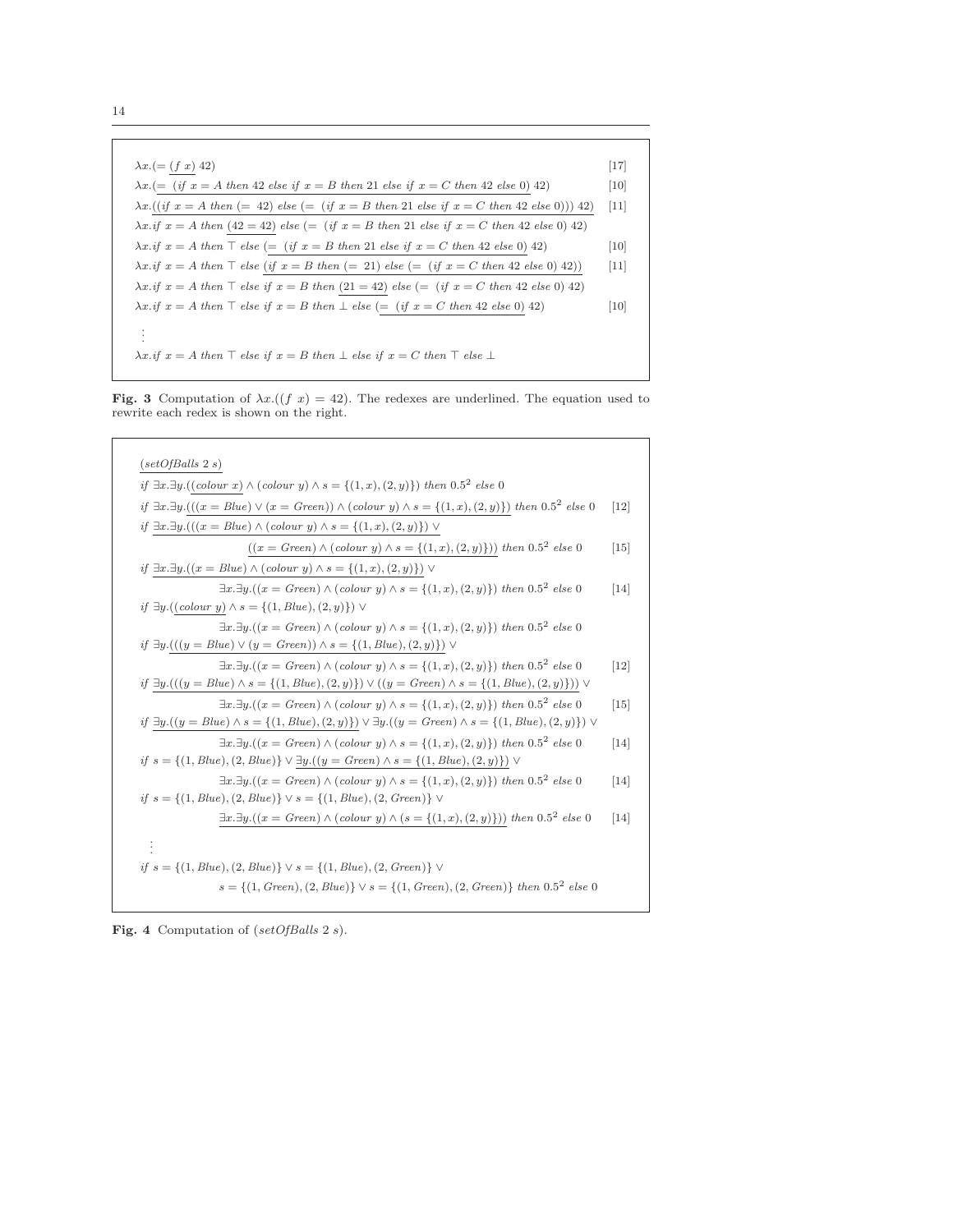$$\lambda x.(=\ \underline{(f\ x)}\ 42) \qquad [17]$$

$$\lambda x.\underline{(=\ (if\ x = A\ then\ 42\ else\ if\ x = B\ then\ 21\ else\ if\ x = C\ then\ 42\ else\ 0)}\ 42) \qquad [10]$$

$$\lambda x.\underline{((if\ x = A\ then\ (=\ 42)\ else\ (=\ (if\ x = B\ then\ 21\ else\ if\ x = C\ then\ 42\ else\ 0)))\ 42)} \qquad [11]$$

$$\lambda x.if\ x = A\ then\ \underline{(42 = 42)}\ else\ (=\ (if\ x = B\ then\ 21\ else\ if\ x = C\ then\ 42\ else\ 0)\ 42)$$

$$\lambda x.if\ x = A\ then\ \top\ else\ \underline{(=\ (if\ x = B\ then\ 21\ else\ if\ x = C\ then\ 42\ else\ 0)}\ 42) \qquad [10]$$

$$\lambda x.if\ x = A\ then\ \top\ else\ \underline{(if\ x = B\ then\ (=\ 21)\ else\ (=\ (if\ x = C\ then\ 42\ else\ 0)\ 42))} \qquad [11]$$

$$\lambda x.if\ x = A\ then\ \top\ else\ if\ x = B\ then\ \underline{(21 = 42)}\ else\ (=\ (if\ x = C\ then\ 42\ else\ 0)\ 42)$$

$$\lambda x.if\ x = A\ then\ \top\ else\ if\ x = B\ then\ \bot\ else\ \underline{(=\ (if\ x = C\ then\ 42\ else\ 0)}\ 42) \qquad [10]$$

$$\vdots$$

$$\lambda x.if\ x = A\ then\ \top\ else\ if\ x = B\ then\ \bot\ else\ if\ x = C\ then\ \top\ else\ \bot$$

**Fig. 3** Computation of $\lambda x.((f\ x) = 42)$. The redexes are underlined. The equation used to rewrite each redex is shown on the right.

$$\underline{(setOfBalls\ 2\ s)}$$

$$if\ \exists x.\exists y.(\underline{(colour\ x)} \wedge (colour\ y) \wedge s = \{(1, x), (2, y)\})\ then\ 0.5^2\ else\ 0$$

$$if\ \exists x.\exists y.\underline{(((x = Blue) \vee (x = Green)) \wedge (colour\ y) \wedge s = \{(1, x), (2, y)\})}\ then\ 0.5^2\ else\ 0 \qquad [12]$$

$$if\ \underline{\exists x.\exists y.(((x = Blue) \wedge (colour\ y) \wedge s = \{(1, x), (2, y)\}) \vee ((x = Green) \wedge (colour\ y) \wedge s = \{(1, x), (2, y)\}))}\ then\ 0.5^2\ else\ 0 \qquad [15]$$

$$if\ \underline{\exists x.\exists y.((x = Blue) \wedge (colour\ y) \wedge s = \{(1, x), (2, y)\})} \vee \exists x.\exists y.((x = Green) \wedge (colour\ y) \wedge s = \{(1, x), (2, y)\})\ then\ 0.5^2\ else\ 0 \qquad [14]$$

$$if\ \exists y.(\underline{(colour\ y)} \wedge s = \{(1, Blue), (2, y)\}) \vee \exists x.\exists y.((x = Green) \wedge (colour\ y) \wedge s = \{(1, x), (2, y)\})\ then\ 0.5^2\ else\ 0$$

$$if\ \exists y.\underline{(((y = Blue) \vee (y = Green)) \wedge s = \{(1, Blue), (2, y)\})} \vee \exists x.\exists y.((x = Green) \wedge (colour\ y) \wedge s = \{(1, x), (2, y)\})\ then\ 0.5^2\ else\ 0 \qquad [12]$$

$$if\ \underline{\exists y.(((y = Blue) \wedge s = \{(1, Blue), (2, y)\}) \vee ((y = Green) \wedge s = \{(1, Blue), (2, y)\}))} \vee \exists x.\exists y.((x = Green) \wedge (colour\ y) \wedge s = \{(1, x), (2, y)\})\ then\ 0.5^2\ else\ 0 \qquad [15]$$

$$if\ \underline{\exists y.((y = Blue) \wedge s = \{(1, Blue), (2, y)\})} \vee \exists y.((y = Green) \wedge s = \{(1, Blue), (2, y)\}) \vee \exists x.\exists y.((x = Green) \wedge (colour\ y) \wedge s = \{(1, x), (2, y)\})\ then\ 0.5^2\ else\ 0 \qquad [14]$$

$$if\ s = \{(1, Blue), (2, Blue)\} \vee \underline{\exists y.((y = Green) \wedge s = \{(1, Blue), (2, y)\})} \vee \exists x.\exists y.((x = Green) \wedge (colour\ y) \wedge s = \{(1, x), (2, y)\})\ then\ 0.5^2\ else\ 0 \qquad [14]$$

$$if\ s = \{(1, Blue), (2, Blue)\} \vee s = \{(1, Blue), (2, Green)\} \vee \underline{\exists x.\exists y.((x = Green) \wedge (colour\ y) \wedge (s = \{(1, x), (2, y)\}))}\ then\ 0.5^2\ else\ 0 \qquad [14]$$

$$\vdots$$

$$if\ s = \{(1, Blue), (2, Blue)\} \vee s = \{(1, Blue), (2, Green)\} \vee s = \{(1, Green), (2, Blue)\} \vee s = \{(1, Green), (2, Green)\}\ then\ 0.5^2\ else\ 0$$

**Fig. 4** Computation of $(setOfBalls\ 2\ s)$.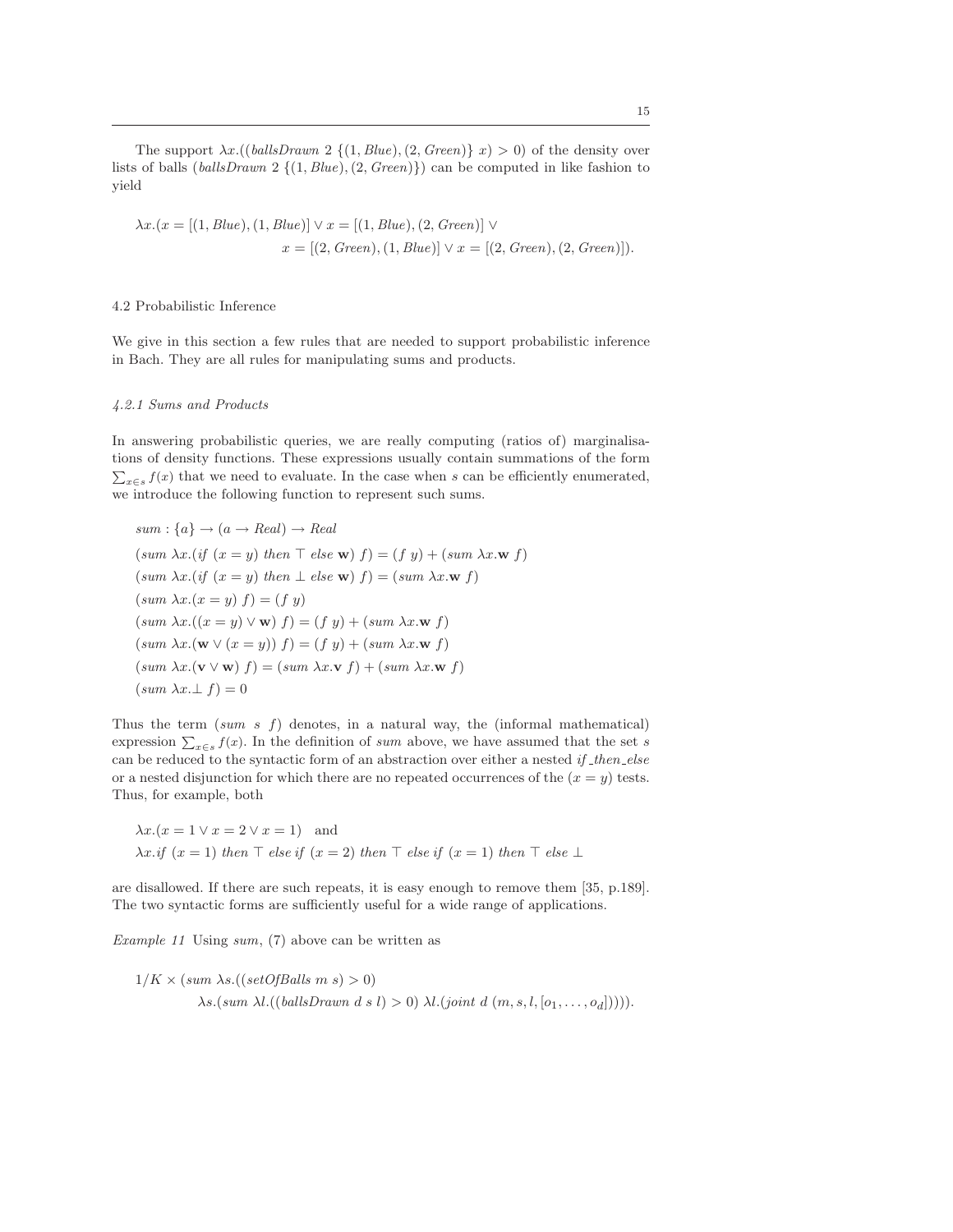The support $\lambda x.((\mathit{ballsDrawn}\ 2\ \{(1, \mathit{Blue}), (2, \mathit{Green})\}\ x) > 0)$ of the density over lists of balls $(\mathit{ballsDrawn}\ 2\ \{(1, \mathit{Blue}), (2, \mathit{Green})\})$ can be computed in like fashion to yield

$$\lambda x.(x = [(1, \mathit{Blue}), (1, \mathit{Blue})] \vee x = [(1, \mathit{Blue}), (2, \mathit{Green})] \vee$$
$$x = [(2, \mathit{Green}), (1, \mathit{Blue})] \vee x = [(2, \mathit{Green}), (2, \mathit{Green})]).$$

### 4.2 Probabilistic Inference

We give in this section a few rules that are needed to support probabilistic inference in Bach. They are all rules for manipulating sums and products.

#### *4.2.1 Sums and Products*

In answering probabilistic queries, we are really computing (ratios of) marginalisations of density functions. These expressions usually contain summations of the form $\sum_{x \in s} f(x)$ that we need to evaluate. In the case when $s$ can be efficiently enumerated, we introduce the following function to represent such sums.

$$\mathit{sum} : \{a\} \to (a \to \mathit{Real}) \to \mathit{Real}$$
$$(\mathit{sum}\ \lambda x.(\mathit{if}\ (x = y)\ \mathit{then}\ \top\ \mathit{else}\ \mathbf{w})\ f) = (f\ y) + (\mathit{sum}\ \lambda x.\mathbf{w}\ f)$$
$$(\mathit{sum}\ \lambda x.(\mathit{if}\ (x = y)\ \mathit{then}\ \bot\ \mathit{else}\ \mathbf{w})\ f) = (\mathit{sum}\ \lambda x.\mathbf{w}\ f)$$
$$(\mathit{sum}\ \lambda x.(x = y)\ f) = (f\ y)$$
$$(\mathit{sum}\ \lambda x.((x = y) \vee \mathbf{w})\ f) = (f\ y) + (\mathit{sum}\ \lambda x.\mathbf{w}\ f)$$
$$(\mathit{sum}\ \lambda x.(\mathbf{w} \vee (x = y))\ f) = (f\ y) + (\mathit{sum}\ \lambda x.\mathbf{w}\ f)$$
$$(\mathit{sum}\ \lambda x.(\mathbf{v} \vee \mathbf{w})\ f) = (\mathit{sum}\ \lambda x.\mathbf{v}\ f) + (\mathit{sum}\ \lambda x.\mathbf{w}\ f)$$
$$(\mathit{sum}\ \lambda x.\bot\ f) = 0$$

Thus the term $(\mathit{sum}\ s\ f)$ denotes, in a natural way, the (informal mathematical) expression $\sum_{x \in s} f(x)$. In the definition of *sum* above, we have assumed that the set $s$ can be reduced to the syntactic form of an abstraction over either a nested *if_then_else* or a nested disjunction for which there are no repeated occurrences of the $(x = y)$ tests. Thus, for example, both

$$\lambda x.(x = 1 \vee x = 2 \vee x = 1) \quad \text{and}$$
$$\lambda x.\mathit{if}\ (x = 1)\ \mathit{then}\ \top\ \mathit{else}\ \mathit{if}\ (x = 2)\ \mathit{then}\ \top\ \mathit{else}\ \mathit{if}\ (x = 1)\ \mathit{then}\ \top\ \mathit{else}\ \bot$$

are disallowed. If there are such repeats, it is easy enough to remove them [35, p.189]. The two syntactic forms are sufficiently useful for a wide range of applications.

*Example 11* Using *sum*, (7) above can be written as

$$1/K \times (\mathit{sum}\ \lambda s.((\mathit{setOfBalls}\ m\ s) > 0)$$
$$\lambda s.(\mathit{sum}\ \lambda l.((\mathit{ballsDrawn}\ d\ s\ l) > 0)\ \lambda l.(\mathit{joint}\ d\ (m, s, l, [o_1, \ldots, o_d])))).$$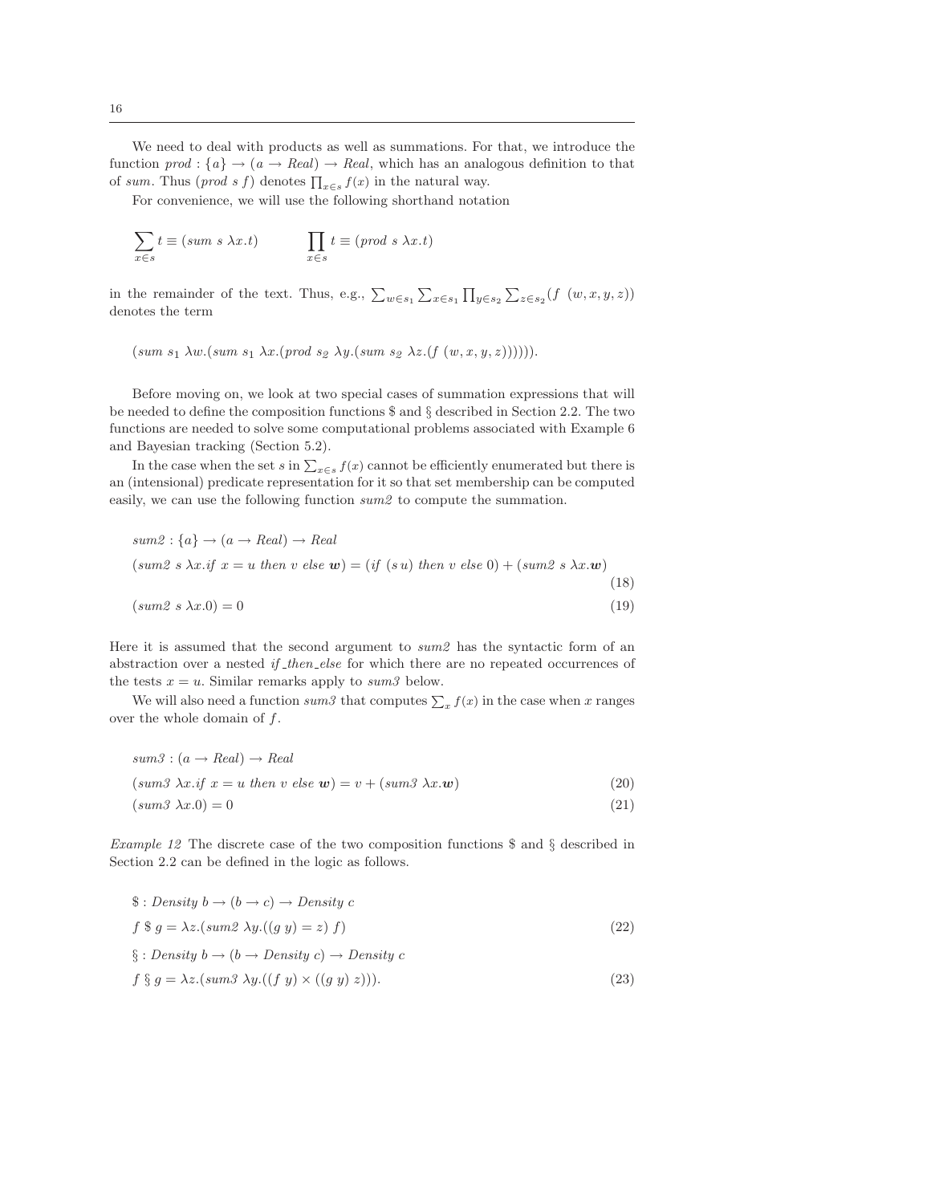We need to deal with products as well as summations. For that, we introduce the function $prod : \{a\} \rightarrow (a \rightarrow Real) \rightarrow Real$, which has an analogous definition to that of *sum*. Thus $(prod\ s\ f)$ denotes $\prod_{x \in s} f(x)$ in the natural way.

For convenience, we will use the following shorthand notation

$$\sum_{x \in s} t \equiv (sum\ s\ \lambda x.t) \qquad\qquad \prod_{x \in s} t \equiv (prod\ s\ \lambda x.t)$$

in the remainder of the text. Thus, e.g., $\sum_{w \in s_1} \sum_{x \in s_1} \prod_{y \in s_2} \sum_{z \in s_2} (f\ (w, x, y, z))$ denotes the term

$$(sum\ s_1\ \lambda w.(sum\ s_1\ \lambda x.(prod\ s_2\ \lambda y.(sum\ s_2\ \lambda z.(f\ (w, x, y, z)))))).$$

Before moving on, we look at two special cases of summation expressions that will be needed to define the composition functions \$ and § described in Section 2.2. The two functions are needed to solve some computational problems associated with Example 6 and Bayesian tracking (Section 5.2).

In the case when the set $s$ in $\sum_{x \in s} f(x)$ cannot be efficiently enumerated but there is an (intensional) predicate representation for it so that set membership can be computed easily, we can use the following function *sum2* to compute the summation.

$$sum2 : \{a\} \rightarrow (a \rightarrow Real) \rightarrow Real$$

$$(sum2\ s\ \lambda x.if\ x = u\ then\ v\ else\ \boldsymbol{w}) = (if\ (s\ u)\ then\ v\ else\ 0) + (sum2\ s\ \lambda x.\boldsymbol{w}) \tag{18}$$

$$(sum2\ s\ \lambda x.0) = 0 \tag{19}$$

Here it is assumed that the second argument to *sum2* has the syntactic form of an abstraction over a nested *if_then_else* for which there are no repeated occurrences of the tests $x = u$. Similar remarks apply to *sum3* below.

We will also need a function *sum3* that computes $\sum_x f(x)$ in the case when $x$ ranges over the whole domain of $f$.

$$sum3 : (a \rightarrow Real) \rightarrow Real$$

$$(sum3\ \lambda x.if\ x = u\ then\ v\ else\ \boldsymbol{w}) = v + (sum3\ \lambda x.\boldsymbol{w}) \tag{20}$$

$$(sum3\ \lambda x.0) = 0 \tag{21}$$

*Example 12* The discrete case of the two composition functions \$ and § described in Section 2.2 can be defined in the logic as follows.

$$\$ : Density\ b \rightarrow (b \rightarrow c) \rightarrow Density\ c$$

$$f\ \$\ g = \lambda z.(sum2\ \lambda y.((g\ y) = z)\ f) \tag{22}$$

$$\S : Density\ b \rightarrow (b \rightarrow Density\ c) \rightarrow Density\ c$$

$$f\ \S\ g = \lambda z.(sum3\ \lambda y.((f\ y) \times ((g\ y)\ z))). \tag{23}$$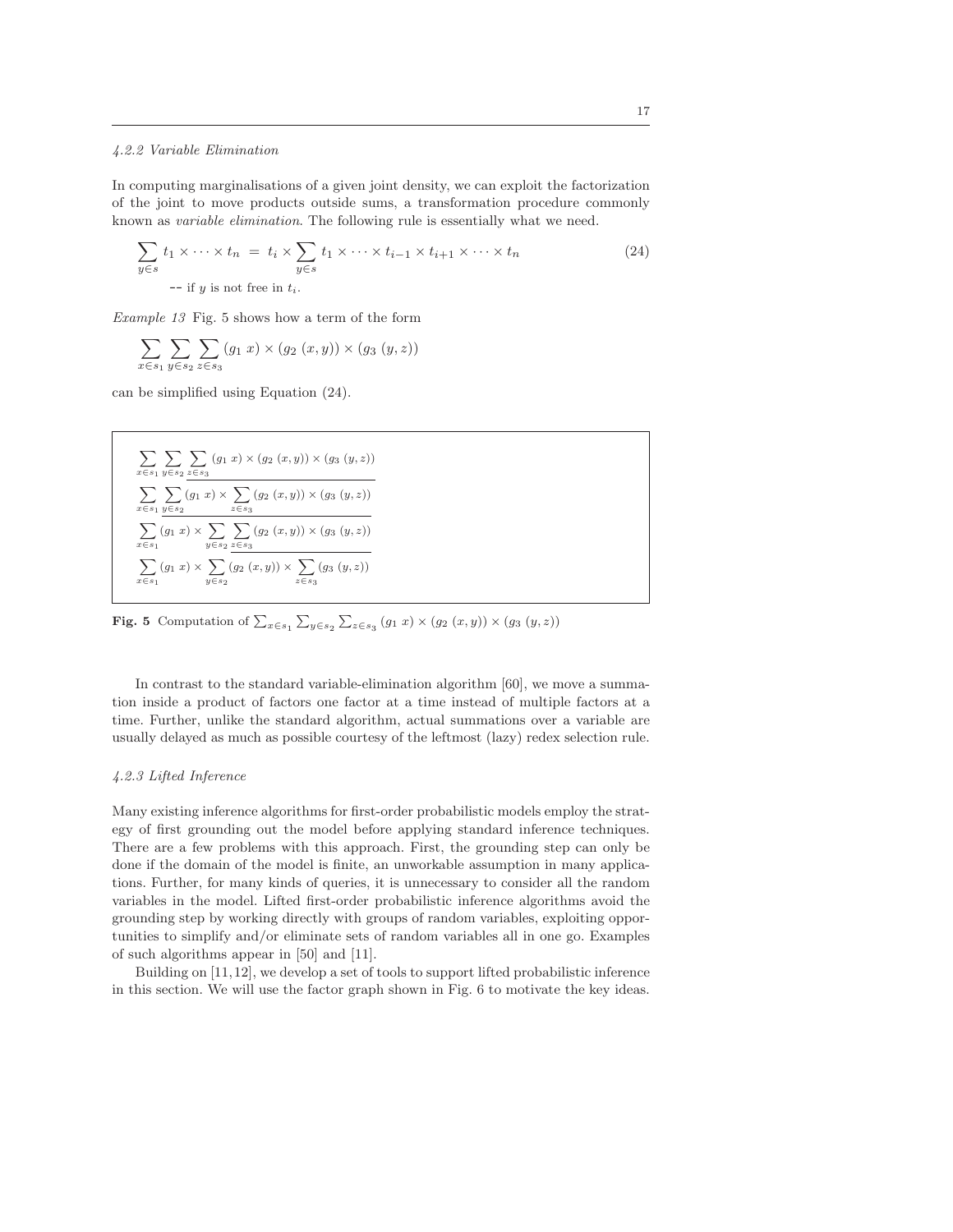#### 4.2.2 Variable Elimination

In computing marginalisations of a given joint density, we can exploit the factorization of the joint to move products outside sums, a transformation procedure commonly known as *variable elimination*. The following rule is essentially what we need.

$$\sum_{y \in s} t_1 \times \cdots \times t_n \;=\; t_i \times \sum_{y \in s} t_1 \times \cdots \times t_{i-1} \times t_{i+1} \times \cdots \times t_n \tag{24}$$

-- if $y$ is not free in $t_i$.

*Example 13* Fig. 5 shows how a term of the form

$$\sum_{x \in s_1} \sum_{y \in s_2} \sum_{z \in s_3} (g_1 \; x) \times (g_2 \; (x,y)) \times (g_3 \; (y,z))$$

can be simplified using Equation (24).

$$\sum_{x \in s_1} \sum_{y \in s_2} \underline{\sum_{z \in s_3} (g_1 \; x) \times (g_2 \; (x,y)) \times (g_3 \; (y,z))}$$

$$\sum_{x \in s_1} \underline{\sum_{y \in s_2} (g_1 \; x) \times \sum_{z \in s_3} (g_2 \; (x,y)) \times (g_3 \; (y,z))}$$

$$\sum_{x \in s_1} (g_1 \; x) \times \sum_{y \in s_2} \underline{\sum_{z \in s_3} (g_2 \; (x,y)) \times (g_3 \; (y,z))}$$

$$\sum_{x \in s_1} (g_1 \; x) \times \sum_{y \in s_2} (g_2 \; (x,y)) \times \sum_{z \in s_3} (g_3 \; (y,z))$$

**Fig. 5** Computation of $\sum_{x \in s_1} \sum_{y \in s_2} \sum_{z \in s_3} (g_1 \; x) \times (g_2 \; (x,y)) \times (g_3 \; (y,z))$

In contrast to the standard variable-elimination algorithm [60], we move a summation inside a product of factors one factor at a time instead of multiple factors at a time. Further, unlike the standard algorithm, actual summations over a variable are usually delayed as much as possible courtesy of the leftmost (lazy) redex selection rule.

#### 4.2.3 Lifted Inference

Many existing inference algorithms for first-order probabilistic models employ the strategy of first grounding out the model before applying standard inference techniques. There are a few problems with this approach. First, the grounding step can only be done if the domain of the model is finite, an unworkable assumption in many applications. Further, for many kinds of queries, it is unnecessary to consider all the random variables in the model. Lifted first-order probabilistic inference algorithms avoid the grounding step by working directly with groups of random variables, exploiting opportunities to simplify and/or eliminate sets of random variables all in one go. Examples of such algorithms appear in [50] and [11].

Building on [11,12], we develop a set of tools to support lifted probabilistic inference in this section. We will use the factor graph shown in Fig. 6 to motivate the key ideas.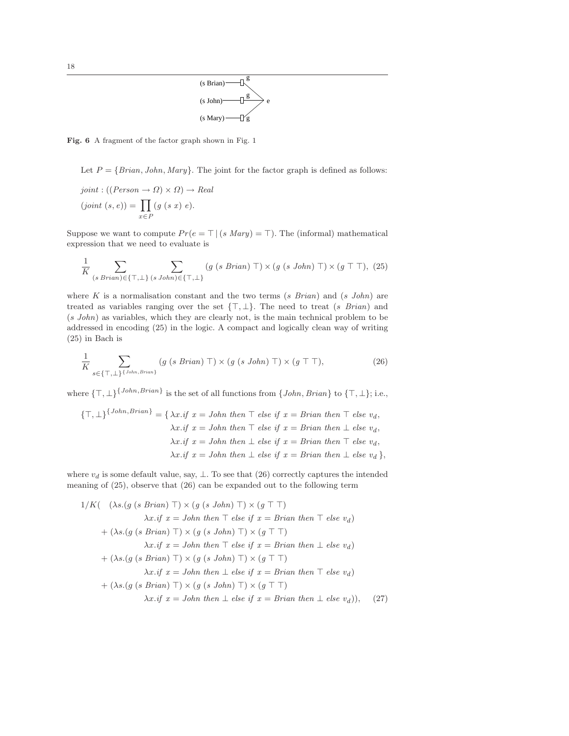Fig. 6 A fragment of the factor graph shown in Fig. 1

Let $P = \{Brian, John, Mary\}$. The joint for the factor graph is defined as follows:

$$joint : ((Person \to \Omega) \times \Omega) \to Real$$

$$(joint\ (s, e)) = \prod_{x \in P} (g\ (s\ x)\ e).$$

Suppose we want to compute $Pr(e = \top \,|\, (s\ Mary) = \top)$. The (informal) mathematical expression that we need to evaluate is

$$\frac{1}{K} \sum_{(s\ Brian) \in \{\top,\bot\}} \sum_{(s\ John) \in \{\top,\bot\}} (g\ (s\ Brian)\ \top) \times (g\ (s\ John)\ \top) \times (g\ \top\ \top), \quad (25)$$

where $K$ is a normalisation constant and the two terms $(s\ Brian)$ and $(s\ John)$ are treated as variables ranging over the set $\{\top, \bot\}$. The need to treat $(s\ Brian)$ and $(s\ John)$ as variables, which they are clearly not, is the main technical problem to be addressed in encoding (25) in the logic. A compact and logically clean way of writing (25) in Bach is

$$\frac{1}{K} \sum_{s \in \{\top,\bot\}^{\{John,Brian\}}} (g\ (s\ Brian)\ \top) \times (g\ (s\ John)\ \top) \times (g\ \top\ \top), \quad (26)$$

where $\{\top, \bot\}^{\{John,Brian\}}$ is the set of all functions from $\{John, Brian\}$ to $\{\top, \bot\}$; i.e.,

$$\begin{aligned}
\{\top, \bot\}^{\{John,Brian\}} = \{\ & \lambda x.if\ x = John\ then\ \top\ else\ if\ x = Brian\ then\ \top\ else\ v_d, \\
& \lambda x.if\ x = John\ then\ \top\ else\ if\ x = Brian\ then\ \bot\ else\ v_d, \\
& \lambda x.if\ x = John\ then\ \bot\ else\ if\ x = Brian\ then\ \top\ else\ v_d, \\
& \lambda x.if\ x = John\ then\ \bot\ else\ if\ x = Brian\ then\ \bot\ else\ v_d\ \},
\end{aligned}$$

where $v_d$ is some default value, say, $\bot$. To see that (26) correctly captures the intended meaning of (25), observe that (26) can be expanded out to the following term

$$\begin{aligned}
1/K( \quad & (\lambda s.(g\ (s\ Brian)\ \top) \times (g\ (s\ John)\ \top) \times (g\ \top\ \top) \\
& \qquad \lambda x.if\ x = John\ then\ \top\ else\ if\ x = Brian\ then\ \top\ else\ v_d) \\
& + (\lambda s.(g\ (s\ Brian)\ \top) \times (g\ (s\ John)\ \top) \times (g\ \top\ \top) \\
& \qquad \lambda x.if\ x = John\ then\ \top\ else\ if\ x = Brian\ then\ \bot\ else\ v_d) \\
& + (\lambda s.(g\ (s\ Brian)\ \top) \times (g\ (s\ John)\ \top) \times (g\ \top\ \top) \\
& \qquad \lambda x.if\ x = John\ then\ \bot\ else\ if\ x = Brian\ then\ \top\ else\ v_d) \\
& + (\lambda s.(g\ (s\ Brian)\ \top) \times (g\ (s\ John)\ \top) \times (g\ \top\ \top) \\
& \qquad \lambda x.if\ x = John\ then\ \bot\ else\ if\ x = Brian\ then\ \bot\ else\ v_d)), \quad (27)
\end{aligned}$$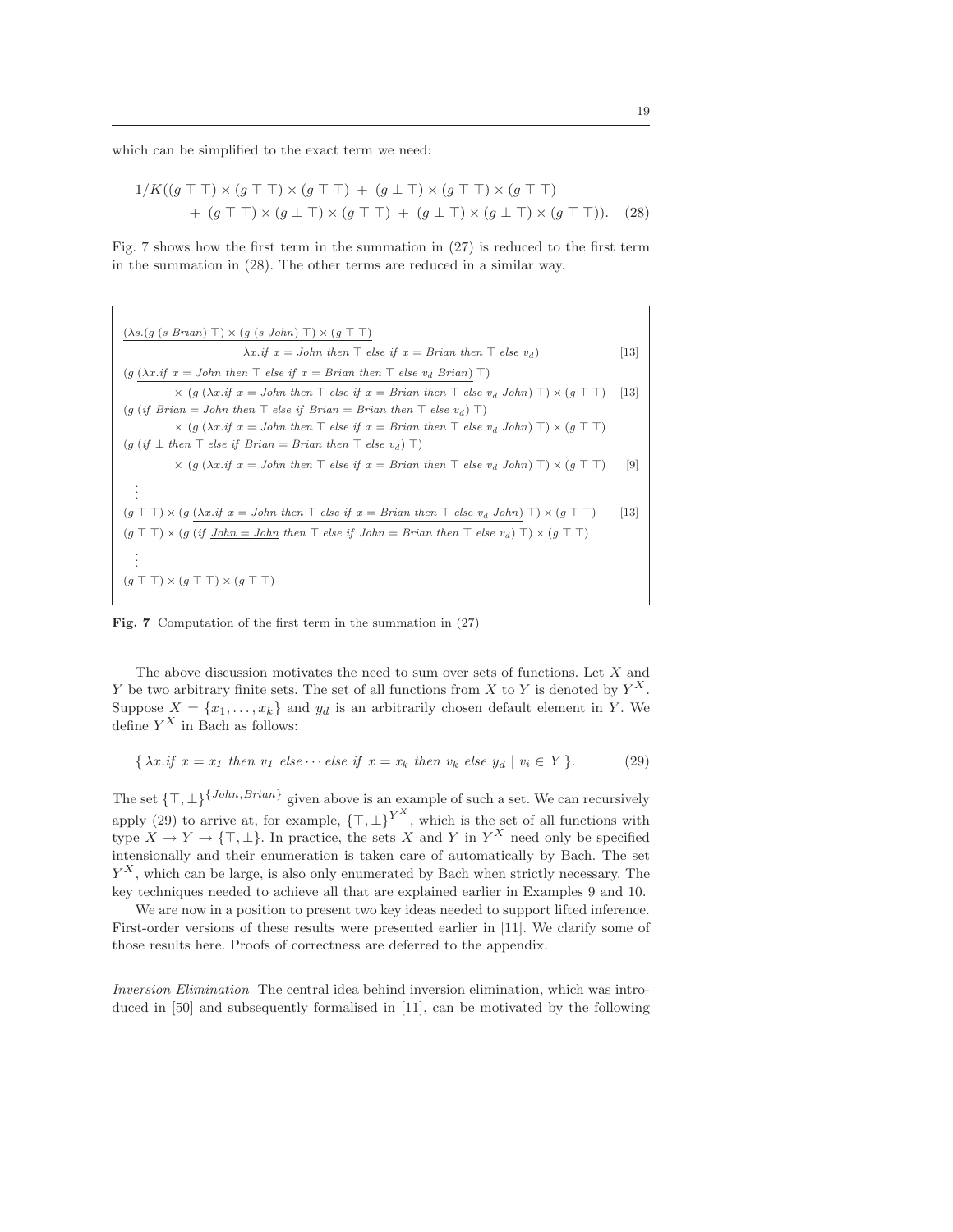which can be simplified to the exact term we need:

$$1/K((g \top \top) \times (g \top \top) \times (g \top \top) + (g \perp \top) \times (g \top \top) \times (g \top \top) \\ + (g \top \top) \times (g \perp \top) \times (g \top \top) + (g \perp \top) \times (g \perp \top) \times (g \top \top)). \quad (28)$$

Fig. 7 shows how the first term in the summation in (27) is reduced to the first term in the summation in (28). The other terms are reduced in a similar way.

$$\underline{(\lambda s.(g\ (s\ Brian)\ \top) \times (g\ (s\ John)\ \top) \times (g\ \top\ \top)}$$
$$\underline{\lambda x.if\ x = John\ then\ \top\ else\ if\ x = Brian\ then\ \top\ else\ v_d)} \quad [13]$$
$$(g\ \underline{(\lambda x.if\ x = John\ then\ \top\ else\ if\ x = Brian\ then\ \top\ else\ v_d\ Brian)}\ \top)$$
$$\times\ (g\ (\lambda x.if\ x = John\ then\ \top\ else\ if\ x = Brian\ then\ \top\ else\ v_d\ John)\ \top) \times (g\ \top\ \top) \quad [13]$$
$$(g\ (if\ \underline{Brian = John}\ then\ \top\ else\ if\ Brian = Brian\ then\ \top\ else\ v_d)\ \top)$$
$$\times\ (g\ (\lambda x.if\ x = John\ then\ \top\ else\ if\ x = Brian\ then\ \top\ else\ v_d\ John)\ \top) \times (g\ \top\ \top)$$
$$(g\ \underline{(if\ \perp\ then\ \top\ else\ if\ Brian = Brian\ then\ \top\ else\ v_d)}\ \top)$$
$$\times\ (g\ (\lambda x.if\ x = John\ then\ \top\ else\ if\ x = Brian\ then\ \top\ else\ v_d\ John)\ \top) \times (g\ \top\ \top) \quad [9]$$
$$\vdots$$
$$(g\ \top\ \top) \times (g\ \underline{(\lambda x.if\ x = John\ then\ \top\ else\ if\ x = Brian\ then\ \top\ else\ v_d\ John)}\ \top) \times (g\ \top\ \top) \quad [13]$$
$$(g\ \top\ \top) \times (g\ (if\ \underline{John = John}\ then\ \top\ else\ if\ John = Brian\ then\ \top\ else\ v_d)\ \top) \times (g\ \top\ \top)$$
$$\vdots$$
$$(g\ \top\ \top) \times (g\ \top\ \top) \times (g\ \top\ \top)$$

**Fig. 7** Computation of the first term in the summation in (27)

The above discussion motivates the need to sum over sets of functions. Let $X$ and $Y$ be two arbitrary finite sets. The set of all functions from $X$ to $Y$ is denoted by $Y^X$. Suppose $X = \{x_1, \ldots, x_k\}$ and $y_d$ is an arbitrarily chosen default element in $Y$. We define $Y^X$ in Bach as follows:

$$\{\ \lambda x.if\ x = x_1\ then\ v_1\ else \cdots else\ if\ x = x_k\ then\ v_k\ else\ y_d \mid v_i \in Y\ \}. \quad (29)$$

The set $\{\top, \perp\}^{\{John, Brian\}}$ given above is an example of such a set. We can recursively apply (29) to arrive at, for example, $\{\top, \perp\}^{Y^X}$, which is the set of all functions with type $X \to Y \to \{\top, \perp\}$. In practice, the sets $X$ and $Y$ in $Y^X$ need only be specified intensionally and their enumeration is taken care of automatically by Bach. The set $Y^X$, which can be large, is also only enumerated by Bach when strictly necessary. The key techniques needed to achieve all that are explained earlier in Examples 9 and 10.

We are now in a position to present two key ideas needed to support lifted inference. First-order versions of these results were presented earlier in [11]. We clarify some of those results here. Proofs of correctness are deferred to the appendix.

*Inversion Elimination* The central idea behind inversion elimination, which was introduced in [50] and subsequently formalised in [11], can be motivated by the following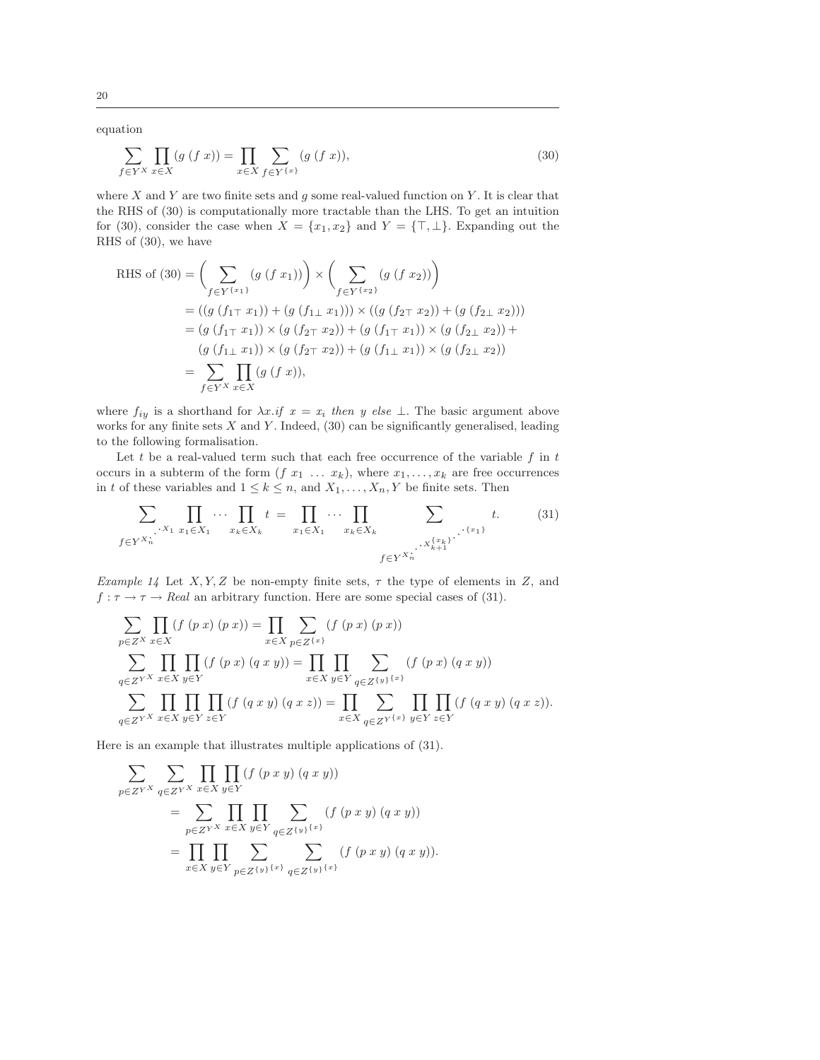equation

$$\sum_{f \in Y^X} \prod_{x \in X} (g\ (f\ x)) = \prod_{x \in X} \sum_{f \in Y^{\{x\}}} (g\ (f\ x)), \tag{30}$$

where $X$ and $Y$ are two finite sets and $g$ some real-valued function on $Y$. It is clear that the RHS of (30) is computationally more tractable than the LHS. To get an intuition for (30), consider the case when $X = \{x_1, x_2\}$ and $Y = \{\top, \bot\}$. Expanding out the RHS of (30), we have

$$\begin{aligned}
\text{RHS of (30)} &= \Big( \sum_{f \in Y^{\{x_1\}}} (g\ (f\ x_1)) \Big) \times \Big( \sum_{f \in Y^{\{x_2\}}} (g\ (f\ x_2)) \Big) \\
&= ((g\ (f_{1\top}\ x_1)) + (g\ (f_{1\bot}\ x_1))) \times ((g\ (f_{2\top}\ x_2)) + (g\ (f_{2\bot}\ x_2))) \\
&= (g\ (f_{1\top}\ x_1)) \times (g\ (f_{2\top}\ x_2)) + (g\ (f_{1\top}\ x_1)) \times (g\ (f_{2\bot}\ x_2)) + \\
&\quad\ (g\ (f_{1\bot}\ x_1)) \times (g\ (f_{2\top}\ x_2)) + (g\ (f_{1\bot}\ x_1)) \times (g\ (f_{2\bot}\ x_2)) \\
&= \sum_{f \in Y^X} \prod_{x \in X} (g\ (f\ x)),
\end{aligned}$$

where $f_{iy}$ is a shorthand for $\lambda x.if\ x = x_i\ then\ y\ else\ \bot$. The basic argument above works for any finite sets $X$ and $Y$. Indeed, (30) can be significantly generalised, leading to the following formalisation.

Let $t$ be a real-valued term such that each free occurrence of the variable $f$ in $t$ occurs in a subterm of the form $(f\ x_1\ \dots\ x_k)$, where $x_1, \dots, x_k$ are free occurrences in $t$ of these variables and $1 \le k \le n$, and $X_1, \dots, X_n, Y$ be finite sets. Then

$$\sum_{f \in Y^{X_n^{\cdot^{\cdot^{\cdot X_1}}}}} \prod_{x_1 \in X_1} \cdots \prod_{x_k \in X_k} t = \prod_{x_1 \in X_1} \cdots \prod_{x_k \in X_k} \sum_{f \in Y^{X_n^{\cdot^{\cdot^{\cdot X_{k+1}^{\{x_k\}^{\cdot^{\cdot^{\cdot \{x_1\}}}}}}}}}} t. \tag{31}$$

*Example 14* Let $X, Y, Z$ be non-empty finite sets, $\tau$ the type of elements in $Z$, and $f : \tau \to \tau \to Real$ an arbitrary function. Here are some special cases of (31).

$$\sum_{p \in Z^X} \prod_{x \in X} (f\ (p\ x)\ (p\ x)) = \prod_{x \in X} \sum_{p \in Z^{\{x\}}} (f\ (p\ x)\ (p\ x))$$

$$\sum_{q \in Z^{Y^X}} \prod_{x \in X} \prod_{y \in Y} (f\ (p\ x)\ (q\ x\ y)) = \prod_{x \in X} \prod_{y \in Y} \sum_{q \in Z^{\{y\}^{\{x\}}}} (f\ (p\ x)\ (q\ x\ y))$$

$$\sum_{q \in Z^{Y^X}} \prod_{x \in X} \prod_{y \in Y} \prod_{z \in Y} (f\ (q\ x\ y)\ (q\ x\ z)) = \prod_{x \in X} \sum_{q \in Z^{Y^{\{x\}}}} \prod_{y \in Y} \prod_{z \in Y} (f\ (q\ x\ y)\ (q\ x\ z)).$$

Here is an example that illustrates multiple applications of (31).

$$\begin{aligned}
&\sum_{p \in Z^{Y^X}} \sum_{q \in Z^{Y^X}} \prod_{x \in X} \prod_{y \in Y} (f\ (p\ x\ y)\ (q\ x\ y)) \\
&\quad = \sum_{p \in Z^{Y^X}} \prod_{x \in X} \prod_{y \in Y} \sum_{q \in Z^{\{y\}^{\{x\}}}} (f\ (p\ x\ y)\ (q\ x\ y)) \\
&\quad = \prod_{x \in X} \prod_{y \in Y} \sum_{p \in Z^{\{y\}^{\{x\}}}} \sum_{q \in Z^{\{y\}^{\{x\}}}} (f\ (p\ x\ y)\ (q\ x\ y)).
\end{aligned}$$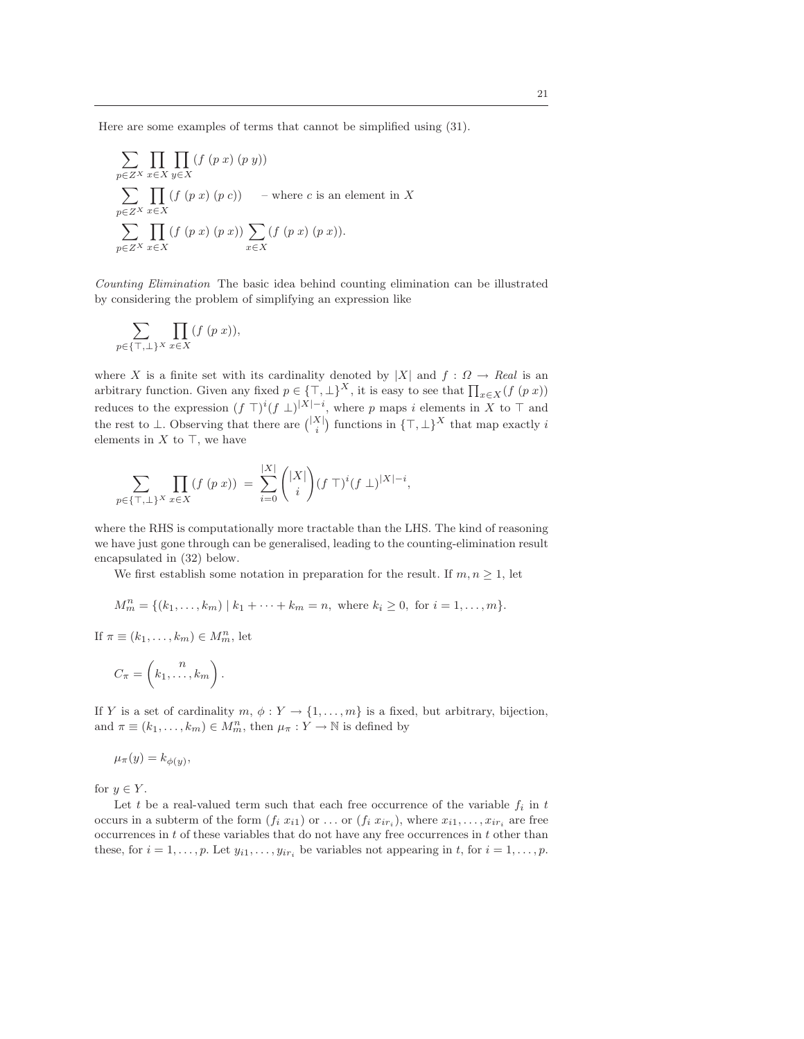Here are some examples of terms that cannot be simplified using (31).

$$\sum_{p \in Z^X} \prod_{x \in X} \prod_{y \in X} (f\ (p\ x)\ (p\ y))$$

$$\sum_{p \in Z^X} \prod_{x \in X} (f\ (p\ x)\ (p\ c)) \qquad \text{– where } c \text{ is an element in } X$$

$$\sum_{p \in Z^X} \prod_{x \in X} (f\ (p\ x)\ (p\ x)) \sum_{x \in X} (f\ (p\ x)\ (p\ x)).$$

*Counting Elimination* The basic idea behind counting elimination can be illustrated by considering the problem of simplifying an expression like

$$\sum_{p \in \{\top, \bot\}^X} \prod_{x \in X} (f\ (p\ x)),$$

where $X$ is a finite set with its cardinality denoted by $|X|$ and $f : \Omega \to \mathit{Real}$ is an arbitrary function. Given any fixed $p \in \{\top, \bot\}^X$, it is easy to see that $\prod_{x \in X}(f\ (p\ x))$ reduces to the expression $(f\ \top)^i (f\ \bot)^{|X|-i}$, where $p$ maps $i$ elements in $X$ to $\top$ and the rest to $\bot$. Observing that there are $\binom{|X|}{i}$ functions in $\{\top, \bot\}^X$ that map exactly $i$ elements in $X$ to $\top$, we have

$$\sum_{p \in \{\top, \bot\}^X} \prod_{x \in X} (f\ (p\ x)) \ = \ \sum_{i=0}^{|X|} \binom{|X|}{i} (f\ \top)^i (f\ \bot)^{|X|-i},$$

where the RHS is computationally more tractable than the LHS. The kind of reasoning we have just gone through can be generalised, leading to the counting-elimination result encapsulated in (32) below.

We first establish some notation in preparation for the result. If $m, n \geq 1$, let

$$M_m^n = \{(k_1, \ldots, k_m) \mid k_1 + \cdots + k_m = n, \text{ where } k_i \geq 0, \text{ for } i = 1, \ldots, m\}.$$

If $\pi \equiv (k_1, \ldots, k_m) \in M_m^n$, let

$$C_\pi = \binom{n}{k_1, \ldots, k_m}.$$

If $Y$ is a set of cardinality $m$, $\phi : Y \to \{1, \ldots, m\}$ is a fixed, but arbitrary, bijection, and $\pi \equiv (k_1, \ldots, k_m) \in M_m^n$, then $\mu_\pi : Y \to \mathbb{N}$ is defined by

$$\mu_\pi(y) = k_{\phi(y)},$$

for $y \in Y$.

Let $t$ be a real-valued term such that each free occurrence of the variable $f_i$ in $t$ occurs in a subterm of the form $(f_i\ x_{i1})$ or $\ldots$ or $(f_i\ x_{ir_i})$, where $x_{i1}, \ldots, x_{ir_i}$ are free occurrences in $t$ of these variables that do not have any free occurrences in $t$ other than these, for $i = 1, \ldots, p$. Let $y_{i1}, \ldots, y_{ir_i}$ be variables not appearing in $t$, for $i = 1, \ldots, p$.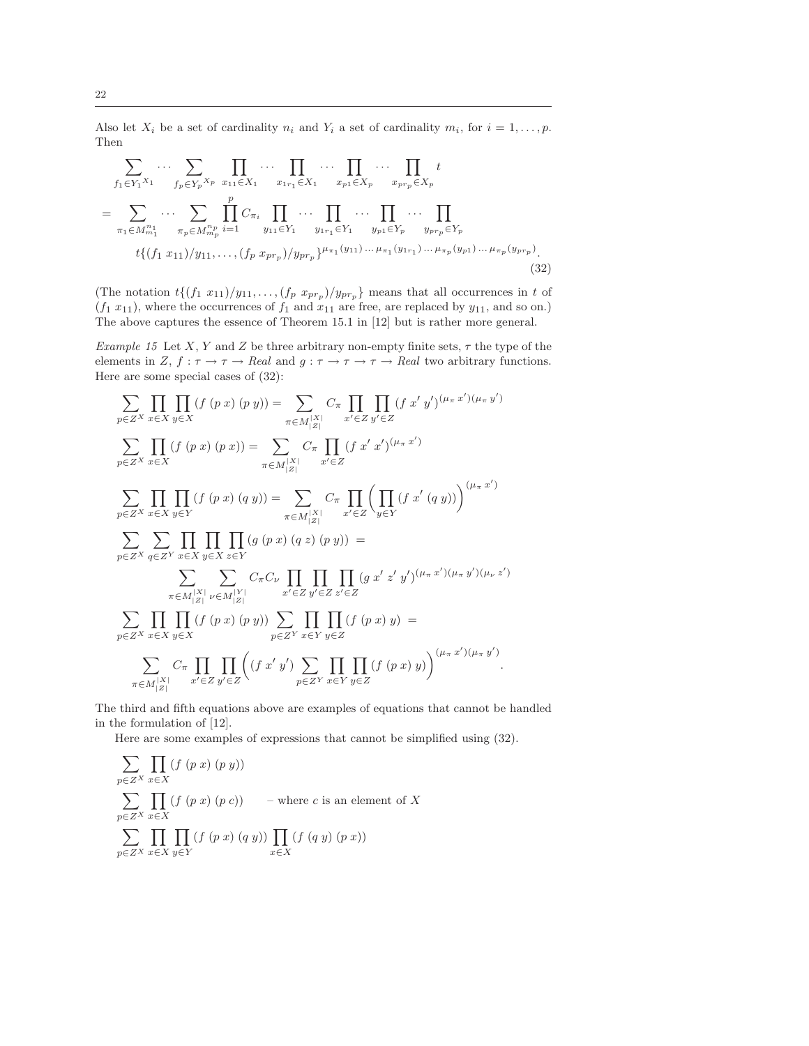Also let $X_i$ be a set of cardinality $n_i$ and $Y_i$ a set of cardinality $m_i$, for $i = 1, \ldots, p$. Then

$$
\begin{aligned}
&\sum_{f_1 \in {Y_1}^{X_1}} \cdots \sum_{f_p \in {Y_p}^{X_p}} \prod_{x_{11} \in X_1} \cdots \prod_{x_{1r_1} \in X_1} \cdots \prod_{x_{p1} \in X_p} \cdots \prod_{x_{pr_p} \in X_p} t \\
&= \sum_{\pi_1 \in M_{m_1}^{n_1}} \cdots \sum_{\pi_p \in M_{m_p}^{n_p}} \prod_{i=1}^{p} C_{\pi_i} \prod_{y_{11} \in Y_1} \cdots \prod_{y_{1r_1} \in Y_1} \cdots \prod_{y_{p1} \in Y_p} \cdots \prod_{y_{pr_p} \in Y_p} \\
&\qquad t\{(f_1\ x_{11})/y_{11}, \ldots, (f_p\ x_{pr_p})/y_{pr_p}\}^{\mu_{\pi_1}(y_{11}) \ldots \mu_{\pi_1}(y_{1r_1}) \ldots \mu_{\pi_p}(y_{p1}) \ldots \mu_{\pi_p}(y_{pr_p})}.
\end{aligned}
\tag{32}
$$

(The notation $t\{(f_1\ x_{11})/y_{11}, \ldots, (f_p\ x_{pr_p})/y_{pr_p}\}$ means that all occurrences in $t$ of $(f_1\ x_{11})$, where the occurrences of $f_1$ and $x_{11}$ are free, are replaced by $y_{11}$, and so on.) The above captures the essence of Theorem 15.1 in [12] but is rather more general.

*Example 15* Let $X$, $Y$ and $Z$ be three arbitrary non-empty finite sets, $\tau$ the type of the elements in $Z$, $f : \tau \to \tau \to Real$ and $g : \tau \to \tau \to \tau \to Real$ two arbitrary functions. Here are some special cases of (32):

$$
\sum_{p \in Z^X} \prod_{x \in X} \prod_{y \in X} (f\ (p\ x)\ (p\ y)) = \sum_{\pi \in M_{|Z|}^{|X|}} C_\pi \prod_{x' \in Z} \prod_{y' \in Z} (f\ x'\ y')^{(\mu_\pi\ x')(\mu_\pi\ y')}
$$

$$
\sum_{p \in Z^X} \prod_{x \in X} (f\ (p\ x)\ (p\ x)) = \sum_{\pi \in M_{|Z|}^{|X|}} C_\pi \prod_{x' \in Z} (f\ x'\ x')^{(\mu_\pi\ x')}
$$

$$
\sum_{p \in Z^X} \prod_{x \in X} \prod_{y \in Y} (f\ (p\ x)\ (q\ y)) = \sum_{\pi \in M_{|Z|}^{|X|}} C_\pi \prod_{x' \in Z} \Big( \prod_{y \in Y} (f\ x'\ (q\ y)) \Big)^{(\mu_\pi\ x')}
$$

$$
\begin{aligned}
&\sum_{p \in Z^X} \sum_{q \in Z^Y} \prod_{x \in X} \prod_{y \in X} \prod_{z \in Y} (g\ (p\ x)\ (q\ z)\ (p\ y)) \ = \\
&\qquad \sum_{\pi \in M_{|Z|}^{|X|}} \sum_{\nu \in M_{|Z|}^{|Y|}} C_\pi C_\nu \prod_{x' \in Z} \prod_{y' \in Z} \prod_{z' \in Z} (g\ x'\ z'\ y')^{(\mu_\pi\ x')(\mu_\pi\ y')(\mu_\nu\ z')}
\end{aligned}
$$

$$
\begin{aligned}
&\sum_{p \in Z^X} \prod_{x \in X} \prod_{y \in X} (f\ (p\ x)\ (p\ y)) \sum_{p \in Z^Y} \prod_{x \in Y} \prod_{y \in Z} (f\ (p\ x)\ y) \ = \\
&\qquad \sum_{\pi \in M_{|Z|}^{|X|}} C_\pi \prod_{x' \in Z} \prod_{y' \in Z} \Big( (f\ x'\ y') \sum_{p \in Z^Y} \prod_{x \in Y} \prod_{y \in Z} (f\ (p\ x)\ y) \Big)^{(\mu_\pi\ x')(\mu_\pi\ y')}.
\end{aligned}
$$

The third and fifth equations above are examples of equations that cannot be handled in the formulation of [12].

Here are some examples of expressions that cannot be simplified using (32).

$$
\sum_{p \in Z^X} \prod_{x \in X} (f\ (p\ x)\ (p\ y))
$$

$$
\sum_{p \in Z^X} \prod_{x \in X} (f\ (p\ x)\ (p\ c)) \qquad \text{– where } c \text{ is an element of } X
$$

$$
\sum_{p \in Z^X} \prod_{x \in X} \prod_{y \in Y} (f\ (p\ x)\ (q\ y)) \prod_{x \in X} (f\ (q\ y)\ (p\ x))
$$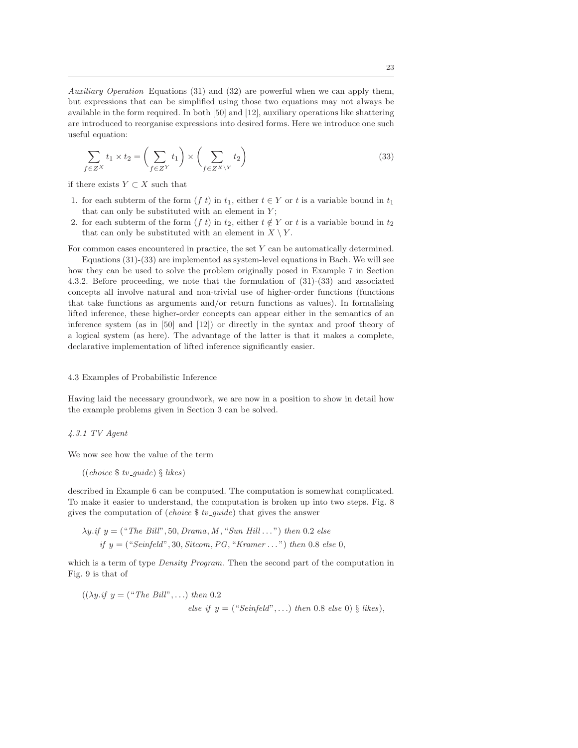*Auxiliary Operation* Equations (31) and (32) are powerful when we can apply them, but expressions that can be simplified using those two equations may not always be available in the form required. In both [50] and [12], auxiliary operations like shattering are introduced to reorganise expressions into desired forms. Here we introduce one such useful equation:

$$\sum_{f \in Z^X} t_1 \times t_2 = \left( \sum_{f \in Z^Y} t_1 \right) \times \left( \sum_{f \in Z^{X \setminus Y}} t_2 \right) \tag{33}$$

if there exists $Y \subset X$ such that

1. for each subterm of the form $(f\ t)$ in $t_1$, either $t \in Y$ or $t$ is a variable bound in $t_1$ that can only be substituted with an element in $Y$;
2. for each subterm of the form $(f\ t)$ in $t_2$, either $t \notin Y$ or $t$ is a variable bound in $t_2$ that can only be substituted with an element in $X \setminus Y$.

For common cases encountered in practice, the set $Y$ can be automatically determined.

Equations (31)-(33) are implemented as system-level equations in Bach. We will see how they can be used to solve the problem originally posed in Example 7 in Section 4.3.2. Before proceeding, we note that the formulation of (31)-(33) and associated concepts all involve natural and non-trivial use of higher-order functions (functions that take functions as arguments and/or return functions as values). In formalising lifted inference, these higher-order concepts can appear either in the semantics of an inference system (as in [50] and [12]) or directly in the syntax and proof theory of a logical system (as here). The advantage of the latter is that it makes a complete, declarative implementation of lifted inference significantly easier.

## 4.3 Examples of Probabilistic Inference

Having laid the necessary groundwork, we are now in a position to show in detail how the example problems given in Section 3 can be solved.

### 4.3.1 TV Agent

We now see how the value of the term

$$((choice\ \$\ tv\_guide)\ \S\ likes)$$

described in Example 6 can be computed. The computation is somewhat complicated. To make it easier to understand, the computation is broken up into two steps. Fig. 8 gives the computation of $(choice\ \$\ tv\_guide)$ that gives the answer

$$\lambda y.\textit{if } y = (\text{“}\textit{The Bill}\text{”}, 50, \textit{Drama}, M, \text{“}\textit{Sun Hill} \ldots\text{”})\ \textit{then } 0.2\ \textit{else}$$
$$\textit{if } y = (\text{“}\textit{Seinfeld}\text{”}, 30, \textit{Sitcom}, PG, \text{“}\textit{Kramer} \ldots\text{”})\ \textit{then } 0.8\ \textit{else } 0,$$

which is a term of type *Density Program*. Then the second part of the computation in Fig. 9 is that of

$$((\lambda y.\textit{if } y = (\text{“}\textit{The Bill}\text{”}, \ldots)\ \textit{then } 0.2$$
$$\textit{else if } y = (\text{“}\textit{Seinfeld}\text{”}, \ldots)\ \textit{then } 0.8\ \textit{else } 0)\ \S\ likes),$$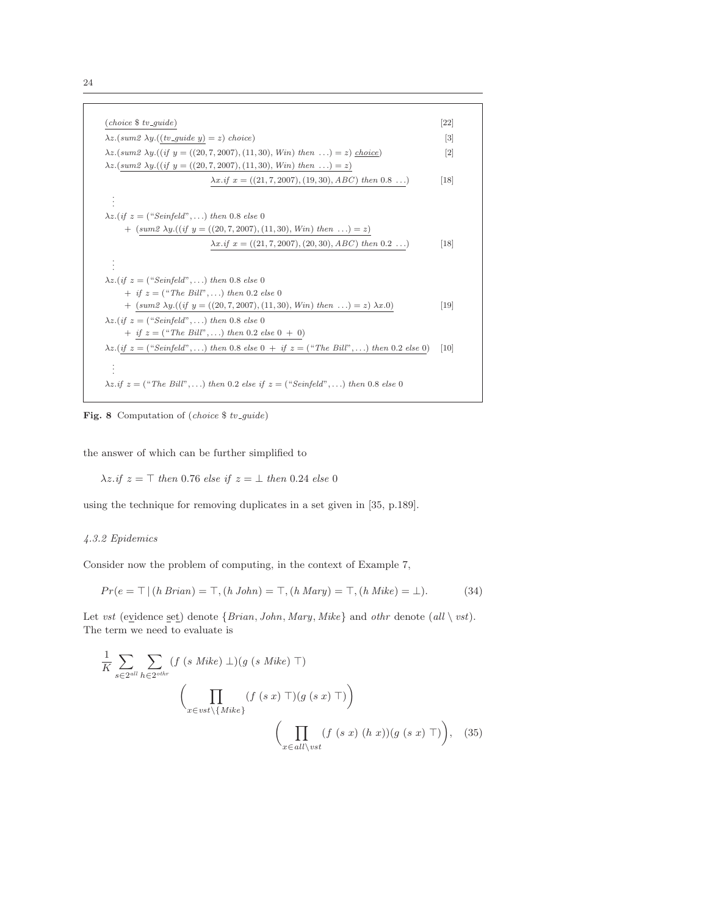$$
\begin{array}{lr}
\underline{(choice\ \$\ tv\_guide)} & [22] \\
\lambda z.(sum2\ \lambda y.(\underline{(tv\_guide\ y)} = z)\ choice) & [3] \\
\lambda z.(sum2\ \lambda y.((if\ y = ((20,7,2007),(11,30),Win)\ then\ \ldots) = z)\ \underline{choice}) & [2] \\
\lambda z.(\underline{sum2\ \lambda y.((if\ y = ((20,7,2007),(11,30),Win)\ then\ \ldots) = z)} & \\
\qquad\qquad \underline{\lambda x.if\ x = ((21,7,2007),(19,30),ABC)\ then\ 0.8\ \ldots)} & [18] \\
\quad \vdots & \\
\lambda z.(if\ z = (\text{"Seinfeld"},\ldots)\ then\ 0.8\ else\ 0 & \\
\quad +\ (\underline{sum2\ \lambda y.((if\ y = ((20,7,2007),(11,30),Win)\ then\ \ldots) = z)} & \\
\qquad\qquad \underline{\lambda x.if\ x = ((21,7,2007),(20,30),ABC)\ then\ 0.2\ \ldots)} & [18] \\
\quad \vdots & \\
\lambda z.(if\ z = (\text{"Seinfeld"},\ldots)\ then\ 0.8\ else\ 0 & \\
\quad +\ if\ z = (\text{"The Bill"},\ldots)\ then\ 0.2\ else\ 0 & \\
\quad +\ (\underline{sum2\ \lambda y.((if\ y = ((20,7,2007),(11,30),Win)\ then\ \ldots) = z)\ \lambda x.0)} & [19] \\
\lambda z.(if\ z = (\text{"Seinfeld"},\ldots)\ then\ 0.8\ else\ 0 & \\
\quad +\ \underline{if\ z = (\text{"The Bill"},\ldots)\ then\ 0.2\ else\ 0\ +\ 0)} & \\
\lambda z.(\underline{if\ z = (\text{"Seinfeld"},\ldots)\ then\ 0.8\ else\ 0\ +\ if\ z = (\text{"The Bill"},\ldots)\ then\ 0.2\ else\ 0}) & [10] \\
\quad \vdots & \\
\lambda z.if\ z = (\text{"The Bill"},\ldots)\ then\ 0.2\ else\ if\ z = (\text{"Seinfeld"},\ldots)\ then\ 0.8\ else\ 0 &
\end{array}
$$

**Fig. 8** Computation of $(choice\ \$\ tv\_guide)$

the answer of which can be further simplified to

$$\lambda z.if\ z = \top\ then\ 0.76\ else\ if\ z = \bot\ then\ 0.24\ else\ 0$$

using the technique for removing duplicates in a set given in [35, p.189].

### 4.3.2 Epidemics

Consider now the problem of computing, in the context of Example 7,

$$Pr(e = \top \mid (h\ Brian) = \top, (h\ John) = \top, (h\ Mary) = \top, (h\ Mike) = \bot). \tag{34}$$

Let $vst$ (evidence set) denote $\{Brian, John, Mary, Mike\}$ and $othr$ denote $(all \setminus vst)$. The term we need to evaluate is

$$\frac{1}{K} \sum_{s \in 2^{all}} \sum_{h \in 2^{othr}} (f\ (s\ Mike)\ \bot)(g\ (s\ Mike)\ \top) \left( \prod_{x \in vst \setminus \{Mike\}} (f\ (s\ x)\ \top)(g\ (s\ x)\ \top) \right) \left( \prod_{x \in all \setminus vst} (f\ (s\ x)\ (h\ x))(g\ (s\ x)\ \top) \right), \tag{35}$$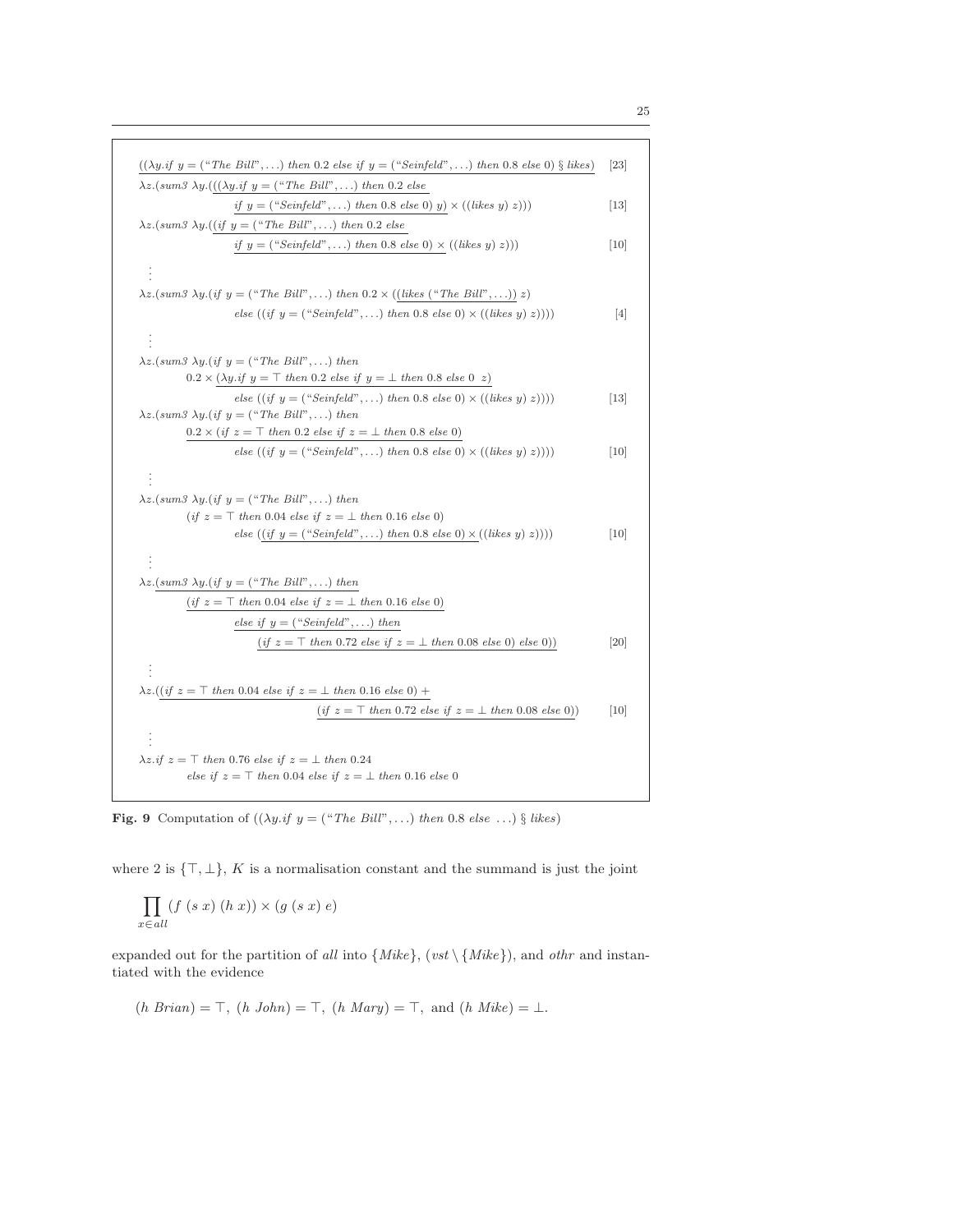$$((\lambda y.\mathit{if}\ y = (\text{“}\mathit{The\ Bill}\text{”}, \ldots)\ \mathit{then}\ 0.2\ \mathit{else\ if}\ y = (\text{“}\mathit{Seinfeld}\text{”}, \ldots)\ \mathit{then}\ 0.8\ \mathit{else}\ 0)\ \S\ \mathit{likes}) \quad [23]$$

$$\lambda z.(\mathit{sum3}\ \lambda y.(((\lambda y.\mathit{if}\ y = (\text{“}\mathit{The\ Bill}\text{”}, \ldots)\ \mathit{then}\ 0.2\ \mathit{else}\ \mathit{if}\ y = (\text{“}\mathit{Seinfeld}\text{”}, \ldots)\ \mathit{then}\ 0.8\ \mathit{else}\ 0)\ y) \times ((\mathit{likes}\ y)\ z))) \quad [13]$$

$$\lambda z.(\mathit{sum3}\ \lambda y.((\mathit{if}\ y = (\text{“}\mathit{The\ Bill}\text{”}, \ldots)\ \mathit{then}\ 0.2\ \mathit{else}\ \mathit{if}\ y = (\text{“}\mathit{Seinfeld}\text{”}, \ldots)\ \mathit{then}\ 0.8\ \mathit{else}\ 0) \times ((\mathit{likes}\ y)\ z))) \quad [10]$$

$\vdots$

$$\lambda z.(\mathit{sum3}\ \lambda y.(\mathit{if}\ y = (\text{“}\mathit{The\ Bill}\text{”}, \ldots)\ \mathit{then}\ 0.2 \times ((\mathit{likes}\ (\text{“}\mathit{The\ Bill}\text{”}, \ldots))\ z)\ \mathit{else}\ ((\mathit{if}\ y = (\text{“}\mathit{Seinfeld}\text{”}, \ldots)\ \mathit{then}\ 0.8\ \mathit{else}\ 0) \times ((\mathit{likes}\ y)\ z)))) \quad [4]$$

$\vdots$

$$\lambda z.(\mathit{sum3}\ \lambda y.(\mathit{if}\ y = (\text{“}\mathit{The\ Bill}\text{”}, \ldots)\ \mathit{then}\ 0.2 \times (\lambda y.\mathit{if}\ y = \top\ \mathit{then}\ 0.2\ \mathit{else\ if}\ y = \bot\ \mathit{then}\ 0.8\ \mathit{else}\ 0\ \ z)\ \mathit{else}\ ((\mathit{if}\ y = (\text{“}\mathit{Seinfeld}\text{”}, \ldots)\ \mathit{then}\ 0.8\ \mathit{else}\ 0) \times ((\mathit{likes}\ y)\ z)))) \quad [13]$$

$$\lambda z.(\mathit{sum3}\ \lambda y.(\mathit{if}\ y = (\text{“}\mathit{The\ Bill}\text{”}, \ldots)\ \mathit{then}\ 0.2 \times (\mathit{if}\ z = \top\ \mathit{then}\ 0.2\ \mathit{else\ if}\ z = \bot\ \mathit{then}\ 0.8\ \mathit{else}\ 0)\ \mathit{else}\ ((\mathit{if}\ y = (\text{“}\mathit{Seinfeld}\text{”}, \ldots)\ \mathit{then}\ 0.8\ \mathit{else}\ 0) \times ((\mathit{likes}\ y)\ z)))) \quad [10]$$

$\vdots$

$$\lambda z.(\mathit{sum3}\ \lambda y.(\mathit{if}\ y = (\text{“}\mathit{The\ Bill}\text{”}, \ldots)\ \mathit{then}\ (\mathit{if}\ z = \top\ \mathit{then}\ 0.04\ \mathit{else\ if}\ z = \bot\ \mathit{then}\ 0.16\ \mathit{else}\ 0)\ \mathit{else}\ ((\mathit{if}\ y = (\text{“}\mathit{Seinfeld}\text{”}, \ldots)\ \mathit{then}\ 0.8\ \mathit{else}\ 0) \times ((\mathit{likes}\ y)\ z)))) \quad [10]$$

$\vdots$

$$\lambda z.(\mathit{sum3}\ \lambda y.(\mathit{if}\ y = (\text{“}\mathit{The\ Bill}\text{”}, \ldots)\ \mathit{then}\ (\mathit{if}\ z = \top\ \mathit{then}\ 0.04\ \mathit{else\ if}\ z = \bot\ \mathit{then}\ 0.16\ \mathit{else}\ 0)\ \mathit{else\ if}\ y = (\text{“}\mathit{Seinfeld}\text{”}, \ldots)\ \mathit{then}\ (\mathit{if}\ z = \top\ \mathit{then}\ 0.72\ \mathit{else\ if}\ z = \bot\ \mathit{then}\ 0.08\ \mathit{else}\ 0)\ \mathit{else}\ 0)) \quad [20]$$

$\vdots$

$$\lambda z.((\mathit{if}\ z = \top\ \mathit{then}\ 0.04\ \mathit{else\ if}\ z = \bot\ \mathit{then}\ 0.16\ \mathit{else}\ 0) + (\mathit{if}\ z = \top\ \mathit{then}\ 0.72\ \mathit{else\ if}\ z = \bot\ \mathit{then}\ 0.08\ \mathit{else}\ 0)) \quad [10]$$

$\vdots$

$$\lambda z.\mathit{if}\ z = \top\ \mathit{then}\ 0.76\ \mathit{else\ if}\ z = \bot\ \mathit{then}\ 0.24\ \mathit{else\ if}\ z = \top\ \mathit{then}\ 0.04\ \mathit{else\ if}\ z = \bot\ \mathit{then}\ 0.16\ \mathit{else}\ 0$$

**Fig. 9** Computation of $((\lambda y.\mathit{if}\ y = (\text{“}\mathit{The\ Bill}\text{”}, \ldots)\ \mathit{then}\ 0.8\ \mathit{else}\ \ldots)\ \S\ \mathit{likes})$

where 2 is $\{\top, \bot\}$, $K$ is a normalisation constant and the summand is just the joint

$$\prod_{x \in all} (f\ (s\ x)\ (h\ x)) \times (g\ (s\ x)\ e)$$

expanded out for the partition of *all* into $\{Mike\}$, $(vst \setminus \{Mike\})$, and *othr* and instantiated with the evidence

$$(h\ Brian) = \top,\ (h\ John) = \top,\ (h\ Mary) = \top,\ \text{and}\ (h\ Mike) = \bot.$$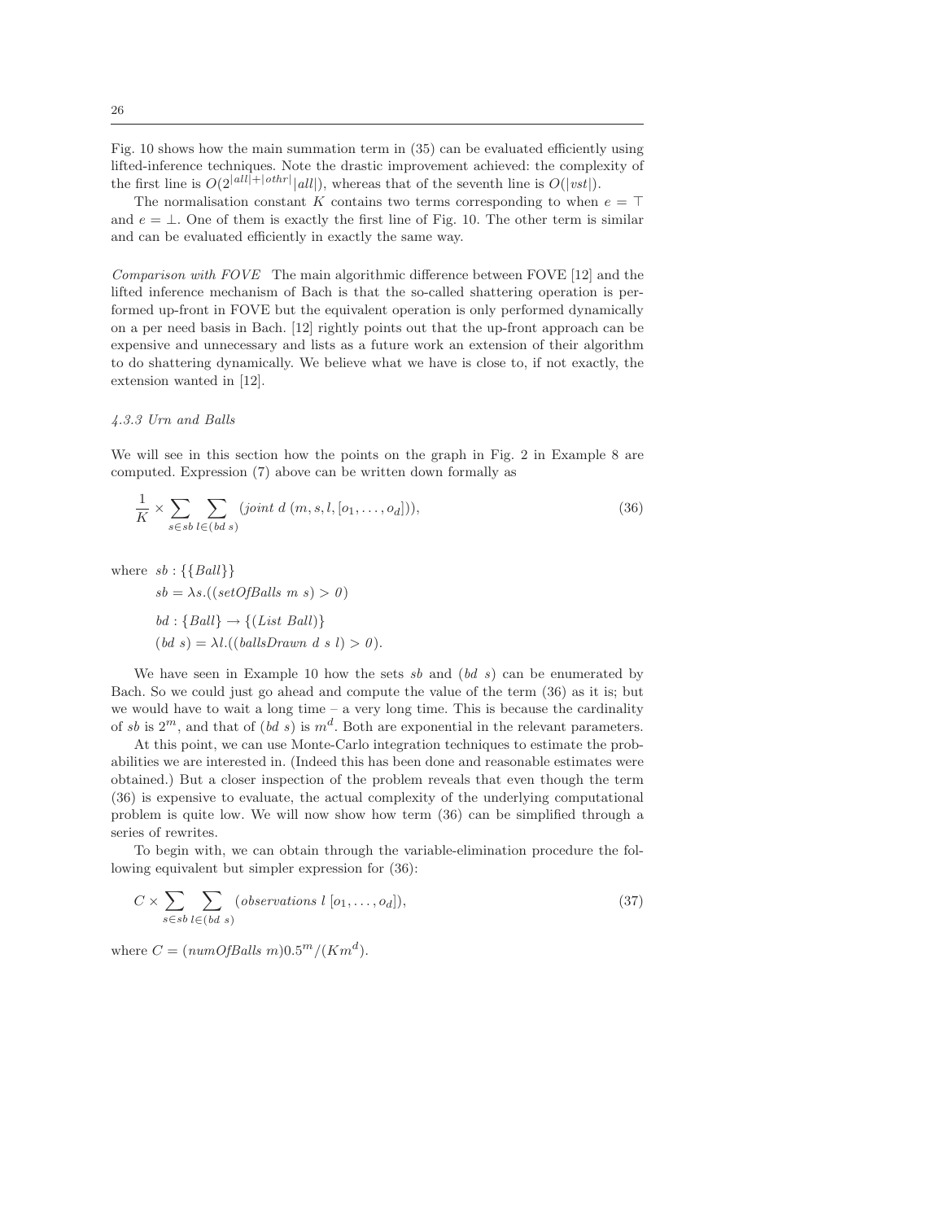Fig. 10 shows how the main summation term in (35) can be evaluated efficiently using lifted-inference techniques. Note the drastic improvement achieved: the complexity of the first line is $O(2^{|all|+|othr|}|all|)$, whereas that of the seventh line is $O(|vst|)$.

The normalisation constant $K$ contains two terms corresponding to when $e = \top$ and $e = \bot$. One of them is exactly the first line of Fig. 10. The other term is similar and can be evaluated efficiently in exactly the same way.

*Comparison with FOVE* The main algorithmic difference between FOVE [12] and the lifted inference mechanism of Bach is that the so-called shattering operation is performed up-front in FOVE but the equivalent operation is only performed dynamically on a per need basis in Bach. [12] rightly points out that the up-front approach can be expensive and unnecessary and lists as a future work an extension of their algorithm to do shattering dynamically. We believe what we have is close to, if not exactly, the extension wanted in [12].

#### *4.3.3 Urn and Balls*

We will see in this section how the points on the graph in Fig. 2 in Example 8 are computed. Expression (7) above can be written down formally as

$$\frac{1}{K} \times \sum_{s \in sb} \sum_{l \in (bd\ s)} (joint\ d\ (m, s, l, [o_1, \ldots, o_d])), \tag{36}$$

where $sb : \{\{Ball\}\}$

$$sb = \lambda s.((setOfBalls\ m\ s) > 0)$$

$$bd : \{Ball\} \rightarrow \{(List\ Ball)\}$$

$$(bd\ s) = \lambda l.((ballsDrawn\ d\ s\ l) > 0).$$

We have seen in Example 10 how the sets $sb$ and $(bd\ s)$ can be enumerated by Bach. So we could just go ahead and compute the value of the term (36) as it is; but we would have to wait a long time – a very long time. This is because the cardinality of $sb$ is $2^m$, and that of $(bd\ s)$ is $m^d$. Both are exponential in the relevant parameters.

At this point, we can use Monte-Carlo integration techniques to estimate the probabilities we are interested in. (Indeed this has been done and reasonable estimates were obtained.) But a closer inspection of the problem reveals that even though the term (36) is expensive to evaluate, the actual complexity of the underlying computational problem is quite low. We will now show how term (36) can be simplified through a series of rewrites.

To begin with, we can obtain through the variable-elimination procedure the following equivalent but simpler expression for (36):

$$C \times \sum_{s \in sb} \sum_{l \in (bd\ s)} (observations\ l\ [o_1, \ldots, o_d]), \tag{37}$$

where $C = (numOfBalls\ m)0.5^m/(Km^d)$.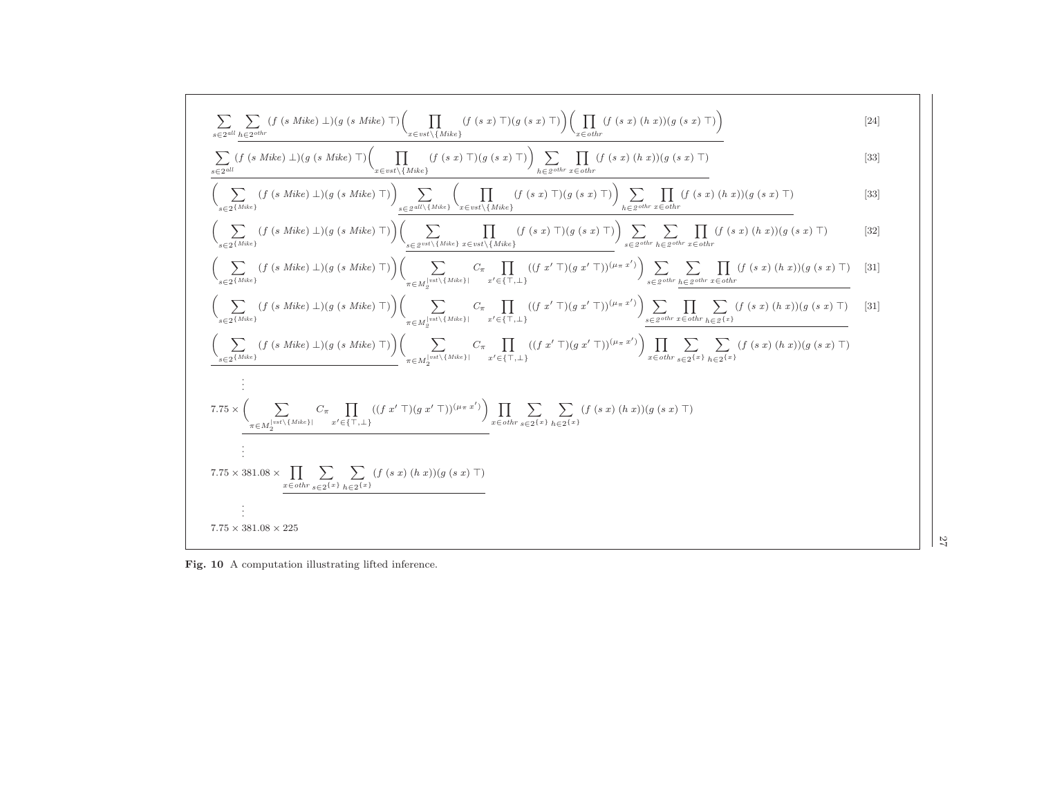$$\sum_{s \in 2^{all}} \underline{\sum_{h \in 2^{othr}} (f\ (s\ Mike)\ \bot)(g\ (s\ Mike)\ \top)\Big(\prod_{x \in vst \setminus \{Mike\}} (f\ (s\ x)\ \top)(g\ (s\ x)\ \top)\Big)\Big(\prod_{x \in othr} (f\ (s\ x)\ (h\ x))(g\ (s\ x)\ \top)\Big)} \quad [24]$$

$$\underline{\sum_{s \in 2^{all}} (f\ (s\ Mike)\ \bot)(g\ (s\ Mike)\ \top)\Big(\prod_{x \in vst \setminus \{Mike\}} (f\ (s\ x)\ \top)(g\ (s\ x)\ \top)\Big) \sum_{h \in 2^{othr}} \prod_{x \in othr} (f\ (s\ x)\ (h\ x))(g\ (s\ x)\ \top)} \quad [33]$$

$$\Big(\sum_{s \in 2^{\{Mike\}}} (f\ (s\ Mike)\ \bot)(g\ (s\ Mike)\ \top)\Big) \underline{\sum_{s \in 2^{all \setminus \{Mike\}}} \Big(\prod_{x \in vst \setminus \{Mike\}} (f\ (s\ x)\ \top)(g\ (s\ x)\ \top)\Big) \sum_{h \in 2^{othr}} \prod_{x \in othr} (f\ (s\ x)\ (h\ x))(g\ (s\ x)\ \top)} \quad [33]$$

$$\Big(\sum_{s \in 2^{\{Mike\}}} (f\ (s\ Mike)\ \bot)(g\ (s\ Mike)\ \top)\Big)\underline{\Big(\sum_{s \in 2^{vst \setminus \{Mike\}}} \prod_{x \in vst \setminus \{Mike\}} (f\ (s\ x)\ \top)(g\ (s\ x)\ \top)\Big)} \sum_{s \in 2^{othr}} \sum_{h \in 2^{othr}} \prod_{x \in othr} (f\ (s\ x)\ (h\ x))(g\ (s\ x)\ \top) \quad [32]$$

$$\Big(\sum_{s \in 2^{\{Mike\}}} (f\ (s\ Mike)\ \bot)(g\ (s\ Mike)\ \top)\Big)\Big(\sum_{\pi \in M_2^{|vst \setminus \{Mike\}|}} C_\pi \prod_{x' \in \{\top, \bot\}} ((f\ x'\ \top)(g\ x'\ \top))^{(\mu_\pi\ x')}\Big) \sum_{s \in 2^{othr}} \underline{\sum_{h \in 2^{othr}} \prod_{x \in othr} (f\ (s\ x)\ (h\ x))(g\ (s\ x)\ \top)} \quad [31]$$

$$\Big(\sum_{s \in 2^{\{Mike\}}} (f\ (s\ Mike)\ \bot)(g\ (s\ Mike)\ \top)\Big)\Big(\sum_{\pi \in M_2^{|vst \setminus \{Mike\}|}} C_\pi \prod_{x' \in \{\top, \bot\}} ((f\ x'\ \top)(g\ x'\ \top))^{(\mu_\pi\ x')}\Big) \underline{\sum_{s \in 2^{othr}} \prod_{x \in othr} \sum_{h \in 2^{\{x\}}} (f\ (s\ x)\ (h\ x))(g\ (s\ x)\ \top)} \quad [31]$$

$$\underline{\Big(\sum_{s \in 2^{\{Mike\}}} (f\ (s\ Mike)\ \bot)(g\ (s\ Mike)\ \top)\Big)}\Big(\sum_{\pi \in M_2^{|vst \setminus \{Mike\}|}} C_\pi \prod_{x' \in \{\top, \bot\}} ((f\ x'\ \top)(g\ x'\ \top))^{(\mu_\pi\ x')}\Big) \prod_{x \in othr} \sum_{s \in 2^{\{x\}}} \sum_{h \in 2^{\{x\}}} (f\ (s\ x)\ (h\ x))(g\ (s\ x)\ \top)$$

$$\vdots$$

$$7.75 \times \underline{\Big(\sum_{\pi \in M_2^{|vst \setminus \{Mike\}|}} C_\pi \prod_{x' \in \{\top, \bot\}} ((f\ x'\ \top)(g\ x'\ \top))^{(\mu_\pi\ x')}\Big)} \prod_{x \in othr} \sum_{s \in 2^{\{x\}}} \sum_{h \in 2^{\{x\}}} (f\ (s\ x)\ (h\ x))(g\ (s\ x)\ \top)$$

$$\vdots$$

$$7.75 \times 381.08 \times \underline{\prod_{x \in othr} \sum_{s \in 2^{\{x\}}} \sum_{h \in 2^{\{x\}}} (f\ (s\ x)\ (h\ x))(g\ (s\ x)\ \top)}$$

$$\vdots$$

$$7.75 \times 381.08 \times 225$$

**Fig. 10** A computation illustrating lifted inference.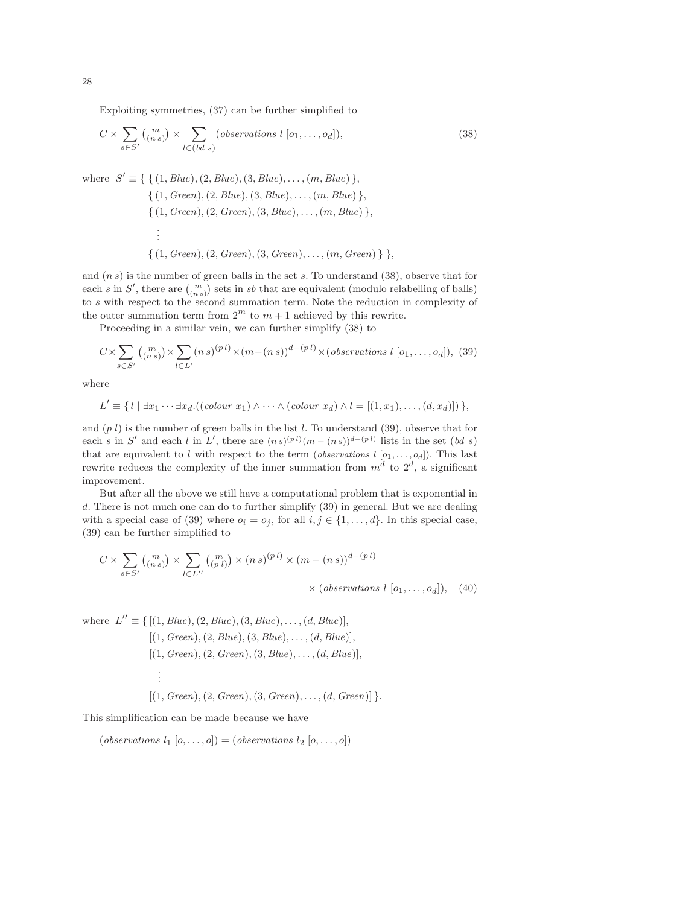Exploiting symmetries, (37) can be further simplified to

$$C \times \sum_{s \in S'} \binom{m}{(n\ s)} \times \sum_{l \in (bd\ s)} (\mathit{observations}\ l\ [o_1, \ldots, o_d]), \tag{38}$$

where

$$\begin{aligned} S' \equiv \{ & \{ (1, \mathit{Blue}), (2, \mathit{Blue}), (3, \mathit{Blue}), \ldots, (m, \mathit{Blue}) \}, \\ & \{ (1, \mathit{Green}), (2, \mathit{Blue}), (3, \mathit{Blue}), \ldots, (m, \mathit{Blue}) \}, \\ & \{ (1, \mathit{Green}), (2, \mathit{Green}), (3, \mathit{Blue}), \ldots, (m, \mathit{Blue}) \}, \\ & \quad \vdots \\ & \{ (1, \mathit{Green}), (2, \mathit{Green}), (3, \mathit{Green}), \ldots, (m, \mathit{Green}) \} \}, \end{aligned}$$

and $(n\ s)$ is the number of green balls in the set $s$. To understand (38), observe that for each $s$ in $S'$, there are $\binom{m}{(n\ s)}$ sets in $sb$ that are equivalent (modulo relabelling of balls) to $s$ with respect to the second summation term. Note the reduction in complexity of the outer summation term from $2^m$ to $m+1$ achieved by this rewrite.

Proceeding in a similar vein, we can further simplify (38) to

$$C \times \sum_{s \in S'} \binom{m}{(n\ s)} \times \sum_{l \in L'} (n\ s)^{(p\ l)} \times (m - (n\ s))^{d-(p\ l)} \times (\mathit{observations}\ l\ [o_1, \ldots, o_d]), \tag{39}$$

where

$$L' \equiv \{ l \mid \exists x_1 \cdots \exists x_d.((\mathit{colour}\ x_1) \wedge \cdots \wedge (\mathit{colour}\ x_d) \wedge l = [(1, x_1), \ldots, (d, x_d)]) \},$$

and $(p\ l)$ is the number of green balls in the list $l$. To understand (39), observe that for each $s$ in $S'$ and each $l$ in $L'$, there are $(n\ s)^{(p\ l)}(m - (n\ s))^{d-(p\ l)}$ lists in the set $(bd\ s)$ that are equivalent to $l$ with respect to the term $(\mathit{observations}\ l\ [o_1, \ldots, o_d])$. This last rewrite reduces the complexity of the inner summation from $m^d$ to $2^d$, a significant improvement.

But after all the above we still have a computational problem that is exponential in $d$. There is not much one can do to further simplify (39) in general. But we are dealing with a special case of (39) where $o_i = o_j$, for all $i, j \in \{1, \ldots, d\}$. In this special case, (39) can be further simplified to

$$C \times \sum_{s \in S'} \binom{m}{(n\ s)} \times \sum_{l \in L''} \binom{m}{(p\ l)} \times (n\ s)^{(p\ l)} \times (m - (n\ s))^{d-(p\ l)} \times (\mathit{observations}\ l\ [o_1, \ldots, o_d]), \tag{40}$$

where

$$\begin{aligned} L'' \equiv \{ & [(1, \mathit{Blue}), (2, \mathit{Blue}), (3, \mathit{Blue}), \ldots, (d, \mathit{Blue})], \\ & [(1, \mathit{Green}), (2, \mathit{Blue}), (3, \mathit{Blue}), \ldots, (d, \mathit{Blue})], \\ & [(1, \mathit{Green}), (2, \mathit{Green}), (3, \mathit{Blue}), \ldots, (d, \mathit{Blue})], \\ & \quad \vdots \\ & [(1, \mathit{Green}), (2, \mathit{Green}), (3, \mathit{Green}), \ldots, (d, \mathit{Green})] \}. \end{aligned}$$

This simplification can be made because we have

$$(\mathit{observations}\ l_1\ [o, \ldots, o]) = (\mathit{observations}\ l_2\ [o, \ldots, o])$$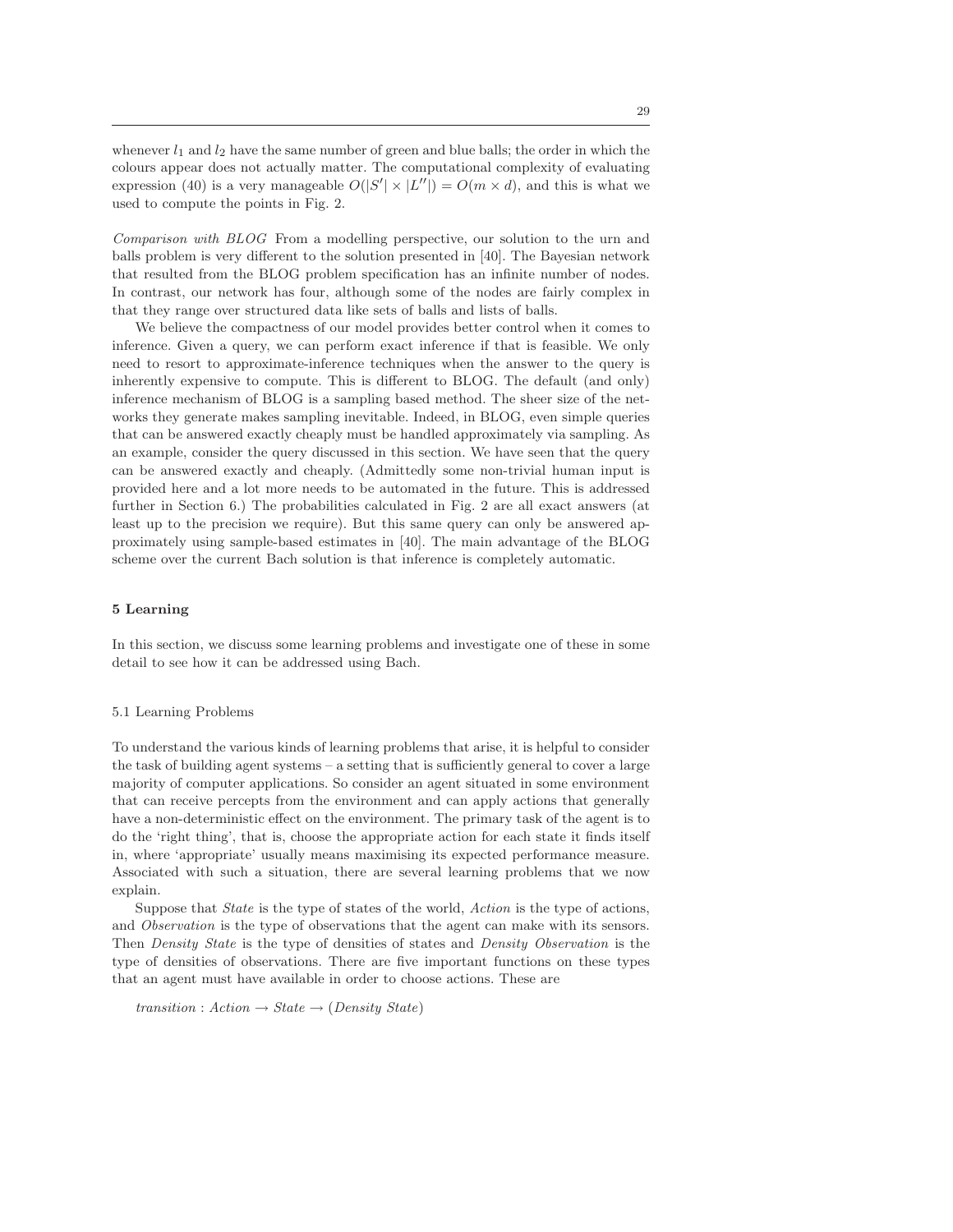whenever $l_1$ and $l_2$ have the same number of green and blue balls; the order in which the colours appear does not actually matter. The computational complexity of evaluating expression (40) is a very manageable $O(|S'| \times |L''|) = O(m \times d)$, and this is what we used to compute the points in Fig. 2.

*Comparison with BLOG* From a modelling perspective, our solution to the urn and balls problem is very different to the solution presented in [40]. The Bayesian network that resulted from the BLOG problem specification has an infinite number of nodes. In contrast, our network has four, although some of the nodes are fairly complex in that they range over structured data like sets of balls and lists of balls.

We believe the compactness of our model provides better control when it comes to inference. Given a query, we can perform exact inference if that is feasible. We only need to resort to approximate-inference techniques when the answer to the query is inherently expensive to compute. This is different to BLOG. The default (and only) inference mechanism of BLOG is a sampling based method. The sheer size of the networks they generate makes sampling inevitable. Indeed, in BLOG, even simple queries that can be answered exactly cheaply must be handled approximately via sampling. As an example, consider the query discussed in this section. We have seen that the query can be answered exactly and cheaply. (Admittedly some non-trivial human input is provided here and a lot more needs to be automated in the future. This is addressed further in Section 6.) The probabilities calculated in Fig. 2 are all exact answers (at least up to the precision we require). But this same query can only be answered approximately using sample-based estimates in [40]. The main advantage of the BLOG scheme over the current Bach solution is that inference is completely automatic.

## 5 Learning

In this section, we discuss some learning problems and investigate one of these in some detail to see how it can be addressed using Bach.

### 5.1 Learning Problems

To understand the various kinds of learning problems that arise, it is helpful to consider the task of building agent systems – a setting that is sufficiently general to cover a large majority of computer applications. So consider an agent situated in some environment that can receive percepts from the environment and can apply actions that generally have a non-deterministic effect on the environment. The primary task of the agent is to do the 'right thing', that is, choose the appropriate action for each state it finds itself in, where 'appropriate' usually means maximising its expected performance measure. Associated with such a situation, there are several learning problems that we now explain.

Suppose that *State* is the type of states of the world, *Action* is the type of actions, and *Observation* is the type of observations that the agent can make with its sensors. Then *Density State* is the type of densities of states and *Density Observation* is the type of densities of observations. There are five important functions on these types that an agent must have available in order to choose actions. These are

$transition : Action \rightarrow State \rightarrow (Density\ State)$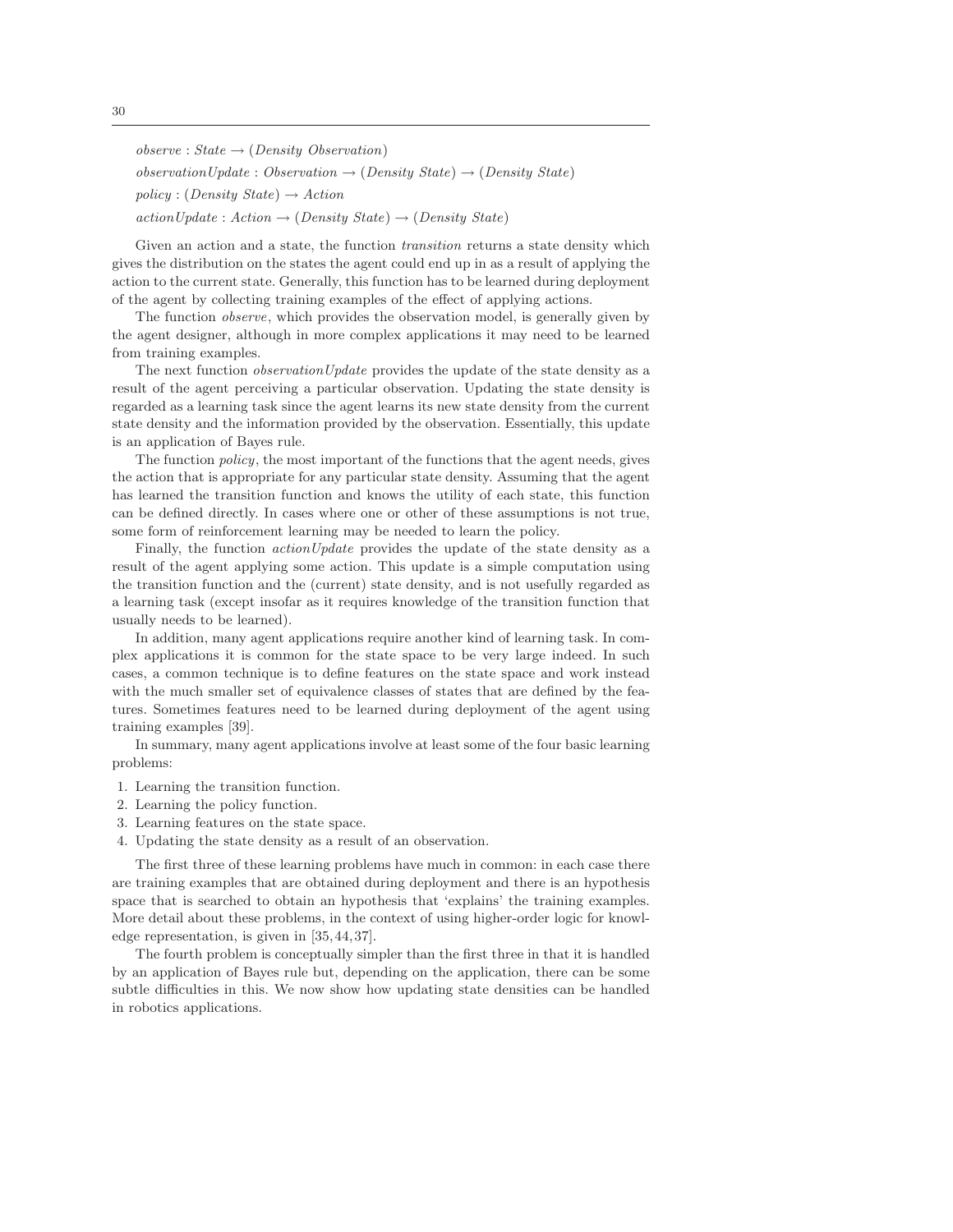*observe* : *State* → (*Density Observation*)

*observationUpdate* : *Observation* → (*Density State*) → (*Density State*)

*policy* : (*Density State*) → *Action*

*actionUpdate* : *Action* → (*Density State*) → (*Density State*)

Given an action and a state, the function *transition* returns a state density which gives the distribution on the states the agent could end up in as a result of applying the action to the current state. Generally, this function has to be learned during deployment of the agent by collecting training examples of the effect of applying actions.

The function *observe*, which provides the observation model, is generally given by the agent designer, although in more complex applications it may need to be learned from training examples.

The next function *observationUpdate* provides the update of the state density as a result of the agent perceiving a particular observation. Updating the state density is regarded as a learning task since the agent learns its new state density from the current state density and the information provided by the observation. Essentially, this update is an application of Bayes rule.

The function *policy*, the most important of the functions that the agent needs, gives the action that is appropriate for any particular state density. Assuming that the agent has learned the transition function and knows the utility of each state, this function can be defined directly. In cases where one or other of these assumptions is not true, some form of reinforcement learning may be needed to learn the policy.

Finally, the function *actionUpdate* provides the update of the state density as a result of the agent applying some action. This update is a simple computation using the transition function and the (current) state density, and is not usefully regarded as a learning task (except insofar as it requires knowledge of the transition function that usually needs to be learned).

In addition, many agent applications require another kind of learning task. In complex applications it is common for the state space to be very large indeed. In such cases, a common technique is to define features on the state space and work instead with the much smaller set of equivalence classes of states that are defined by the features. Sometimes features need to be learned during deployment of the agent using training examples [39].

In summary, many agent applications involve at least some of the four basic learning problems:

1. Learning the transition function.
2. Learning the policy function.
3. Learning features on the state space.
4. Updating the state density as a result of an observation.

The first three of these learning problems have much in common: in each case there are training examples that are obtained during deployment and there is an hypothesis space that is searched to obtain an hypothesis that 'explains' the training examples. More detail about these problems, in the context of using higher-order logic for knowledge representation, is given in [35, 44, 37].

The fourth problem is conceptually simpler than the first three in that it is handled by an application of Bayes rule but, depending on the application, there can be some subtle difficulties in this. We now show how updating state densities can be handled in robotics applications.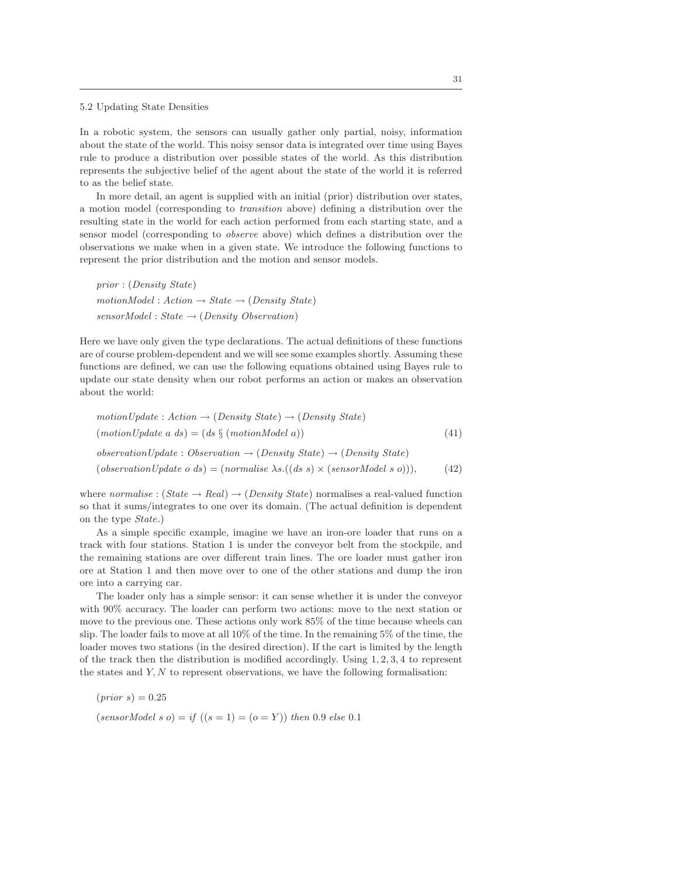### 5.2 Updating State Densities

In a robotic system, the sensors can usually gather only partial, noisy, information about the state of the world. This noisy sensor data is integrated over time using Bayes rule to produce a distribution over possible states of the world. As this distribution represents the subjective belief of the agent about the state of the world it is referred to as the belief state.

In more detail, an agent is supplied with an initial (prior) distribution over states, a motion model (corresponding to *transition* above) defining a distribution over the resulting state in the world for each action performed from each starting state, and a sensor model (corresponding to *observe* above) which defines a distribution over the observations we make when in a given state. We introduce the following functions to represent the prior distribution and the motion and sensor models.

$$
\begin{aligned}
&\mathit{prior} : (\mathit{Density}\ \mathit{State}) \\
&\mathit{motionModel} : \mathit{Action} \rightarrow \mathit{State} \rightarrow (\mathit{Density}\ \mathit{State}) \\
&\mathit{sensorModel} : \mathit{State} \rightarrow (\mathit{Density}\ \mathit{Observation})
\end{aligned}
$$

Here we have only given the type declarations. The actual definitions of these functions are of course problem-dependent and we will see some examples shortly. Assuming these functions are defined, we can use the following equations obtained using Bayes rule to update our state density when our robot performs an action or makes an observation about the world:

$$
\begin{aligned}
&\mathit{motionUpdate} : \mathit{Action} \rightarrow (\mathit{Density}\ \mathit{State}) \rightarrow (\mathit{Density}\ \mathit{State}) \\
&(\mathit{motionUpdate}\ a\ ds) = (ds\ \S\ (\mathit{motionModel}\ a)) \qquad (41) \\
&\mathit{observationUpdate} : \mathit{Observation} \rightarrow (\mathit{Density}\ \mathit{State}) \rightarrow (\mathit{Density}\ \mathit{State}) \\
&(\mathit{observationUpdate}\ o\ ds) = (\mathit{normalise}\ \lambda s.((ds\ s) \times (\mathit{sensorModel}\ s\ o))), \qquad (42)
\end{aligned}
$$

where $\mathit{normalise} : (\mathit{State} \rightarrow \mathit{Real}) \rightarrow (\mathit{Density}\ \mathit{State})$ normalises a real-valued function so that it sums/integrates to one over its domain. (The actual definition is dependent on the type *State*.)

As a simple specific example, imagine we have an iron-ore loader that runs on a track with four stations. Station 1 is under the conveyor belt from the stockpile, and the remaining stations are over different train lines. The ore loader must gather iron ore at Station 1 and then move over to one of the other stations and dump the iron ore into a carrying car.

The loader only has a simple sensor: it can sense whether it is under the conveyor with 90% accuracy. The loader can perform two actions: move to the next station or move to the previous one. These actions only work 85% of the time because wheels can slip. The loader fails to move at all 10% of the time. In the remaining 5% of the time, the loader moves two stations (in the desired direction). If the cart is limited by the length of the track then the distribution is modified accordingly. Using $1, 2, 3, 4$ to represent the states and $Y, N$ to represent observations, we have the following formalisation:

$$
\begin{aligned}
&(\mathit{prior}\ s) = 0.25 \\
&(\mathit{sensorModel}\ s\ o) = \mathit{if}\ ((s = 1) = (o = Y))\ \mathit{then}\ 0.9\ \mathit{else}\ 0.1
\end{aligned}
$$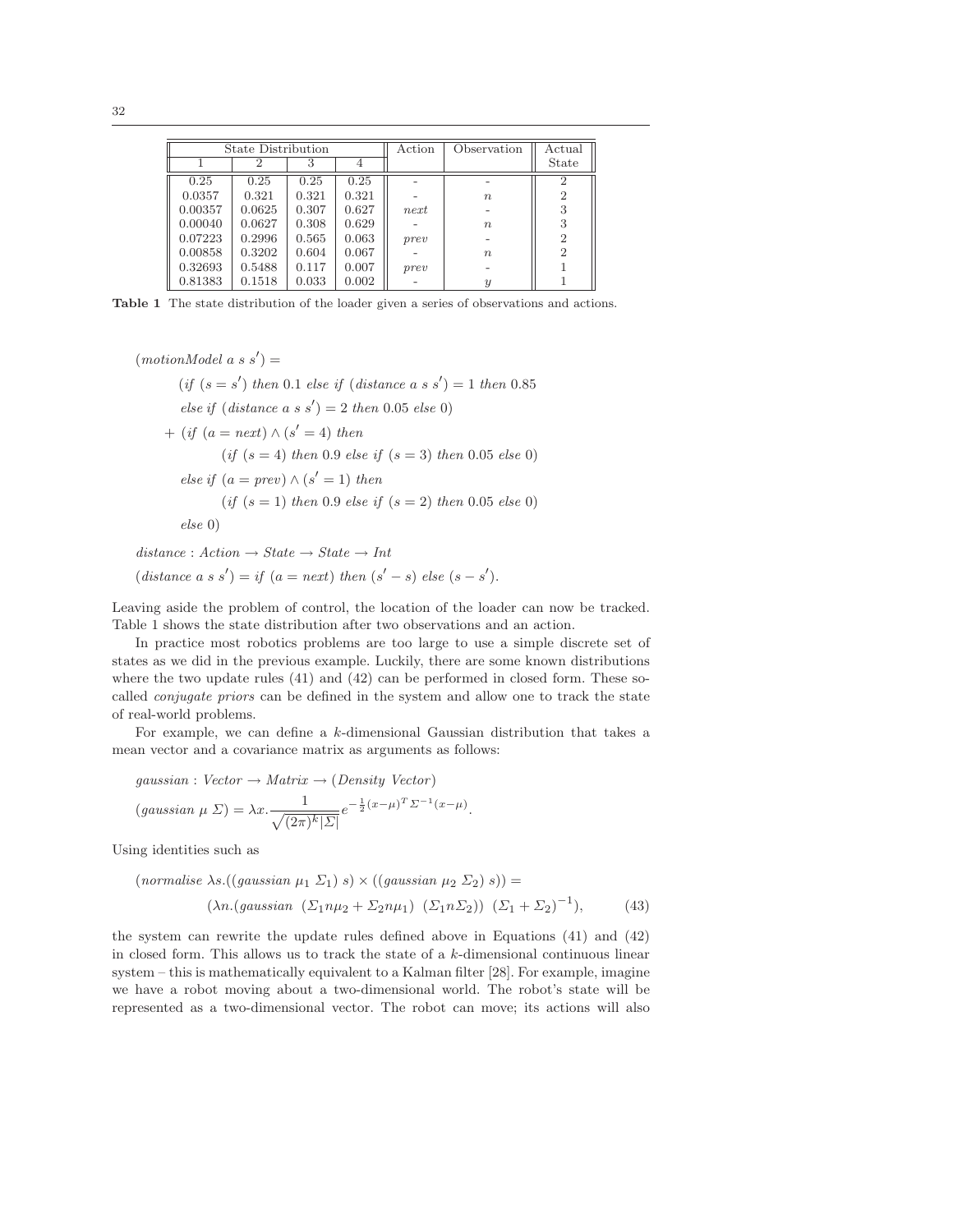| State Distribution | | | | Action | Observation | Actual |
|---|---|---|---|---|---|---|
| 1 | 2 | 3 | 4 | | | State |
| 0.25 | 0.25 | 0.25 | 0.25 | - | - | 2 |
| 0.0357 | 0.321 | 0.321 | 0.321 | - | $n$ | 2 |
| 0.00357 | 0.0625 | 0.307 | 0.627 | *next* | - | 3 |
| 0.00040 | 0.0627 | 0.308 | 0.629 | - | $n$ | 3 |
| 0.07223 | 0.2996 | 0.565 | 0.063 | *prev* | - | 2 |
| 0.00858 | 0.3202 | 0.604 | 0.067 | - | $n$ | 2 |
| 0.32693 | 0.5488 | 0.117 | 0.007 | *prev* | - | 1 |
| 0.81383 | 0.1518 | 0.033 | 0.002 | - | $y$ | 1 |

**Table 1** The state distribution of the loader given a series of observations and actions.

$$
\begin{aligned}
&(\mathit{motionModel}\ a\ s\ s') = \\
&\qquad (\mathit{if}\ (s = s')\ \mathit{then}\ 0.1\ \mathit{else}\ \mathit{if}\ (\mathit{distance}\ a\ s\ s') = 1\ \mathit{then}\ 0.85 \\
&\qquad \mathit{else}\ \mathit{if}\ (\mathit{distance}\ a\ s\ s') = 2\ \mathit{then}\ 0.05\ \mathit{else}\ 0) \\
&\quad + (\mathit{if}\ (a = \mathit{next}) \wedge (s' = 4)\ \mathit{then} \\
&\qquad\qquad (\mathit{if}\ (s = 4)\ \mathit{then}\ 0.9\ \mathit{else}\ \mathit{if}\ (s = 3)\ \mathit{then}\ 0.05\ \mathit{else}\ 0) \\
&\qquad \mathit{else}\ \mathit{if}\ (a = \mathit{prev}) \wedge (s' = 1)\ \mathit{then} \\
&\qquad\qquad (\mathit{if}\ (s = 1)\ \mathit{then}\ 0.9\ \mathit{else}\ \mathit{if}\ (s = 2)\ \mathit{then}\ 0.05\ \mathit{else}\ 0) \\
&\qquad \mathit{else}\ 0)
\end{aligned}
$$

$$
\begin{aligned}
&\mathit{distance} : \mathit{Action} \to \mathit{State} \to \mathit{State} \to \mathit{Int} \\
&(\mathit{distance}\ a\ s\ s') = \mathit{if}\ (a = \mathit{next})\ \mathit{then}\ (s' - s)\ \mathit{else}\ (s - s').
\end{aligned}
$$

Leaving aside the problem of control, the location of the loader can now be tracked. Table 1 shows the state distribution after two observations and an action.

In practice most robotics problems are too large to use a simple discrete set of states as we did in the previous example. Luckily, there are some known distributions where the two update rules (41) and (42) can be performed in closed form. These so-called *conjugate priors* can be defined in the system and allow one to track the state of real-world problems.

For example, we can define a $k$-dimensional Gaussian distribution that takes a mean vector and a covariance matrix as arguments as follows:

$$
\begin{aligned}
&\mathit{gaussian} : \mathit{Vector} \to \mathit{Matrix} \to (\mathit{Density}\ \mathit{Vector}) \\
&(\mathit{gaussian}\ \mu\ \Sigma) = \lambda x. \frac{1}{\sqrt{(2\pi)^k |\Sigma|}} e^{-\frac{1}{2}(x-\mu)^T \Sigma^{-1} (x-\mu)}.
\end{aligned}
$$

Using identities such as

$$
\begin{aligned}
&(\mathit{normalise}\ \lambda s.((\mathit{gaussian}\ \mu_1\ \Sigma_1)\ s) \times ((\mathit{gaussian}\ \mu_2\ \Sigma_2)\ s)) = \\
&\qquad\qquad (\lambda n.(\mathit{gaussian}\ \ (\Sigma_1 n \mu_2 + \Sigma_2 n \mu_1)\ \ (\Sigma_1 n \Sigma_2))\ \ (\Sigma_1 + \Sigma_2)^{-1}), \qquad (43)
\end{aligned}
$$

the system can rewrite the update rules defined above in Equations (41) and (42) in closed form. This allows us to track the state of a $k$-dimensional continuous linear system – this is mathematically equivalent to a Kalman filter [28]. For example, imagine we have a robot moving about a two-dimensional world. The robot's state will be represented as a two-dimensional vector. The robot can move; its actions will also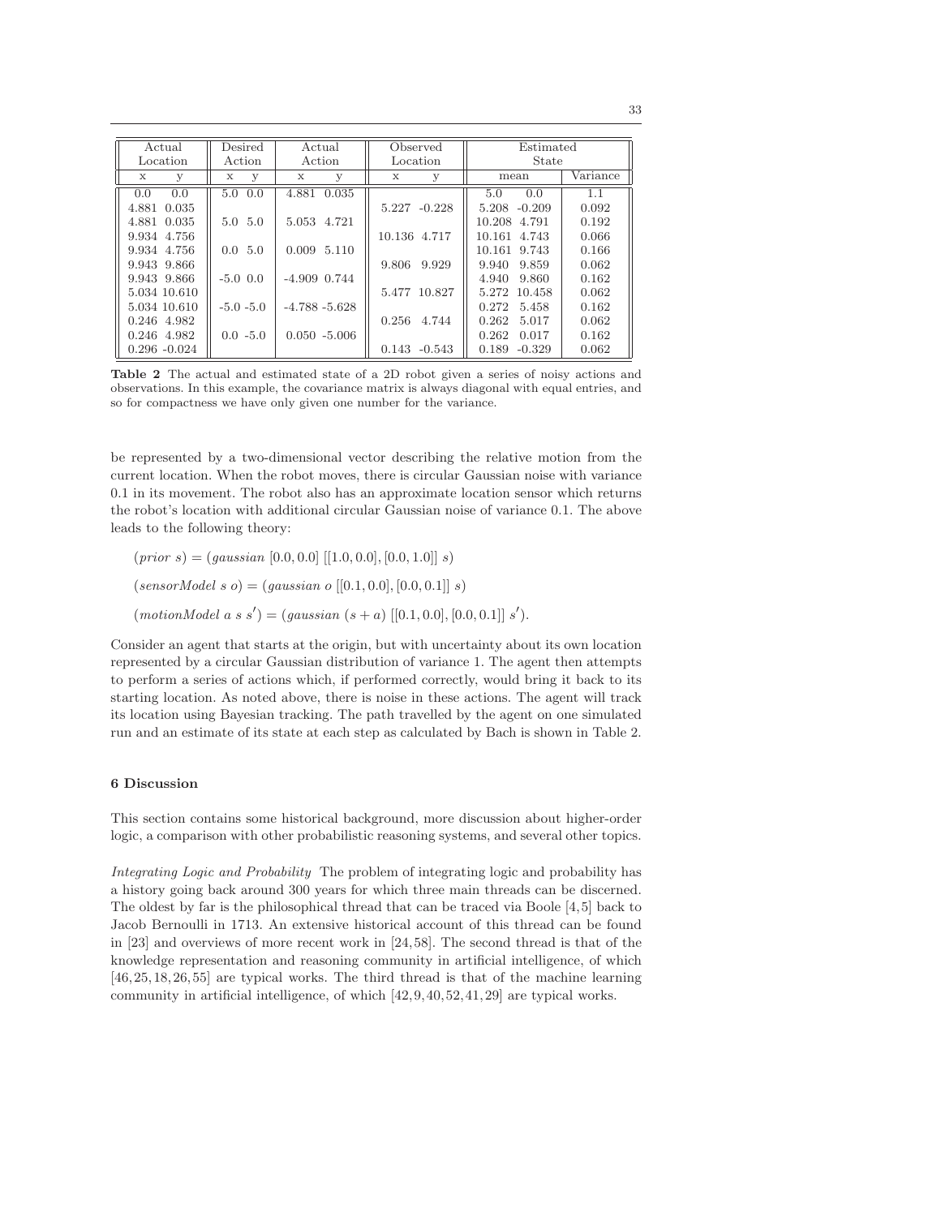| Actual Location | | Desired Action | | Actual Action | | Observed Location | | Estimated State | | |
|---|---|---|---|---|---|---|---|---|---|---|
| x | y | x | y | x | y | x | y | mean | | Variance |
| 0.0 | 0.0 | 5.0 | 0.0 | 4.881 | 0.035 | | | 5.0 | 0.0 | 1.1 |
| 4.881 | 0.035 | | | | | 5.227 | -0.228 | 5.208 | -0.209 | 0.092 |
| 4.881 | 0.035 | 5.0 | 5.0 | 5.053 | 4.721 | | | 10.208 | 4.791 | 0.192 |
| 9.934 | 4.756 | | | | | 10.136 | 4.717 | 10.161 | 4.743 | 0.066 |
| 9.934 | 4.756 | 0.0 | 5.0 | 0.009 | 5.110 | | | 10.161 | 9.743 | 0.166 |
| 9.943 | 9.866 | | | | | 9.806 | 9.929 | 9.940 | 9.859 | 0.062 |
| 9.943 | 9.866 | -5.0 | 0.0 | -4.909 | 0.744 | | | 4.940 | 9.860 | 0.162 |
| 5.034 | 10.610 | | | | | 5.477 | 10.827 | 5.272 | 10.458 | 0.062 |
| 5.034 | 10.610 | -5.0 | -5.0 | -4.788 | -5.628 | | | 0.272 | 5.458 | 0.162 |
| 0.246 | 4.982 | | | | | 0.256 | 4.744 | 0.262 | 5.017 | 0.062 |
| 0.246 | 4.982 | 0.0 | -5.0 | 0.050 | -5.006 | | | 0.262 | 0.017 | 0.162 |
| 0.296 | -0.024 | | | | | 0.143 | -0.543 | 0.189 | -0.329 | 0.062 |

**Table 2** The actual and estimated state of a 2D robot given a series of noisy actions and observations. In this example, the covariance matrix is always diagonal with equal entries, and so for compactness we have only given one number for the variance.

be represented by a two-dimensional vector describing the relative motion from the current location. When the robot moves, there is circular Gaussian noise with variance 0.1 in its movement. The robot also has an approximate location sensor which returns the robot's location with additional circular Gaussian noise of variance 0.1. The above leads to the following theory:

$$(prior\ s) = (gaussian\ [0.0, 0.0]\ [[1.0, 0.0], [0.0, 1.0]]\ s)$$

$$(sensorModel\ s\ o) = (gaussian\ o\ [[0.1, 0.0], [0.0, 0.1]]\ s)$$

$$(motionModel\ a\ s\ s') = (gaussian\ (s + a)\ [[0.1, 0.0], [0.0, 0.1]]\ s').$$

Consider an agent that starts at the origin, but with uncertainty about its own location represented by a circular Gaussian distribution of variance 1. The agent then attempts to perform a series of actions which, if performed correctly, would bring it back to its starting location. As noted above, there is noise in these actions. The agent will track its location using Bayesian tracking. The path travelled by the agent on one simulated run and an estimate of its state at each step as calculated by Bach is shown in Table 2.

## 6 Discussion

This section contains some historical background, more discussion about higher-order logic, a comparison with other probabilistic reasoning systems, and several other topics.

*Integrating Logic and Probability* The problem of integrating logic and probability has a history going back around 300 years for which three main threads can be discerned. The oldest by far is the philosophical thread that can be traced via Boole [4,5] back to Jacob Bernoulli in 1713. An extensive historical account of this thread can be found in [23] and overviews of more recent work in [24,58]. The second thread is that of the knowledge representation and reasoning community in artificial intelligence, of which [46,25,18,26,55] are typical works. The third thread is that of the machine learning community in artificial intelligence, of which [42,9,40,52,41,29] are typical works.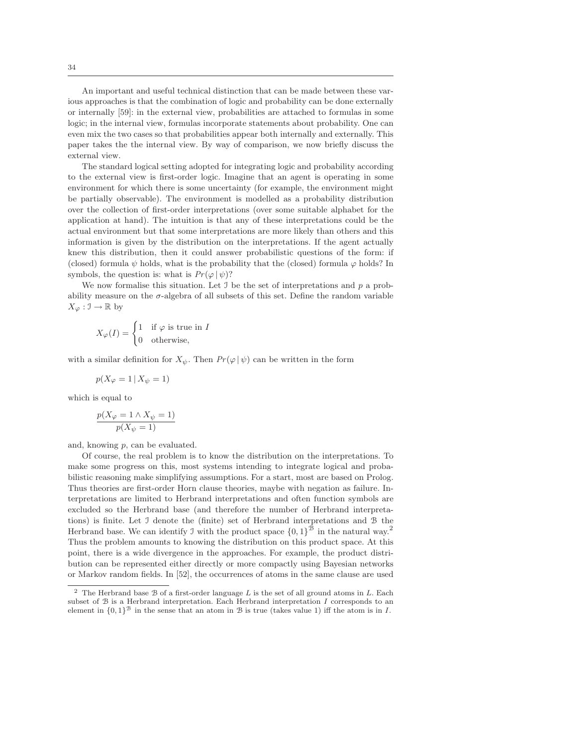An important and useful technical distinction that can be made between these various approaches is that the combination of logic and probability can be done externally or internally [59]: in the external view, probabilities are attached to formulas in some logic; in the internal view, formulas incorporate statements about probability. One can even mix the two cases so that probabilities appear both internally and externally. This paper takes the the internal view. By way of comparison, we now briefly discuss the external view.

The standard logical setting adopted for integrating logic and probability according to the external view is first-order logic. Imagine that an agent is operating in some environment for which there is some uncertainty (for example, the environment might be partially observable). The environment is modelled as a probability distribution over the collection of first-order interpretations (over some suitable alphabet for the application at hand). The intuition is that any of these interpretations could be the actual environment but that some interpretations are more likely than others and this information is given by the distribution on the interpretations. If the agent actually knew this distribution, then it could answer probabilistic questions of the form: if (closed) formula $\psi$ holds, what is the probability that the (closed) formula $\varphi$ holds? In symbols, the question is: what is $Pr(\varphi \,|\, \psi)$?

We now formalise this situation. Let $\mathcal{I}$ be the set of interpretations and $p$ a probability measure on the $\sigma$-algebra of all subsets of this set. Define the random variable $X_\varphi : \mathcal{I} \to \mathbb{R}$ by

$$X_\varphi(I) = \begin{cases} 1 & \text{if } \varphi \text{ is true in } I \\ 0 & \text{otherwise,} \end{cases}$$

with a similar definition for $X_\psi$. Then $Pr(\varphi \,|\, \psi)$ can be written in the form

$$p(X_\varphi = 1 \,|\, X_\psi = 1)$$

which is equal to

$$\frac{p(X_\varphi = 1 \wedge X_\psi = 1)}{p(X_\psi = 1)}$$

and, knowing $p$, can be evaluated.

Of course, the real problem is to know the distribution on the interpretations. To make some progress on this, most systems intending to integrate logical and probabilistic reasoning make simplifying assumptions. For a start, most are based on Prolog. Thus theories are first-order Horn clause theories, maybe with negation as failure. Interpretations are limited to Herbrand interpretations and often function symbols are excluded so the Herbrand base (and therefore the number of Herbrand interpretations) is finite. Let $\mathcal{I}$ denote the (finite) set of Herbrand interpretations and $\mathcal{B}$ the Herbrand base. We can identify $\mathcal{I}$ with the product space $\{0,1\}^{\mathcal{B}}$ in the natural way.[2] Thus the problem amounts to knowing the distribution on this product space. At this point, there is a wide divergence in the approaches. For example, the product distribution can be represented either directly or more compactly using Bayesian networks or Markov random fields. In [52], the occurrences of atoms in the same clause are used

[2] The Herbrand base $\mathcal{B}$ of a first-order language $L$ is the set of all ground atoms in $L$. Each subset of $\mathcal{B}$ is a Herbrand interpretation. Each Herbrand interpretation $I$ corresponds to an element in $\{0,1\}^{\mathcal{B}}$ in the sense that an atom in $\mathcal{B}$ is true (takes value 1) iff the atom is in $I$.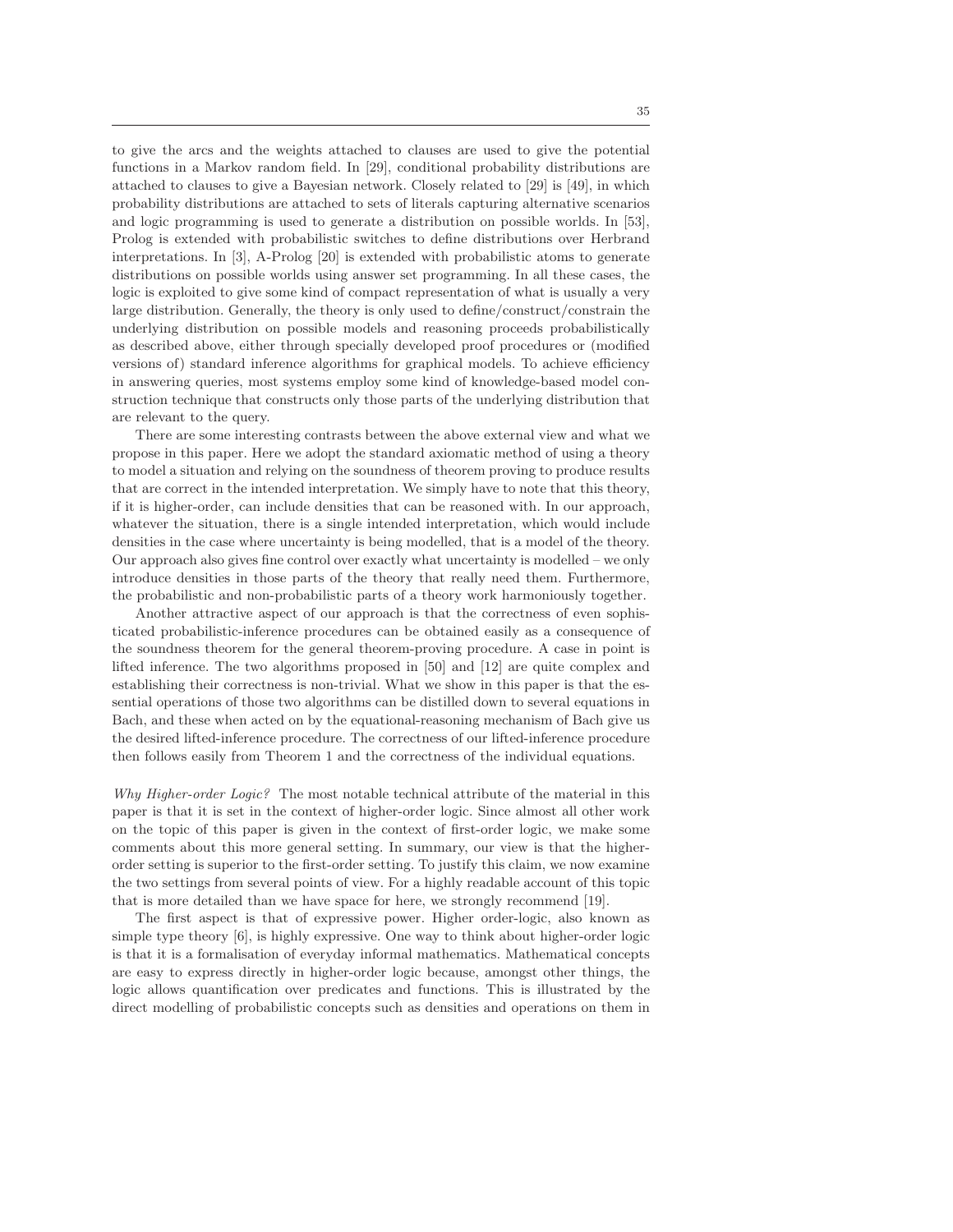to give the arcs and the weights attached to clauses are used to give the potential functions in a Markov random field. In [29], conditional probability distributions are attached to clauses to give a Bayesian network. Closely related to [29] is [49], in which probability distributions are attached to sets of literals capturing alternative scenarios and logic programming is used to generate a distribution on possible worlds. In [53], Prolog is extended with probabilistic switches to define distributions over Herbrand interpretations. In [3], A-Prolog [20] is extended with probabilistic atoms to generate distributions on possible worlds using answer set programming. In all these cases, the logic is exploited to give some kind of compact representation of what is usually a very large distribution. Generally, the theory is only used to define/construct/constrain the underlying distribution on possible models and reasoning proceeds probabilistically as described above, either through specially developed proof procedures or (modified versions of) standard inference algorithms for graphical models. To achieve efficiency in answering queries, most systems employ some kind of knowledge-based model construction technique that constructs only those parts of the underlying distribution that are relevant to the query.

There are some interesting contrasts between the above external view and what we propose in this paper. Here we adopt the standard axiomatic method of using a theory to model a situation and relying on the soundness of theorem proving to produce results that are correct in the intended interpretation. We simply have to note that this theory, if it is higher-order, can include densities that can be reasoned with. In our approach, whatever the situation, there is a single intended interpretation, which would include densities in the case where uncertainty is being modelled, that is a model of the theory. Our approach also gives fine control over exactly what uncertainty is modelled – we only introduce densities in those parts of the theory that really need them. Furthermore, the probabilistic and non-probabilistic parts of a theory work harmoniously together.

Another attractive aspect of our approach is that the correctness of even sophisticated probabilistic-inference procedures can be obtained easily as a consequence of the soundness theorem for the general theorem-proving procedure. A case in point is lifted inference. The two algorithms proposed in [50] and [12] are quite complex and establishing their correctness is non-trivial. What we show in this paper is that the essential operations of those two algorithms can be distilled down to several equations in Bach, and these when acted on by the equational-reasoning mechanism of Bach give us the desired lifted-inference procedure. The correctness of our lifted-inference procedure then follows easily from Theorem 1 and the correctness of the individual equations.

*Why Higher-order Logic?* The most notable technical attribute of the material in this paper is that it is set in the context of higher-order logic. Since almost all other work on the topic of this paper is given in the context of first-order logic, we make some comments about this more general setting. In summary, our view is that the higher-order setting is superior to the first-order setting. To justify this claim, we now examine the two settings from several points of view. For a highly readable account of this topic that is more detailed than we have space for here, we strongly recommend [19].

The first aspect is that of expressive power. Higher order-logic, also known as simple type theory [6], is highly expressive. One way to think about higher-order logic is that it is a formalisation of everyday informal mathematics. Mathematical concepts are easy to express directly in higher-order logic because, amongst other things, the logic allows quantification over predicates and functions. This is illustrated by the direct modelling of probabilistic concepts such as densities and operations on them in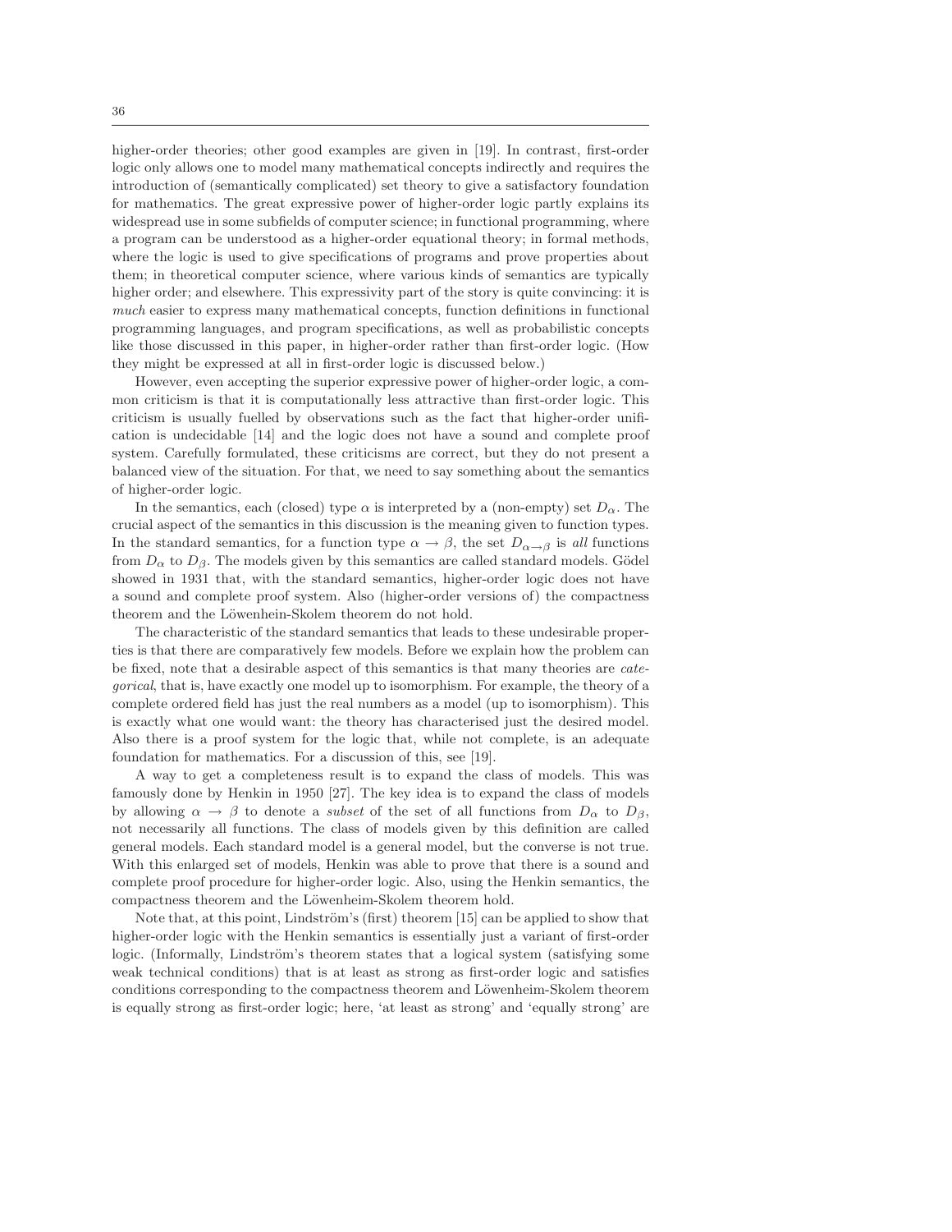higher-order theories; other good examples are given in [19]. In contrast, first-order logic only allows one to model many mathematical concepts indirectly and requires the introduction of (semantically complicated) set theory to give a satisfactory foundation for mathematics. The great expressive power of higher-order logic partly explains its widespread use in some subfields of computer science; in functional programming, where a program can be understood as a higher-order equational theory; in formal methods, where the logic is used to give specifications of programs and prove properties about them; in theoretical computer science, where various kinds of semantics are typically higher order; and elsewhere. This expressivity part of the story is quite convincing: it is *much* easier to express many mathematical concepts, function definitions in functional programming languages, and program specifications, as well as probabilistic concepts like those discussed in this paper, in higher-order rather than first-order logic. (How they might be expressed at all in first-order logic is discussed below.)

However, even accepting the superior expressive power of higher-order logic, a common criticism is that it is computationally less attractive than first-order logic. This criticism is usually fuelled by observations such as the fact that higher-order unification is undecidable [14] and the logic does not have a sound and complete proof system. Carefully formulated, these criticisms are correct, but they do not present a balanced view of the situation. For that, we need to say something about the semantics of higher-order logic.

In the semantics, each (closed) type $\alpha$ is interpreted by a (non-empty) set $D_\alpha$. The crucial aspect of the semantics in this discussion is the meaning given to function types. In the standard semantics, for a function type $\alpha \to \beta$, the set $D_{\alpha\to\beta}$ is *all* functions from $D_\alpha$ to $D_\beta$. The models given by this semantics are called standard models. Gödel showed in 1931 that, with the standard semantics, higher-order logic does not have a sound and complete proof system. Also (higher-order versions of) the compactness theorem and the Löwenhein-Skolem theorem do not hold.

The characteristic of the standard semantics that leads to these undesirable properties is that there are comparatively few models. Before we explain how the problem can be fixed, note that a desirable aspect of this semantics is that many theories are *categorical*, that is, have exactly one model up to isomorphism. For example, the theory of a complete ordered field has just the real numbers as a model (up to isomorphism). This is exactly what one would want: the theory has characterised just the desired model. Also there is a proof system for the logic that, while not complete, is an adequate foundation for mathematics. For a discussion of this, see [19].

A way to get a completeness result is to expand the class of models. This was famously done by Henkin in 1950 [27]. The key idea is to expand the class of models by allowing $\alpha \to \beta$ to denote a *subset* of the set of all functions from $D_\alpha$ to $D_\beta$, not necessarily all functions. The class of models given by this definition are called general models. Each standard model is a general model, but the converse is not true. With this enlarged set of models, Henkin was able to prove that there is a sound and complete proof procedure for higher-order logic. Also, using the Henkin semantics, the compactness theorem and the Löwenheim-Skolem theorem hold.

Note that, at this point, Lindström's (first) theorem [15] can be applied to show that higher-order logic with the Henkin semantics is essentially just a variant of first-order logic. (Informally, Lindström's theorem states that a logical system (satisfying some weak technical conditions) that is at least as strong as first-order logic and satisfies conditions corresponding to the compactness theorem and Löwenheim-Skolem theorem is equally strong as first-order logic; here, 'at least as strong' and 'equally strong' are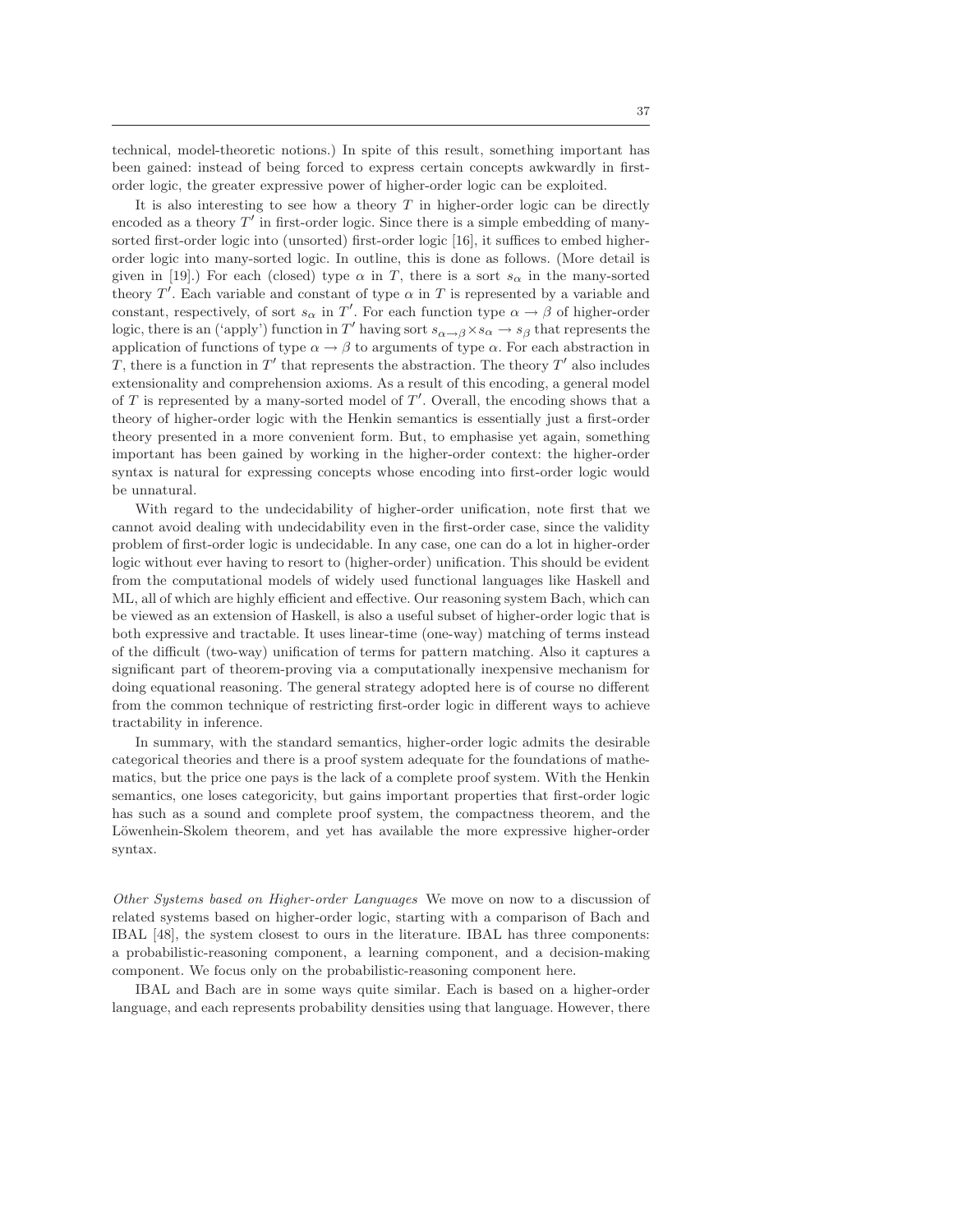technical, model-theoretic notions.) In spite of this result, something important has been gained: instead of being forced to express certain concepts awkwardly in first-order logic, the greater expressive power of higher-order logic can be exploited.

It is also interesting to see how a theory $T$ in higher-order logic can be directly encoded as a theory $T'$ in first-order logic. Since there is a simple embedding of many-sorted first-order logic into (unsorted) first-order logic [16], it suffices to embed higher-order logic into many-sorted logic. In outline, this is done as follows. (More detail is given in [19].) For each (closed) type $\alpha$ in $T$, there is a sort $s_\alpha$ in the many-sorted theory $T'$. Each variable and constant of type $\alpha$ in $T$ is represented by a variable and constant, respectively, of sort $s_\alpha$ in $T'$. For each function type $\alpha \rightarrow \beta$ of higher-order logic, there is an ('apply') function in $T'$ having sort $s_{\alpha\rightarrow\beta} \times s_\alpha \rightarrow s_\beta$ that represents the application of functions of type $\alpha \rightarrow \beta$ to arguments of type $\alpha$. For each abstraction in $T$, there is a function in $T'$ that represents the abstraction. The theory $T'$ also includes extensionality and comprehension axioms. As a result of this encoding, a general model of $T$ is represented by a many-sorted model of $T'$. Overall, the encoding shows that a theory of higher-order logic with the Henkin semantics is essentially just a first-order theory presented in a more convenient form. But, to emphasise yet again, something important has been gained by working in the higher-order context: the higher-order syntax is natural for expressing concepts whose encoding into first-order logic would be unnatural.

With regard to the undecidability of higher-order unification, note first that we cannot avoid dealing with undecidability even in the first-order case, since the validity problem of first-order logic is undecidable. In any case, one can do a lot in higher-order logic without ever having to resort to (higher-order) unification. This should be evident from the computational models of widely used functional languages like Haskell and ML, all of which are highly efficient and effective. Our reasoning system Bach, which can be viewed as an extension of Haskell, is also a useful subset of higher-order logic that is both expressive and tractable. It uses linear-time (one-way) matching of terms instead of the difficult (two-way) unification of terms for pattern matching. Also it captures a significant part of theorem-proving via a computationally inexpensive mechanism for doing equational reasoning. The general strategy adopted here is of course no different from the common technique of restricting first-order logic in different ways to achieve tractability in inference.

In summary, with the standard semantics, higher-order logic admits the desirable categorical theories and there is a proof system adequate for the foundations of mathematics, but the price one pays is the lack of a complete proof system. With the Henkin semantics, one loses categoricity, but gains important properties that first-order logic has such as a sound and complete proof system, the compactness theorem, and the Löwenhein-Skolem theorem, and yet has available the more expressive higher-order syntax.

*Other Systems based on Higher-order Languages* We move on now to a discussion of related systems based on higher-order logic, starting with a comparison of Bach and IBAL [48], the system closest to ours in the literature. IBAL has three components: a probabilistic-reasoning component, a learning component, and a decision-making component. We focus only on the probabilistic-reasoning component here.

IBAL and Bach are in some ways quite similar. Each is based on a higher-order language, and each represents probability densities using that language. However, there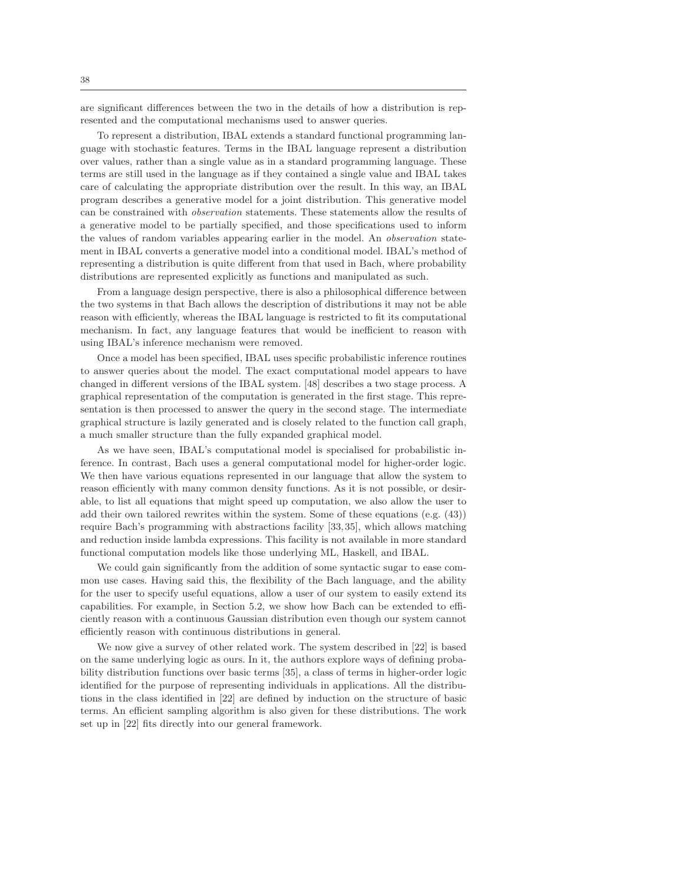are significant differences between the two in the details of how a distribution is represented and the computational mechanisms used to answer queries.

To represent a distribution, IBAL extends a standard functional programming language with stochastic features. Terms in the IBAL language represent a distribution over values, rather than a single value as in a standard programming language. These terms are still used in the language as if they contained a single value and IBAL takes care of calculating the appropriate distribution over the result. In this way, an IBAL program describes a generative model for a joint distribution. This generative model can be constrained with *observation* statements. These statements allow the results of a generative model to be partially specified, and those specifications used to inform the values of random variables appearing earlier in the model. An *observation* statement in IBAL converts a generative model into a conditional model. IBAL's method of representing a distribution is quite different from that used in Bach, where probability distributions are represented explicitly as functions and manipulated as such.

From a language design perspective, there is also a philosophical difference between the two systems in that Bach allows the description of distributions it may not be able reason with efficiently, whereas the IBAL language is restricted to fit its computational mechanism. In fact, any language features that would be inefficient to reason with using IBAL's inference mechanism were removed.

Once a model has been specified, IBAL uses specific probabilistic inference routines to answer queries about the model. The exact computational model appears to have changed in different versions of the IBAL system. [48] describes a two stage process. A graphical representation of the computation is generated in the first stage. This representation is then processed to answer the query in the second stage. The intermediate graphical structure is lazily generated and is closely related to the function call graph, a much smaller structure than the fully expanded graphical model.

As we have seen, IBAL's computational model is specialised for probabilistic inference. In contrast, Bach uses a general computational model for higher-order logic. We then have various equations represented in our language that allow the system to reason efficiently with many common density functions. As it is not possible, or desirable, to list all equations that might speed up computation, we also allow the user to add their own tailored rewrites within the system. Some of these equations (e.g. (43)) require Bach's programming with abstractions facility [33, 35], which allows matching and reduction inside lambda expressions. This facility is not available in more standard functional computation models like those underlying ML, Haskell, and IBAL.

We could gain significantly from the addition of some syntactic sugar to ease common use cases. Having said this, the flexibility of the Bach language, and the ability for the user to specify useful equations, allow a user of our system to easily extend its capabilities. For example, in Section 5.2, we show how Bach can be extended to efficiently reason with a continuous Gaussian distribution even though our system cannot efficiently reason with continuous distributions in general.

We now give a survey of other related work. The system described in [22] is based on the same underlying logic as ours. In it, the authors explore ways of defining probability distribution functions over basic terms [35], a class of terms in higher-order logic identified for the purpose of representing individuals in applications. All the distributions in the class identified in [22] are defined by induction on the structure of basic terms. An efficient sampling algorithm is also given for these distributions. The work set up in [22] fits directly into our general framework.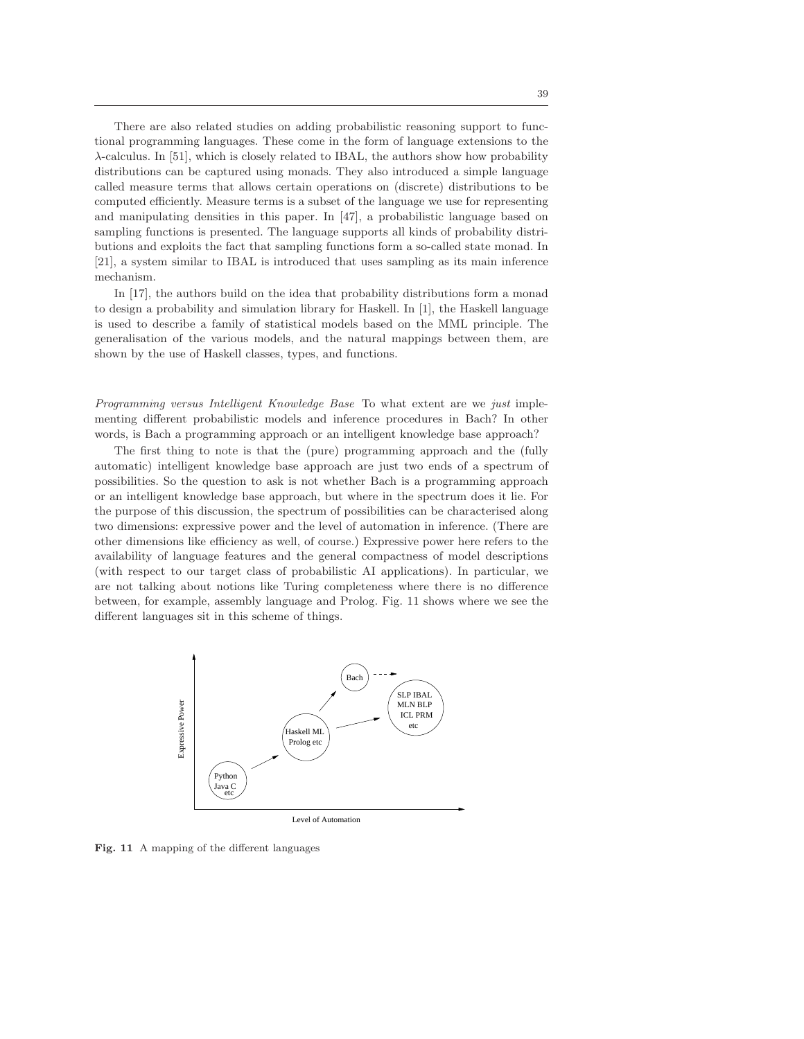There are also related studies on adding probabilistic reasoning support to functional programming languages. These come in the form of language extensions to the $\lambda$-calculus. In [51], which is closely related to IBAL, the authors show how probability distributions can be captured using monads. They also introduced a simple language called measure terms that allows certain operations on (discrete) distributions to be computed efficiently. Measure terms is a subset of the language we use for representing and manipulating densities in this paper. In [47], a probabilistic language based on sampling functions is presented. The language supports all kinds of probability distributions and exploits the fact that sampling functions form a so-called state monad. In [21], a system similar to IBAL is introduced that uses sampling as its main inference mechanism.

In [17], the authors build on the idea that probability distributions form a monad to design a probability and simulation library for Haskell. In [1], the Haskell language is used to describe a family of statistical models based on the MML principle. The generalisation of the various models, and the natural mappings between them, are shown by the use of Haskell classes, types, and functions.

*Programming versus Intelligent Knowledge Base* To what extent are we *just* implementing different probabilistic models and inference procedures in Bach? In other words, is Bach a programming approach or an intelligent knowledge base approach?

The first thing to note is that the (pure) programming approach and the (fully automatic) intelligent knowledge base approach are just two ends of a spectrum of possibilities. So the question to ask is not whether Bach is a programming approach or an intelligent knowledge base approach, but where in the spectrum does it lie. For the purpose of this discussion, the spectrum of possibilities can be characterised along two dimensions: expressive power and the level of automation in inference. (There are other dimensions like efficiency as well, of course.) Expressive power here refers to the availability of language features and the general compactness of model descriptions (with respect to our target class of probabilistic AI applications). In particular, we are not talking about notions like Turing completeness where there is no difference between, for example, assembly language and Prolog. Fig. 11 shows where we see the different languages sit in this scheme of things.

**Fig. 11** A mapping of the different languages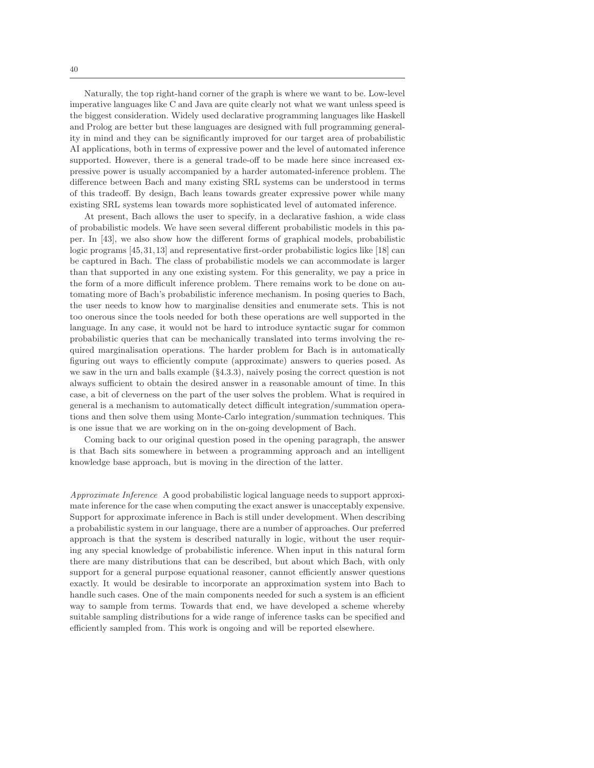Naturally, the top right-hand corner of the graph is where we want to be. Low-level imperative languages like C and Java are quite clearly not what we want unless speed is the biggest consideration. Widely used declarative programming languages like Haskell and Prolog are better but these languages are designed with full programming generality in mind and they can be significantly improved for our target area of probabilistic AI applications, both in terms of expressive power and the level of automated inference supported. However, there is a general trade-off to be made here since increased expressive power is usually accompanied by a harder automated-inference problem. The difference between Bach and many existing SRL systems can be understood in terms of this tradeoff. By design, Bach leans towards greater expressive power while many existing SRL systems lean towards more sophisticated level of automated inference.

At present, Bach allows the user to specify, in a declarative fashion, a wide class of probabilistic models. We have seen several different probabilistic models in this paper. In [43], we also show how the different forms of graphical models, probabilistic logic programs [45,31,13] and representative first-order probabilistic logics like [18] can be captured in Bach. The class of probabilistic models we can accommodate is larger than that supported in any one existing system. For this generality, we pay a price in the form of a more difficult inference problem. There remains work to be done on automating more of Bach's probabilistic inference mechanism. In posing queries to Bach, the user needs to know how to marginalise densities and enumerate sets. This is not too onerous since the tools needed for both these operations are well supported in the language. In any case, it would not be hard to introduce syntactic sugar for common probabilistic queries that can be mechanically translated into terms involving the required marginalisation operations. The harder problem for Bach is in automatically figuring out ways to efficiently compute (approximate) answers to queries posed. As we saw in the urn and balls example (§4.3.3), naively posing the correct question is not always sufficient to obtain the desired answer in a reasonable amount of time. In this case, a bit of cleverness on the part of the user solves the problem. What is required in general is a mechanism to automatically detect difficult integration/summation operations and then solve them using Monte-Carlo integration/summation techniques. This is one issue that we are working on in the on-going development of Bach.

Coming back to our original question posed in the opening paragraph, the answer is that Bach sits somewhere in between a programming approach and an intelligent knowledge base approach, but is moving in the direction of the latter.

*Approximate Inference* A good probabilistic logical language needs to support approximate inference for the case when computing the exact answer is unacceptably expensive. Support for approximate inference in Bach is still under development. When describing a probabilistic system in our language, there are a number of approaches. Our preferred approach is that the system is described naturally in logic, without the user requiring any special knowledge of probabilistic inference. When input in this natural form there are many distributions that can be described, but about which Bach, with only support for a general purpose equational reasoner, cannot efficiently answer questions exactly. It would be desirable to incorporate an approximation system into Bach to handle such cases. One of the main components needed for such a system is an efficient way to sample from terms. Towards that end, we have developed a scheme whereby suitable sampling distributions for a wide range of inference tasks can be specified and efficiently sampled from. This work is ongoing and will be reported elsewhere.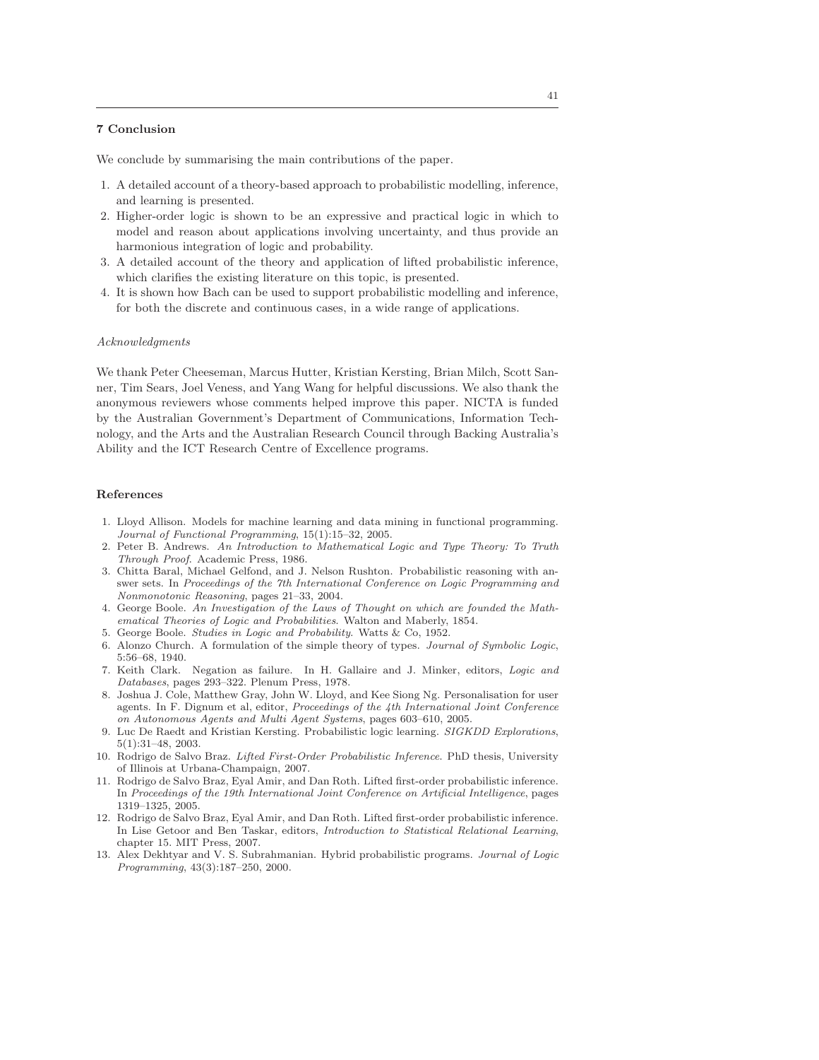## 7 Conclusion

We conclude by summarising the main contributions of the paper.

1. A detailed account of a theory-based approach to probabilistic modelling, inference, and learning is presented.
2. Higher-order logic is shown to be an expressive and practical logic in which to model and reason about applications involving uncertainty, and thus provide an harmonious integration of logic and probability.
3. A detailed account of the theory and application of lifted probabilistic inference, which clarifies the existing literature on this topic, is presented.
4. It is shown how Bach can be used to support probabilistic modelling and inference, for both the discrete and continuous cases, in a wide range of applications.

*Acknowledgments*

We thank Peter Cheeseman, Marcus Hutter, Kristian Kersting, Brian Milch, Scott Sanner, Tim Sears, Joel Veness, and Yang Wang for helpful discussions. We also thank the anonymous reviewers whose comments helped improve this paper. NICTA is funded by the Australian Government's Department of Communications, Information Technology, and the Arts and the Australian Research Council through Backing Australia's Ability and the ICT Research Centre of Excellence programs.

## References

1. Lloyd Allison. Models for machine learning and data mining in functional programming. *Journal of Functional Programming*, 15(1):15–32, 2005.
2. Peter B. Andrews. *An Introduction to Mathematical Logic and Type Theory: To Truth Through Proof*. Academic Press, 1986.
3. Chitta Baral, Michael Gelfond, and J. Nelson Rushton. Probabilistic reasoning with answer sets. In *Proceedings of the 7th International Conference on Logic Programming and Nonmonotonic Reasoning*, pages 21–33, 2004.
4. George Boole. *An Investigation of the Laws of Thought on which are founded the Mathematical Theories of Logic and Probabilities*. Walton and Maberly, 1854.
5. George Boole. *Studies in Logic and Probability*. Watts & Co, 1952.
6. Alonzo Church. A formulation of the simple theory of types. *Journal of Symbolic Logic*, 5:56–68, 1940.
7. Keith Clark. Negation as failure. In H. Gallaire and J. Minker, editors, *Logic and Databases*, pages 293–322. Plenum Press, 1978.
8. Joshua J. Cole, Matthew Gray, John W. Lloyd, and Kee Siong Ng. Personalisation for user agents. In F. Dignum et al, editor, *Proceedings of the 4th International Joint Conference on Autonomous Agents and Multi Agent Systems*, pages 603–610, 2005.
9. Luc De Raedt and Kristian Kersting. Probabilistic logic learning. *SIGKDD Explorations*, 5(1):31–48, 2003.
10. Rodrigo de Salvo Braz. *Lifted First-Order Probabilistic Inference*. PhD thesis, University of Illinois at Urbana-Champaign, 2007.
11. Rodrigo de Salvo Braz, Eyal Amir, and Dan Roth. Lifted first-order probabilistic inference. In *Proceedings of the 19th International Joint Conference on Artificial Intelligence*, pages 1319–1325, 2005.
12. Rodrigo de Salvo Braz, Eyal Amir, and Dan Roth. Lifted first-order probabilistic inference. In Lise Getoor and Ben Taskar, editors, *Introduction to Statistical Relational Learning*, chapter 15. MIT Press, 2007.
13. Alex Dekhtyar and V. S. Subrahmanian. Hybrid probabilistic programs. *Journal of Logic Programming*, 43(3):187–250, 2000.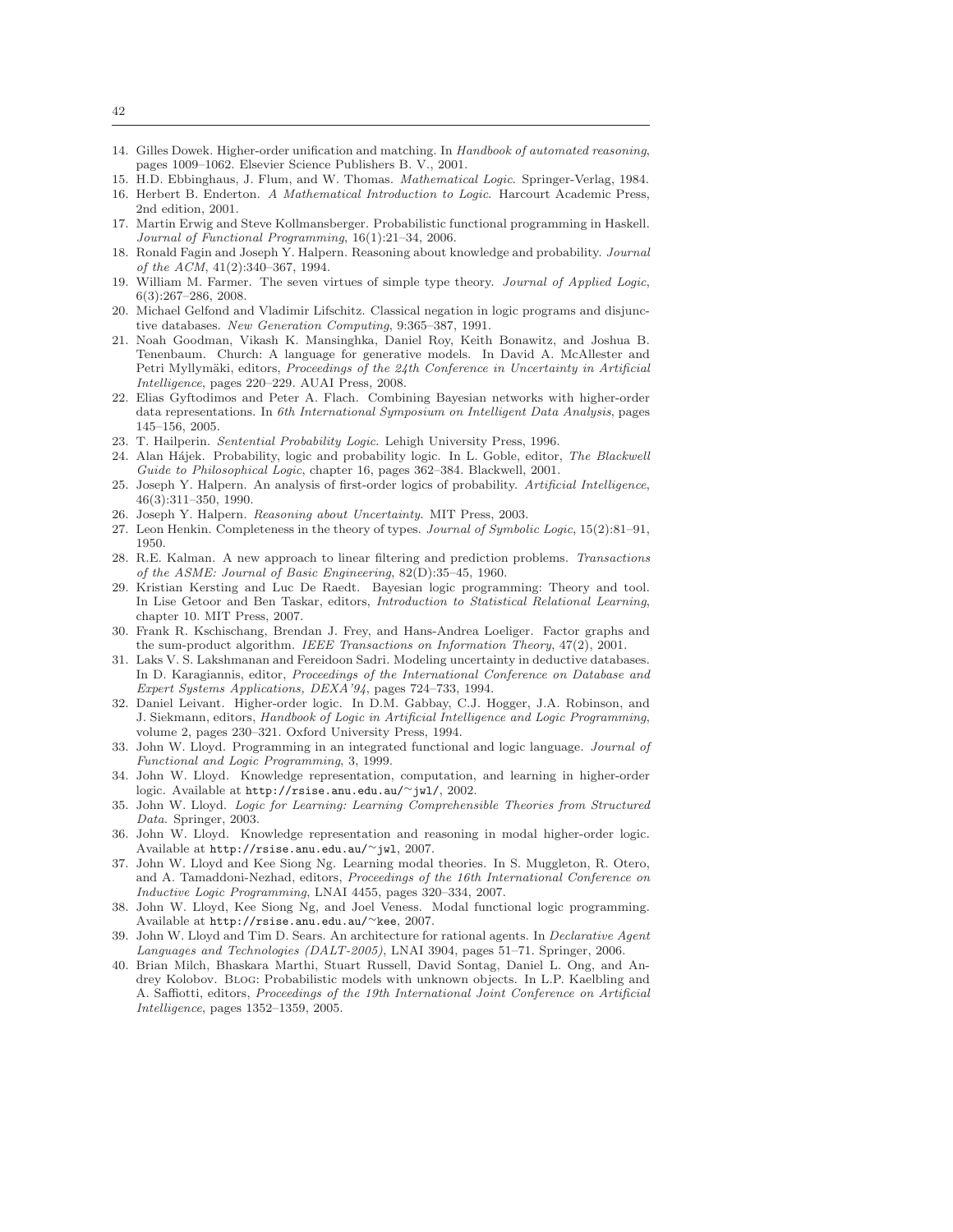14. Gilles Dowek. Higher-order unification and matching. In *Handbook of automated reasoning*, pages 1009–1062. Elsevier Science Publishers B. V., 2001.
15. H.D. Ebbinghaus, J. Flum, and W. Thomas. *Mathematical Logic*. Springer-Verlag, 1984.
16. Herbert B. Enderton. *A Mathematical Introduction to Logic*. Harcourt Academic Press, 2nd edition, 2001.
17. Martin Erwig and Steve Kollmansberger. Probabilistic functional programming in Haskell. *Journal of Functional Programming*, 16(1):21–34, 2006.
18. Ronald Fagin and Joseph Y. Halpern. Reasoning about knowledge and probability. *Journal of the ACM*, 41(2):340–367, 1994.
19. William M. Farmer. The seven virtues of simple type theory. *Journal of Applied Logic*, 6(3):267–286, 2008.
20. Michael Gelfond and Vladimir Lifschitz. Classical negation in logic programs and disjunctive databases. *New Generation Computing*, 9:365–387, 1991.
21. Noah Goodman, Vikash K. Mansinghka, Daniel Roy, Keith Bonawitz, and Joshua B. Tenenbaum. Church: A language for generative models. In David A. McAllester and Petri Myllymäki, editors, *Proceedings of the 24th Conference in Uncertainty in Artificial Intelligence*, pages 220–229. AUAI Press, 2008.
22. Elias Gyftodimos and Peter A. Flach. Combining Bayesian networks with higher-order data representations. In *6th International Symposium on Intelligent Data Analysis*, pages 145–156, 2005.
23. T. Hailperin. *Sentential Probability Logic*. Lehigh University Press, 1996.
24. Alan Hájek. Probability, logic and probability logic. In L. Goble, editor, *The Blackwell Guide to Philosophical Logic*, chapter 16, pages 362–384. Blackwell, 2001.
25. Joseph Y. Halpern. An analysis of first-order logics of probability. *Artificial Intelligence*, 46(3):311–350, 1990.
26. Joseph Y. Halpern. *Reasoning about Uncertainty*. MIT Press, 2003.
27. Leon Henkin. Completeness in the theory of types. *Journal of Symbolic Logic*, 15(2):81–91, 1950.
28. R.E. Kalman. A new approach to linear filtering and prediction problems. *Transactions of the ASME: Journal of Basic Engineering*, 82(D):35–45, 1960.
29. Kristian Kersting and Luc De Raedt. Bayesian logic programming: Theory and tool. In Lise Getoor and Ben Taskar, editors, *Introduction to Statistical Relational Learning*, chapter 10. MIT Press, 2007.
30. Frank R. Kschischang, Brendan J. Frey, and Hans-Andrea Loeliger. Factor graphs and the sum-product algorithm. *IEEE Transactions on Information Theory*, 47(2), 2001.
31. Laks V. S. Lakshmanan and Fereidoon Sadri. Modeling uncertainty in deductive databases. In D. Karagiannis, editor, *Proceedings of the International Conference on Database and Expert Systems Applications, DEXA'94*, pages 724–733, 1994.
32. Daniel Leivant. Higher-order logic. In D.M. Gabbay, C.J. Hogger, J.A. Robinson, and J. Siekmann, editors, *Handbook of Logic in Artificial Intelligence and Logic Programming*, volume 2, pages 230–321. Oxford University Press, 1994.
33. John W. Lloyd. Programming in an integrated functional and logic language. *Journal of Functional and Logic Programming*, 3, 1999.
34. John W. Lloyd. Knowledge representation, computation, and learning in higher-order logic. Available at `http://rsise.anu.edu.au/~jwl/`, 2002.
35. John W. Lloyd. *Logic for Learning: Learning Comprehensible Theories from Structured Data*. Springer, 2003.
36. John W. Lloyd. Knowledge representation and reasoning in modal higher-order logic. Available at `http://rsise.anu.edu.au/~jwl`, 2007.
37. John W. Lloyd and Kee Siong Ng. Learning modal theories. In S. Muggleton, R. Otero, and A. Tamaddoni-Nezhad, editors, *Proceedings of the 16th International Conference on Inductive Logic Programming*, LNAI 4455, pages 320–334, 2007.
38. John W. Lloyd, Kee Siong Ng, and Joel Veness. Modal functional logic programming. Available at `http://rsise.anu.edu.au/~kee`, 2007.
39. John W. Lloyd and Tim D. Sears. An architecture for rational agents. In *Declarative Agent Languages and Technologies (DALT-2005)*, LNAI 3904, pages 51–71. Springer, 2006.
40. Brian Milch, Bhaskara Marthi, Stuart Russell, David Sontag, Daniel L. Ong, and Andrey Kolobov. Blog: Probabilistic models with unknown objects. In L.P. Kaelbling and A. Saffiotti, editors, *Proceedings of the 19th International Joint Conference on Artificial Intelligence*, pages 1352–1359, 2005.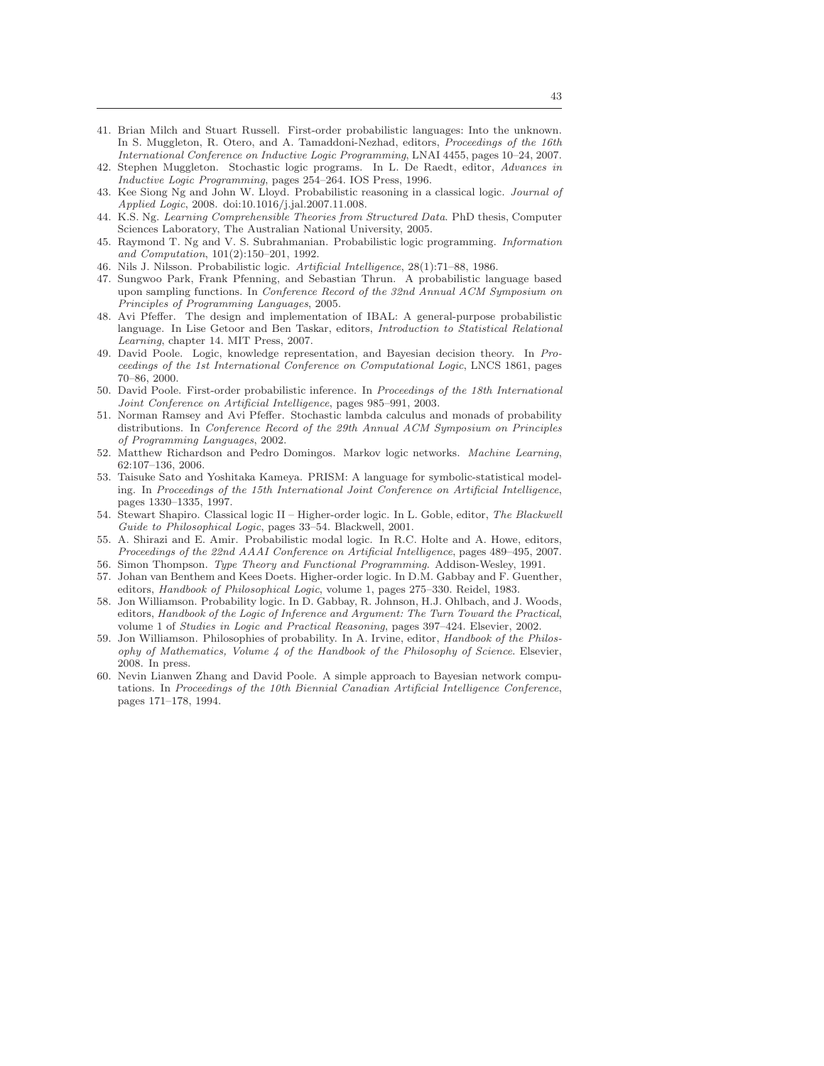41. Brian Milch and Stuart Russell. First-order probabilistic languages: Into the unknown. In S. Muggleton, R. Otero, and A. Tamaddoni-Nezhad, editors, *Proceedings of the 16th International Conference on Inductive Logic Programming*, LNAI 4455, pages 10–24, 2007.
42. Stephen Muggleton. Stochastic logic programs. In L. De Raedt, editor, *Advances in Inductive Logic Programming*, pages 254–264. IOS Press, 1996.
43. Kee Siong Ng and John W. Lloyd. Probabilistic reasoning in a classical logic. *Journal of Applied Logic*, 2008. doi:10.1016/j.jal.2007.11.008.
44. K.S. Ng. *Learning Comprehensible Theories from Structured Data*. PhD thesis, Computer Sciences Laboratory, The Australian National University, 2005.
45. Raymond T. Ng and V. S. Subrahmanian. Probabilistic logic programming. *Information and Computation*, 101(2):150–201, 1992.
46. Nils J. Nilsson. Probabilistic logic. *Artificial Intelligence*, 28(1):71–88, 1986.
47. Sungwoo Park, Frank Pfenning, and Sebastian Thrun. A probabilistic language based upon sampling functions. In *Conference Record of the 32nd Annual ACM Symposium on Principles of Programming Languages*, 2005.
48. Avi Pfeffer. The design and implementation of IBAL: A general-purpose probabilistic language. In Lise Getoor and Ben Taskar, editors, *Introduction to Statistical Relational Learning*, chapter 14. MIT Press, 2007.
49. David Poole. Logic, knowledge representation, and Bayesian decision theory. In *Proceedings of the 1st International Conference on Computational Logic*, LNCS 1861, pages 70–86, 2000.
50. David Poole. First-order probabilistic inference. In *Proceedings of the 18th International Joint Conference on Artificial Intelligence*, pages 985–991, 2003.
51. Norman Ramsey and Avi Pfeffer. Stochastic lambda calculus and monads of probability distributions. In *Conference Record of the 29th Annual ACM Symposium on Principles of Programming Languages*, 2002.
52. Matthew Richardson and Pedro Domingos. Markov logic networks. *Machine Learning*, 62:107–136, 2006.
53. Taisuke Sato and Yoshitaka Kameya. PRISM: A language for symbolic-statistical modeling. In *Proceedings of the 15th International Joint Conference on Artificial Intelligence*, pages 1330–1335, 1997.
54. Stewart Shapiro. Classical logic II – Higher-order logic. In L. Goble, editor, *The Blackwell Guide to Philosophical Logic*, pages 33–54. Blackwell, 2001.
55. A. Shirazi and E. Amir. Probabilistic modal logic. In R.C. Holte and A. Howe, editors, *Proceedings of the 22nd AAAI Conference on Artificial Intelligence*, pages 489–495, 2007.
56. Simon Thompson. *Type Theory and Functional Programming*. Addison-Wesley, 1991.
57. Johan van Benthem and Kees Doets. Higher-order logic. In D.M. Gabbay and F. Guenther, editors, *Handbook of Philosophical Logic*, volume 1, pages 275–330. Reidel, 1983.
58. Jon Williamson. Probability logic. In D. Gabbay, R. Johnson, H.J. Ohlbach, and J. Woods, editors, *Handbook of the Logic of Inference and Argument: The Turn Toward the Practical*, volume 1 of *Studies in Logic and Practical Reasoning*, pages 397–424. Elsevier, 2002.
59. Jon Williamson. Philosophies of probability. In A. Irvine, editor, *Handbook of the Philosophy of Mathematics, Volume 4 of the Handbook of the Philosophy of Science*. Elsevier, 2008. In press.
60. Nevin Lianwen Zhang and David Poole. A simple approach to Bayesian network computations. In *Proceedings of the 10th Biennial Canadian Artificial Intelligence Conference*, pages 171–178, 1994.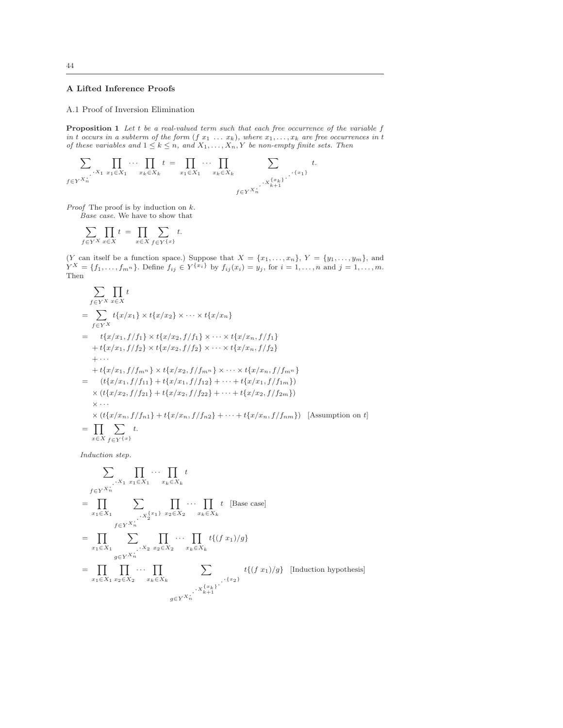## A Lifted Inference Proofs

A.1 Proof of Inversion Elimination

**Proposition 1** *Let $t$ be a real-valued term such that each free occurrence of the variable $f$ in $t$ occurs in a subterm of the form $(f\ x_1\ \ldots\ x_k)$, where $x_1, \ldots, x_k$ are free occurrences in $t$ of these variables and $1 \leq k \leq n$, and $X_1, \ldots, X_n, Y$ be non-empty finite sets. Then*

$$\sum_{f \in Y^{X_n^{\cdot^{\cdot^{\cdot^{X_1}}}}}} \prod_{x_1 \in X_1} \cdots \prod_{x_k \in X_k} t = \prod_{x_1 \in X_1} \cdots \prod_{x_k \in X_k} \sum_{f \in Y^{X_n^{\cdot^{\cdot^{\cdot^{X_{k+1}^{\{x_k\}^{\cdot^{\cdot^{\cdot^{\{x_1\}}}}}}}}}}}} t.$$

*Proof* The proof is by induction on $k$.

*Base case.* We have to show that

$$\sum_{f \in Y^X} \prod_{x \in X} t = \prod_{x \in X} \sum_{f \in Y^{\{x\}}} t.$$

($Y$ can itself be a function space.) Suppose that $X = \{x_1, \ldots, x_n\}$, $Y = \{y_1, \ldots, y_m\}$, and $Y^X = \{f_1, \ldots, f_{m^n}\}$. Define $f_{ij} \in Y^{\{x_i\}}$ by $f_{ij}(x_i) = y_j$, for $i = 1, \ldots, n$ and $j = 1, \ldots, m$. Then

$$
\begin{aligned}
&\sum_{f \in Y^X} \prod_{x \in X} t \\
&= \sum_{f \in Y^X} t\{x/x_1\} \times t\{x/x_2\} \times \cdots \times t\{x/x_n\} \\
&= \quad t\{x/x_1, f/f_1\} \times t\{x/x_2, f/f_1\} \times \cdots \times t\{x/x_n, f/f_1\} \\
&\quad + t\{x/x_1, f/f_2\} \times t\{x/x_2, f/f_2\} \times \cdots \times t\{x/x_n, f/f_2\} \\
&\quad + \cdots \\
&\quad + t\{x/x_1, f/f_{m^n}\} \times t\{x/x_2, f/f_{m^n}\} \times \cdots \times t\{x/x_n, f/f_{m^n}\} \\
&= \quad (t\{x/x_1, f/f_{11}\} + t\{x/x_1, f/f_{12}\} + \cdots + t\{x/x_1, f/f_{1m}\}) \\
&\quad \times (t\{x/x_2, f/f_{21}\} + t\{x/x_2, f/f_{22}\} + \cdots + t\{x/x_2, f/f_{2m}\}) \\
&\quad \times \cdots \\
&\quad \times (t\{x/x_n, f/f_{n1}\} + t\{x/x_n, f/f_{n2}\} + \cdots + t\{x/x_n, f/f_{nm}\}) \quad \text{[Assumption on } t\text{]} \\
&= \prod_{x \in X} \sum_{f \in Y^{\{x\}}} t.
\end{aligned}
$$

*Induction step.*

$$
\begin{aligned}
&\sum_{f \in Y^{X_n^{\cdot^{\cdot^{\cdot^{X_1}}}}}} \prod_{x_1 \in X_1} \cdots \prod_{x_k \in X_k} t \\
&= \prod_{x_1 \in X_1} \sum_{f \in Y^{X_n^{\cdot^{\cdot^{\cdot^{X_2^{\{x_1\}}}}}}}} \prod_{x_2 \in X_2} \cdots \prod_{x_k \in X_k} t \quad \text{[Base case]} \\
&= \prod_{x_1 \in X_1} \sum_{g \in Y^{X_n^{\cdot^{\cdot^{\cdot^{X_2}}}}}} \prod_{x_2 \in X_2} \cdots \prod_{x_k \in X_k} t\{(f\ x_1)/g\} \\
&= \prod_{x_1 \in X_1} \prod_{x_2 \in X_2} \cdots \prod_{x_k \in X_k} \sum_{g \in Y^{X_n^{\cdot^{\cdot^{\cdot^{X_{k+1}^{\{x_k\}^{\cdot^{\cdot^{\cdot^{\{x_2\}}}}}}}}}}}} t\{(f\ x_1)/g\} \quad \text{[Induction hypothesis]}
\end{aligned}
$$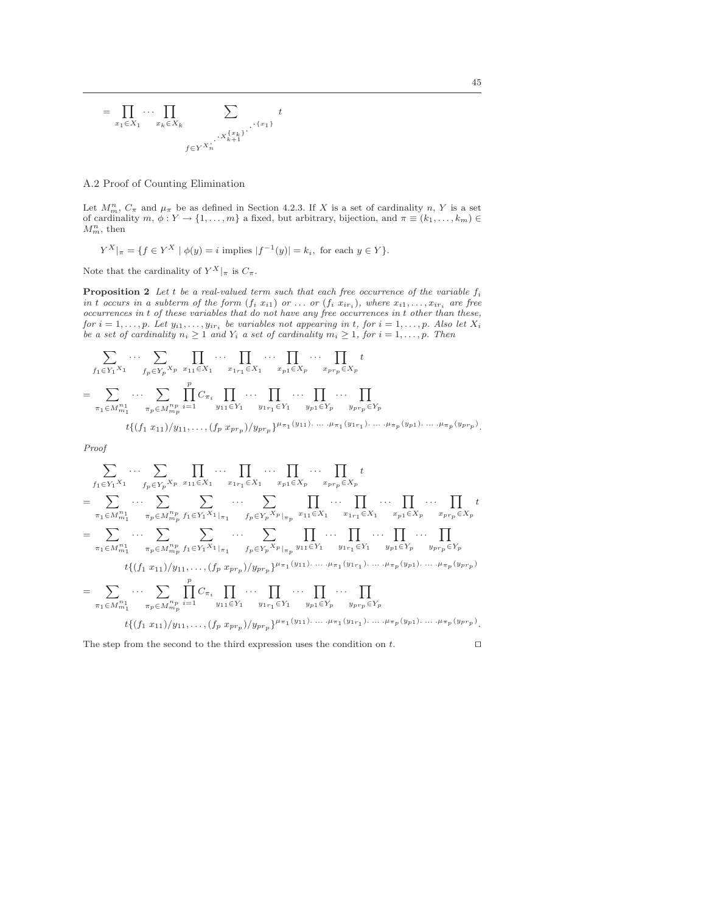$$= \prod_{x_1 \in X_1} \cdots \prod_{x_k \in X_k} \sum_{f \in Y^{X_n^{\cdot^{\cdot^{\cdot X_{k+1}^{\{x_k\}^{\cdot^{\cdot^{\cdot \{x_1\}}}}}}}}}} t$$

## A.2 Proof of Counting Elimination

Let $M_m^n$, $C_\pi$ and $\mu_\pi$ be as defined in Section 4.2.3. If $X$ is a set of cardinality $n$, $Y$ is a set of cardinality $m$, $\phi : Y \to \{1, \ldots, m\}$ a fixed, but arbitrary, bijection, and $\pi \equiv (k_1, \ldots, k_m) \in M_m^n$, then

$$Y^X|_\pi = \{f \in Y^X \mid \phi(y) = i \text{ implies } |f^{-1}(y)| = k_i, \text{ for each } y \in Y\}.$$

Note that the cardinality of $Y^X|_\pi$ is $C_\pi$.

**Proposition 2** *Let $t$ be a real-valued term such that each free occurrence of the variable $f_i$ in $t$ occurs in a subterm of the form $(f_i\ x_{i1})$ or $\ldots$ or $(f_i\ x_{ir_i})$, where $x_{i1}, \ldots, x_{ir_i}$ are free occurrences in $t$ of these variables that do not have any free occurrences in $t$ other than these, for $i = 1, \ldots, p$. Let $y_{i1}, \ldots, y_{ir_i}$ be variables not appearing in $t$, for $i = 1, \ldots, p$. Also let $X_i$ be a set of cardinality $n_i \geq 1$ and $Y_i$ a set of cardinality $m_i \geq 1$, for $i = 1, \ldots, p$. Then*

$$\sum_{f_1 \in Y_1{}^{X_1}} \cdots \sum_{f_p \in Y_p{}^{X_p}} \prod_{x_{11} \in X_1} \cdots \prod_{x_{1r_1} \in X_1} \cdots \prod_{x_{p1} \in X_p} \cdots \prod_{x_{pr_p} \in X_p} t$$

$$= \sum_{\pi_1 \in M_{m_1}^{n_1}} \cdots \sum_{\pi_p \in M_{m_p}^{n_p}} \prod_{i=1}^{p} C_{\pi_i} \prod_{y_{11} \in Y_1} \cdots \prod_{y_{1r_1} \in Y_1} \cdots \prod_{y_{p1} \in Y_p} \cdots \prod_{y_{pr_p} \in Y_p}$$

$$t\{(f_1\ x_{11})/y_{11}, \ldots, (f_p\ x_{pr_p})/y_{pr_p}\}^{\mu_{\pi_1}(y_{11}) \cdot \ldots \cdot \mu_{\pi_1}(y_{1r_1}) \cdot \ldots \cdot \mu_{\pi_p}(y_{p1}) \cdot \ldots \cdot \mu_{\pi_p}(y_{pr_p})}.$$

*Proof*

$$\sum_{f_1 \in Y_1{}^{X_1}} \cdots \sum_{f_p \in Y_p{}^{X_p}} \prod_{x_{11} \in X_1} \cdots \prod_{x_{1r_1} \in X_1} \cdots \prod_{x_{p1} \in X_p} \cdots \prod_{x_{pr_p} \in X_p} t$$

$$= \sum_{\pi_1 \in M_{m_1}^{n_1}} \cdots \sum_{\pi_p \in M_{m_p}^{n_p}} \sum_{f_1 \in Y_1{}^{X_1}|_{\pi_1}} \cdots \sum_{f_p \in Y_p{}^{X_p}|_{\pi_p}} \prod_{x_{11} \in X_1} \cdots \prod_{x_{1r_1} \in X_1} \cdots \prod_{x_{p1} \in X_p} \cdots \prod_{x_{pr_p} \in X_p} t$$

$$= \sum_{\pi_1 \in M_{m_1}^{n_1}} \cdots \sum_{\pi_p \in M_{m_p}^{n_p}} \sum_{f_1 \in Y_1{}^{X_1}|_{\pi_1}} \cdots \sum_{f_p \in Y_p{}^{X_p}|_{\pi_p}} \prod_{y_{11} \in Y_1} \cdots \prod_{y_{1r_1} \in Y_1} \cdots \prod_{y_{p1} \in Y_p} \cdots \prod_{y_{pr_p} \in Y_p}$$

$$t\{(f_1\ x_{11})/y_{11}, \ldots, (f_p\ x_{pr_p})/y_{pr_p}\}^{\mu_{\pi_1}(y_{11}) \cdot \ldots \cdot \mu_{\pi_1}(y_{1r_1}) \cdot \ldots \cdot \mu_{\pi_p}(y_{p1}) \cdot \ldots \cdot \mu_{\pi_p}(y_{pr_p})}$$

$$= \sum_{\pi_1 \in M_{m_1}^{n_1}} \cdots \sum_{\pi_p \in M_{m_p}^{n_p}} \prod_{i=1}^{p} C_{\pi_i} \prod_{y_{11} \in Y_1} \cdots \prod_{y_{1r_1} \in Y_1} \cdots \prod_{y_{p1} \in Y_p} \cdots \prod_{y_{pr_p} \in Y_p}$$

$$t\{(f_1\ x_{11})/y_{11}, \ldots, (f_p\ x_{pr_p})/y_{pr_p}\}^{\mu_{\pi_1}(y_{11}) \cdot \ldots \cdot \mu_{\pi_1}(y_{1r_1}) \cdot \ldots \cdot \mu_{\pi_p}(y_{p1}) \cdot \ldots \cdot \mu_{\pi_p}(y_{pr_p})}.$$

The step from the second to the third expression uses the condition on $t$. $\square$